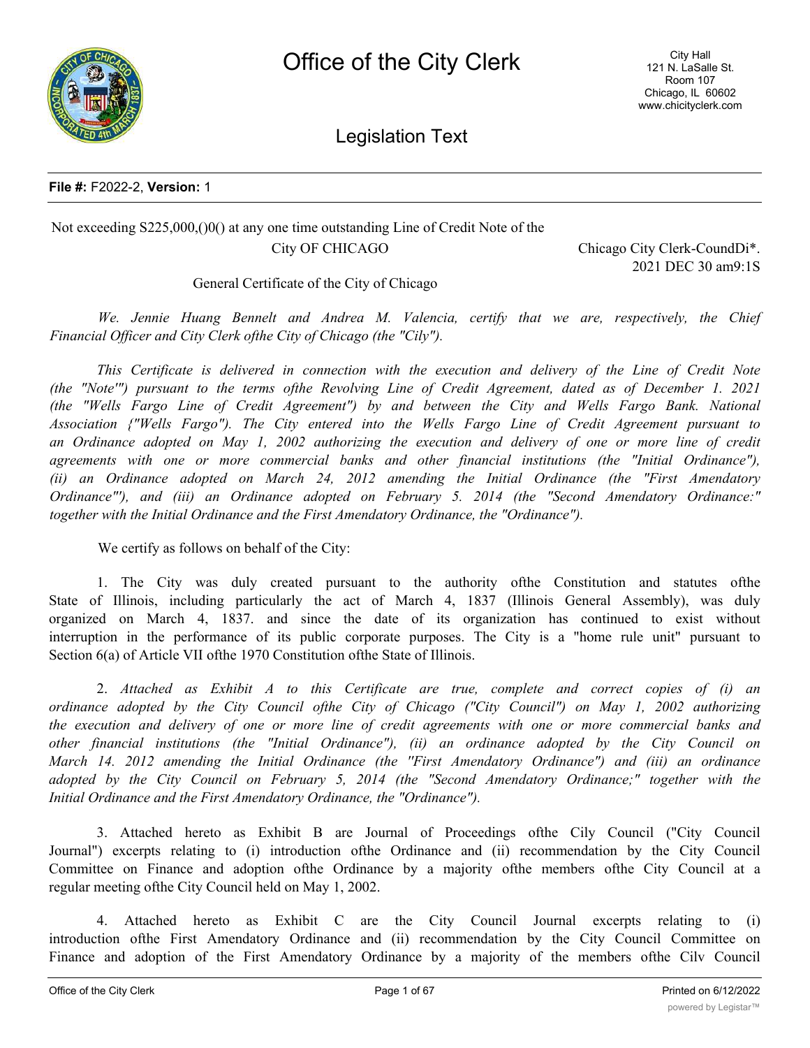**File #:** F2022-2, **Version:** 1

Not exceeding S225,000,()0() at any one time outstanding Line of Credit Note of the City OF CHICAGO

Chicago City Clerk-CoundDi*.
2021 DEC 30 am9:1S

General Certificate of the City of Chicago

*We. Jennie Huang Bennelt and Andrea M. Valencia, certify that we are, respectively, the Chief Financial Officer and City Clerk ofthe City of Chicago (the "Cily").*

*This Certificate is delivered in connection with the execution and delivery of the Line of Credit Note (the "Note'") pursuant to the terms ofthe Revolving Line of Credit Agreement, dated as of December 1. 2021 (the "Wells Fargo Line of Credit Agreement") by and between the City and Wells Fargo Bank. National Association {"Wells Fargo"). The City entered into the Wells Fargo Line of Credit Agreement pursuant to an Ordinance adopted on May 1, 2002 authorizing the execution and delivery of one or more line of credit agreements with one or more commercial banks and other financial institutions (the "Initial Ordinance"), (ii) an Ordinance adopted on March 24, 2012 amending the Initial Ordinance (the "First Amendatory Ordinance'"), and (iii) an Ordinance adopted on February 5. 2014 (the "Second Amendatory Ordinance:" together with the Initial Ordinance and the First Amendatory Ordinance, the "Ordinance").*

We certify as follows on behalf of the City:

1. The City was duly created pursuant to the authority ofthe Constitution and statutes ofthe State of Illinois, including particularly the act of March 4, 1837 (Illinois General Assembly), was duly organized on March 4, 1837. and since the date of its organization has continued to exist without interruption in the performance of its public corporate purposes. The City is a "home rule unit" pursuant to Section 6(a) of Article VII ofthe 1970 Constitution ofthe State of Illinois.

2. *Attached as Exhibit A to this Certificate are true, complete and correct copies of (i) an ordinance adopted by the City Council ofthe City of Chicago ("City Council") on May 1, 2002 authorizing the execution and delivery of one or more line of credit agreements with one or more commercial banks and other financial institutions (the "Initial Ordinance"), (ii) an ordinance adopted by the City Council on March 14. 2012 amending the Initial Ordinance (the "First Amendatory Ordinance") and (iii) an ordinance adopted by the City Council on February 5, 2014 (the "Second Amendatory Ordinance;" together with the Initial Ordinance and the First Amendatory Ordinance, the "Ordinance").*

3. Attached hereto as Exhibit B are Journal of Proceedings ofthe Cily Council ("City Council Journal") excerpts relating to (i) introduction ofthe Ordinance and (ii) recommendation by the City Council Committee on Finance and adoption ofthe Ordinance by a majority ofthe members ofthe City Council at a regular meeting ofthe City Council held on May 1, 2002.

4. Attached hereto as Exhibit C are the City Council Journal excerpts relating to (i) introduction ofthe First Amendatory Ordinance and (ii) recommendation by the City Council Committee on Finance and adoption of the First Amendatory Ordinance by a majority of the members ofthe Cilv Council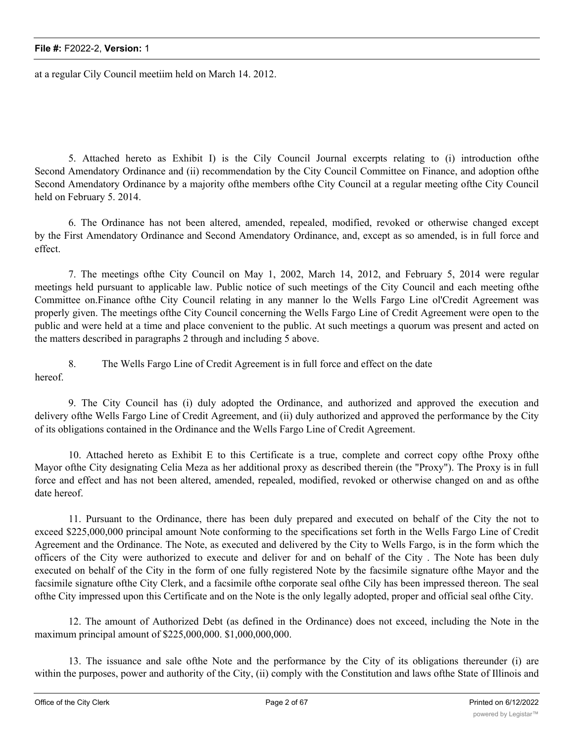at a regular Cily Council meetiim held on March 14. 2012.

5. Attached hereto as Exhibit I) is the Cily Council Journal excerpts relating to (i) introduction ofthe Second Amendatory Ordinance and (ii) recommendation by the City Council Committee on Finance, and adoption ofthe Second Amendatory Ordinance by a majority ofthe members ofthe City Council at a regular meeting ofthe City Council held on February 5. 2014.

6. The Ordinance has not been altered, amended, repealed, modified, revoked or otherwise changed except by the First Amendatory Ordinance and Second Amendatory Ordinance, and, except as so amended, is in full force and effect.

7. The meetings ofthe City Council on May 1, 2002, March 14, 2012, and February 5, 2014 were regular meetings held pursuant to applicable law. Public notice of such meetings of the City Council and each meeting ofthe Committee on.Finance ofthe City Council relating in any manner lo the Wells Fargo Line ol'Credit Agreement was properly given. The meetings ofthe City Council concerning the Wells Fargo Line of Credit Agreement were open to the public and were held at a time and place convenient to the public. At such meetings a quorum was present and acted on the matters described in paragraphs 2 through and including 5 above.

8. The Wells Fargo Line of Credit Agreement is in full force and effect on the date hereof.

9. The City Council has (i) duly adopted the Ordinance, and authorized and approved the execution and delivery ofthe Wells Fargo Line of Credit Agreement, and (ii) duly authorized and approved the performance by the City of its obligations contained in the Ordinance and the Wells Fargo Line of Credit Agreement.

10. Attached hereto as Exhibit E to this Certificate is a true, complete and correct copy ofthe Proxy ofthe Mayor ofthe City designating Celia Meza as her additional proxy as described therein (the "Proxy"). The Proxy is in full force and effect and has not been altered, amended, repealed, modified, revoked or otherwise changed on and as ofthe date hereof.

11. Pursuant to the Ordinance, there has been duly prepared and executed on behalf of the City the not to exceed $225,000,000 principal amount Note conforming to the specifications set forth in the Wells Fargo Line of Credit Agreement and the Ordinance. The Note, as executed and delivered by the City to Wells Fargo, is in the form which the officers of the City were authorized to execute and deliver for and on behalf of the City . The Note has been duly executed on behalf of the City in the form of one fully registered Note by the facsimile signature ofthe Mayor and the facsimile signature ofthe City Clerk, and a facsimile ofthe corporate seal ofthe Cily has been impressed thereon. The seal ofthe City impressed upon this Certificate and on the Note is the only legally adopted, proper and official seal ofthe City.

12. The amount of Authorized Debt (as defined in the Ordinance) does not exceed, including the Note in the maximum principal amount of $225,000,000. $1,000,000,000.

13. The issuance and sale ofthe Note and the performance by the City of its obligations thereunder (i) are within the purposes, power and authority of the City, (ii) comply with the Constitution and laws ofthe State of Illinois and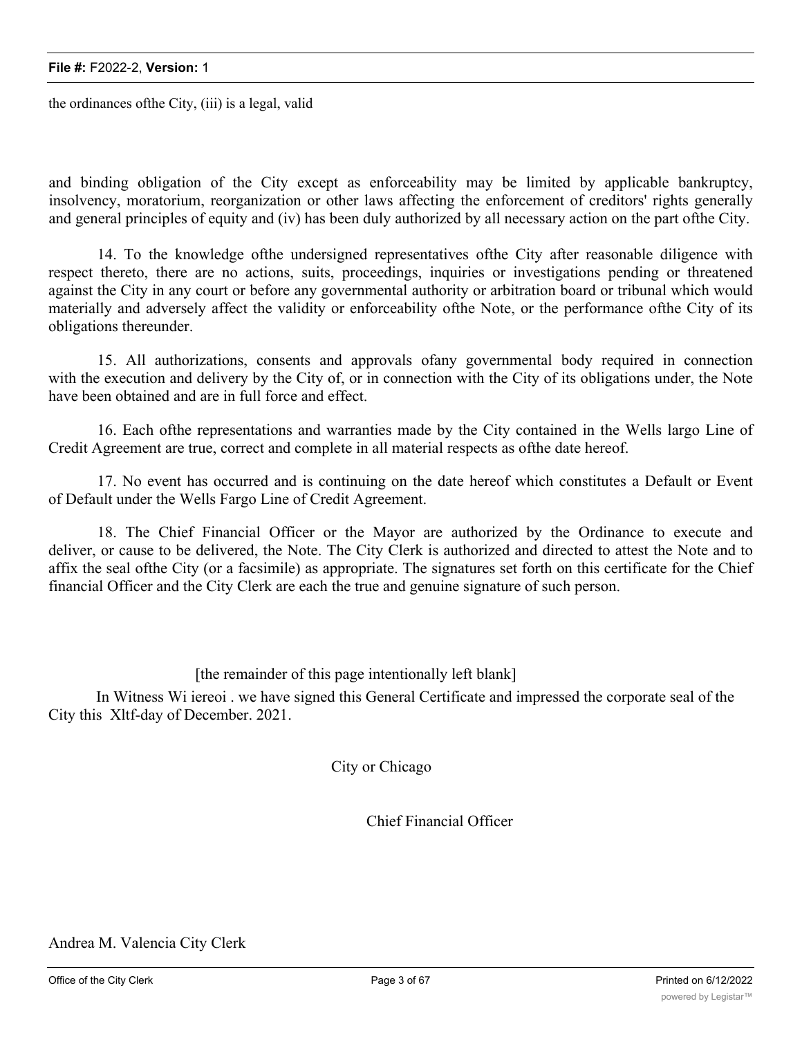the ordinances ofthe City, (iii) is a legal, valid

and binding obligation of the City except as enforceability may be limited by applicable bankruptcy, insolvency, moratorium, reorganization or other laws affecting the enforcement of creditors' rights generally and general principles of equity and (iv) has been duly authorized by all necessary action on the part ofthe City.

14. To the knowledge ofthe undersigned representatives ofthe City after reasonable diligence with respect thereto, there are no actions, suits, proceedings, inquiries or investigations pending or threatened against the City in any court or before any governmental authority or arbitration board or tribunal which would materially and adversely affect the validity or enforceability ofthe Note, or the performance ofthe City of its obligations thereunder.

15. All authorizations, consents and approvals ofany governmental body required in connection with the execution and delivery by the City of, or in connection with the City of its obligations under, the Note have been obtained and are in full force and effect.

16. Each ofthe representations and warranties made by the City contained in the Wells largo Line of Credit Agreement are true, correct and complete in all material respects as ofthe date hereof.

17. No event has occurred and is continuing on the date hereof which constitutes a Default or Event of Default under the Wells Fargo Line of Credit Agreement.

18. The Chief Financial Officer or the Mayor are authorized by the Ordinance to execute and deliver, or cause to be delivered, the Note. The City Clerk is authorized and directed to attest the Note and to affix the seal ofthe City (or a facsimile) as appropriate. The signatures set forth on this certificate for the Chief financial Officer and the City Clerk are each the true and genuine signature of such person.

[the remainder of this page intentionally left blank]

In Witness Wi iereoi . we have signed this General Certificate and impressed the corporate seal of the City this Xltf-day of December. 2021.

City or Chicago

Chief Financial Officer

Andrea M. Valencia City Clerk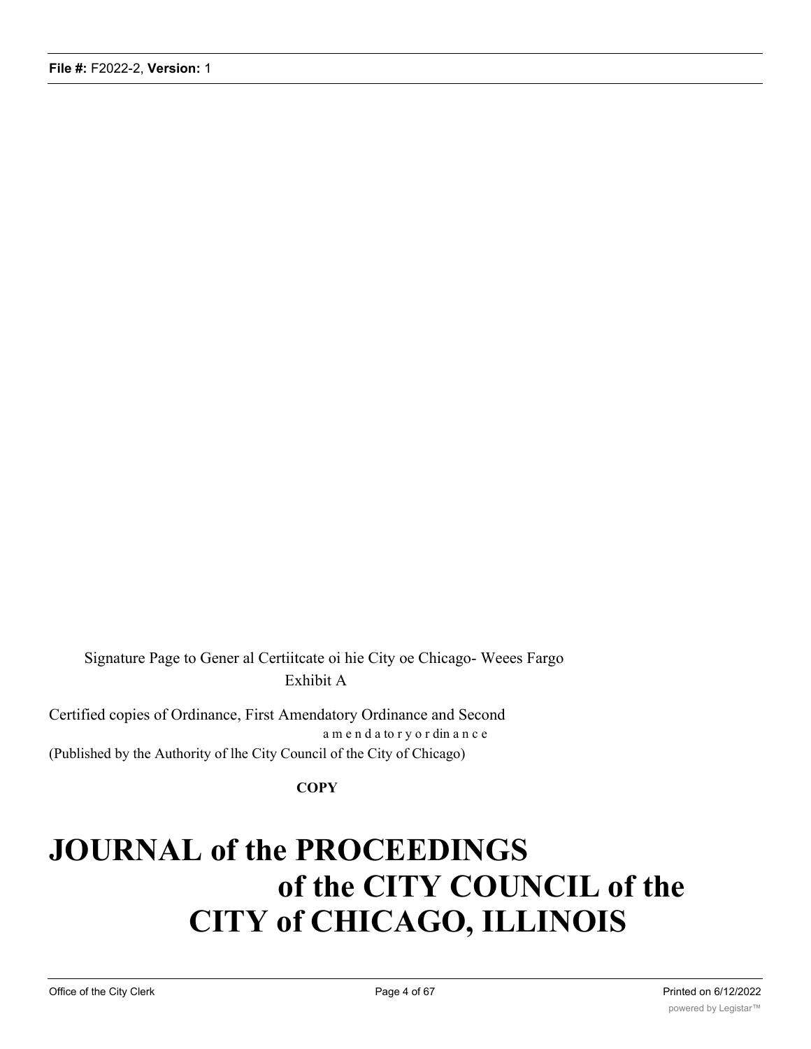Signature Page to Gener al Certiitcate oi hie City oe Chicago- Weees Fargo

Exhibit A

Certified copies of Ordinance, First Amendatory Ordinance and Second

a m e n d a to r y o r din a n c e

(Published by the Authority of lhe City Council of the City of Chicago)

**COPY**

# JOURNAL of the PROCEEDINGS of the CITY COUNCIL of the CITY of CHICAGO, ILLINOIS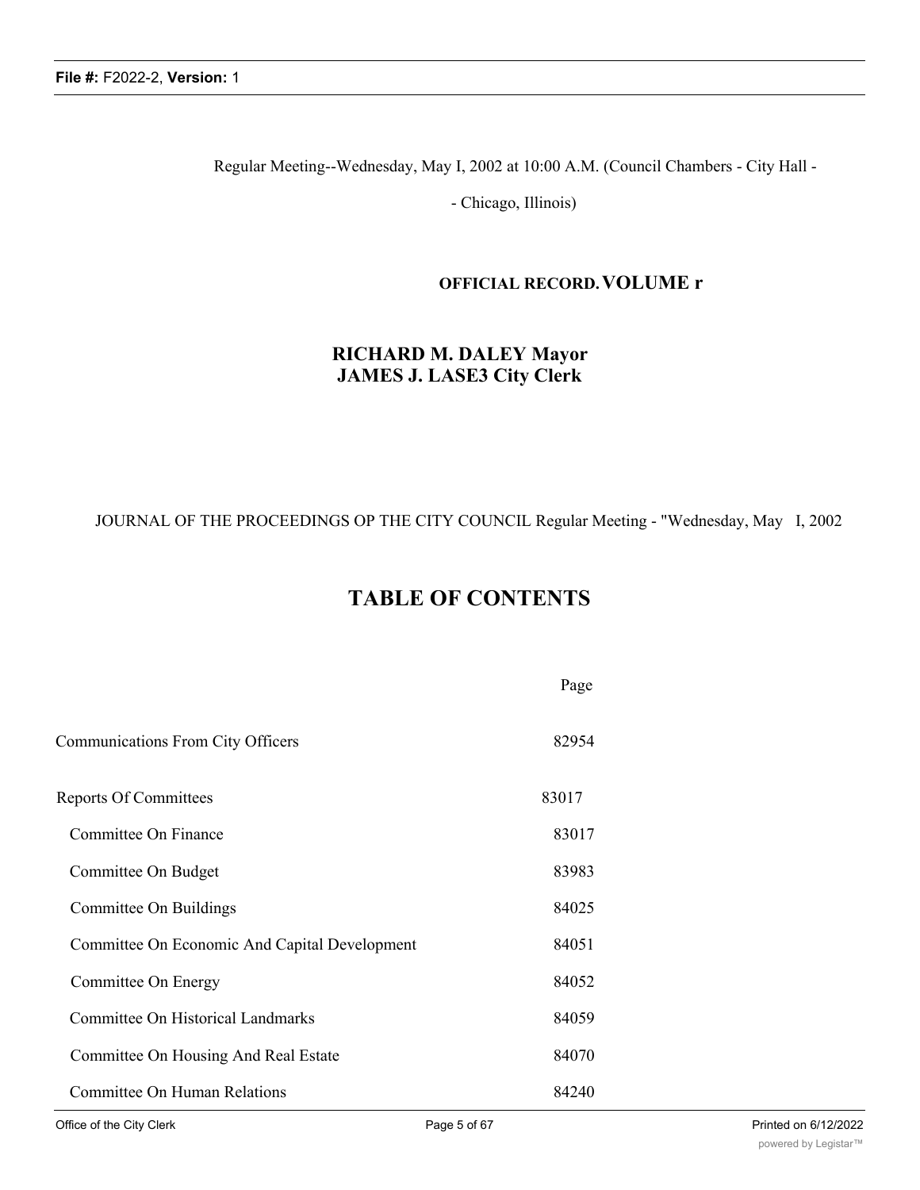Regular Meeting--Wednesday, May I, 2002 at 10:00 A.M. (Council Chambers - City Hall -

- Chicago, Illinois)

**OFFICIAL RECORD.** **VOLUME r**

**RICHARD M. DALEY Mayor**
**JAMES J. LASE3 City Clerk**

JOURNAL OF THE PROCEEDINGS OP THE CITY COUNCIL Regular Meeting - "Wednesday, May I, 2002

# TABLE OF CONTENTS

| | Page |
|---|---|
| Communications From City Officers | 82954 |
| Reports Of Committees | 83017 |
| Committee On Finance | 83017 |
| Committee On Budget | 83983 |
| Committee On Buildings | 84025 |
| Committee On Economic And Capital Development | 84051 |
| Committee On Energy | 84052 |
| Committee On Historical Landmarks | 84059 |
| Committee On Housing And Real Estate | 84070 |
| Committee On Human Relations | 84240 |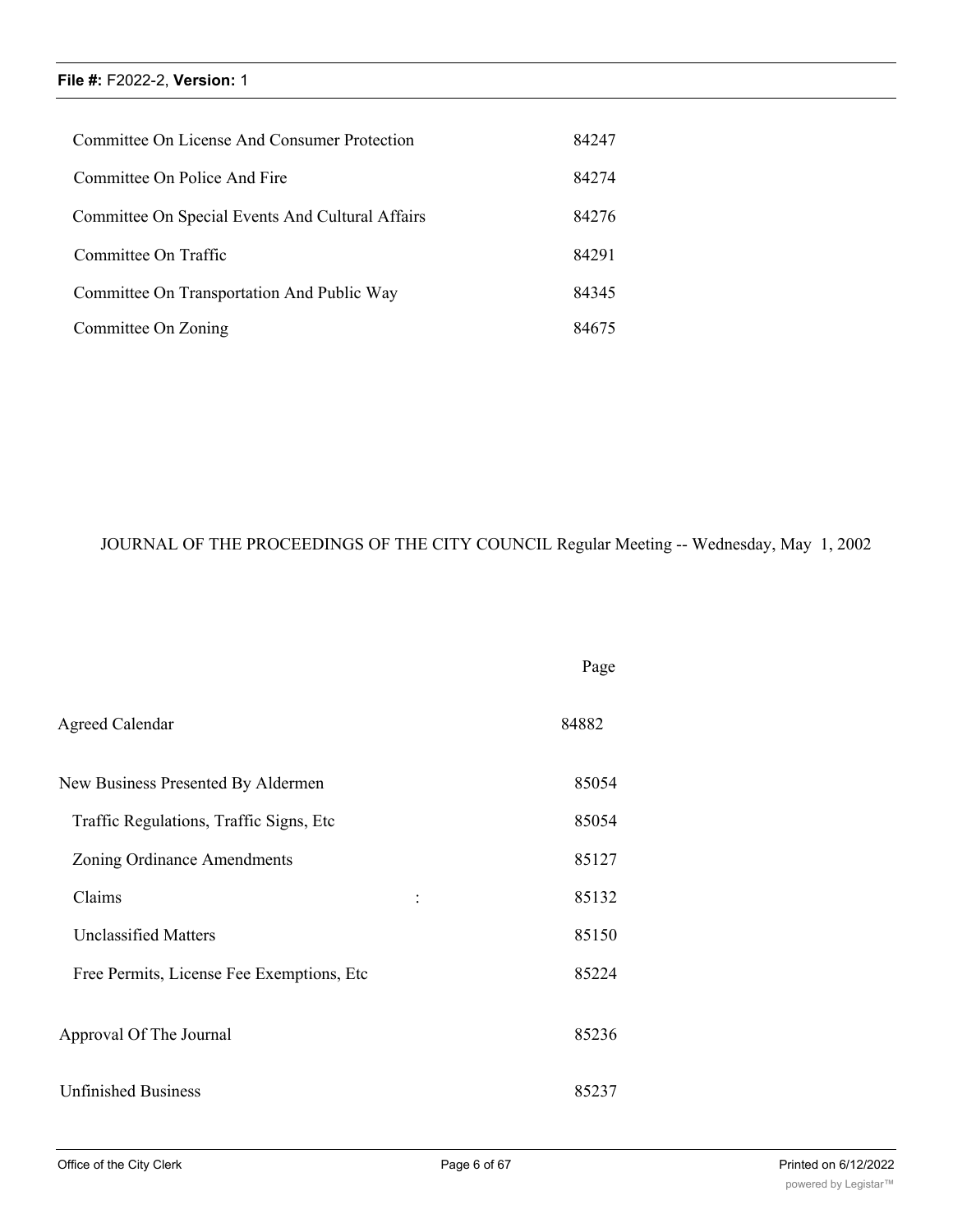| | |
|---|---|
| Committee On License And Consumer Protection | 84247 |
| Committee On Police And Fire | 84274 |
| Committee On Special Events And Cultural Affairs | 84276 |
| Committee On Traffic | 84291 |
| Committee On Transportation And Public Way | 84345 |
| Committee On Zoning | 84675 |

JOURNAL OF THE PROCEEDINGS OF THE CITY COUNCIL Regular Meeting -- Wednesday, May 1, 2002

| | Page |
|---|---|
| Agreed Calendar | 84882 |
| New Business Presented By Aldermen | 85054 |
| Traffic Regulations, Traffic Signs, Etc | 85054 |
| Zoning Ordinance Amendments | 85127 |
| Claims : | 85132 |
| Unclassified Matters | 85150 |
| Free Permits, License Fee Exemptions, Etc | 85224 |
| Approval Of The Journal | 85236 |
| Unfinished Business | 85237 |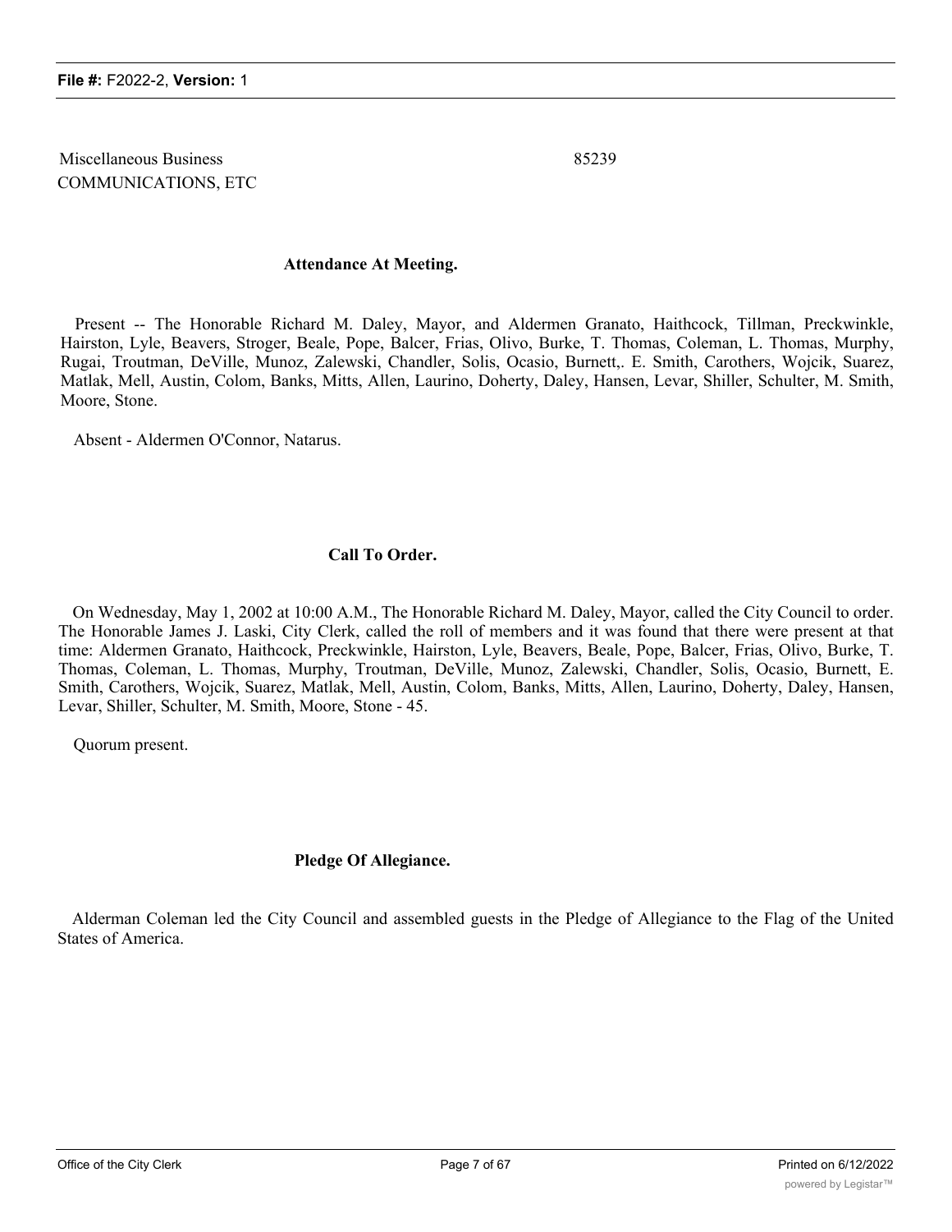Miscellaneous Business
COMMUNICATIONS, ETC

85239

**Attendance At Meeting.**

Present -- The Honorable Richard M. Daley, Mayor, and Aldermen Granato, Haithcock, Tillman, Preckwinkle, Hairston, Lyle, Beavers, Stroger, Beale, Pope, Balcer, Frias, Olivo, Burke, T. Thomas, Coleman, L. Thomas, Murphy, Rugai, Troutman, DeVille, Munoz, Zalewski, Chandler, Solis, Ocasio, Burnett,. E. Smith, Carothers, Wojcik, Suarez, Matlak, Mell, Austin, Colom, Banks, Mitts, Allen, Laurino, Doherty, Daley, Hansen, Levar, Shiller, Schulter, M. Smith, Moore, Stone.

Absent - Aldermen O'Connor, Natarus.

**Call To Order.**

On Wednesday, May 1, 2002 at 10:00 A.M., The Honorable Richard M. Daley, Mayor, called the City Council to order. The Honorable James J. Laski, City Clerk, called the roll of members and it was found that there were present at that time: Aldermen Granato, Haithcock, Preckwinkle, Hairston, Lyle, Beavers, Beale, Pope, Balcer, Frias, Olivo, Burke, T. Thomas, Coleman, L. Thomas, Murphy, Troutman, DeVille, Munoz, Zalewski, Chandler, Solis, Ocasio, Burnett, E. Smith, Carothers, Wojcik, Suarez, Matlak, Mell, Austin, Colom, Banks, Mitts, Allen, Laurino, Doherty, Daley, Hansen, Levar, Shiller, Schulter, M. Smith, Moore, Stone - 45.

Quorum present.

**Pledge Of Allegiance.**

Alderman Coleman led the City Council and assembled guests in the Pledge of Allegiance to the Flag of the United States of America.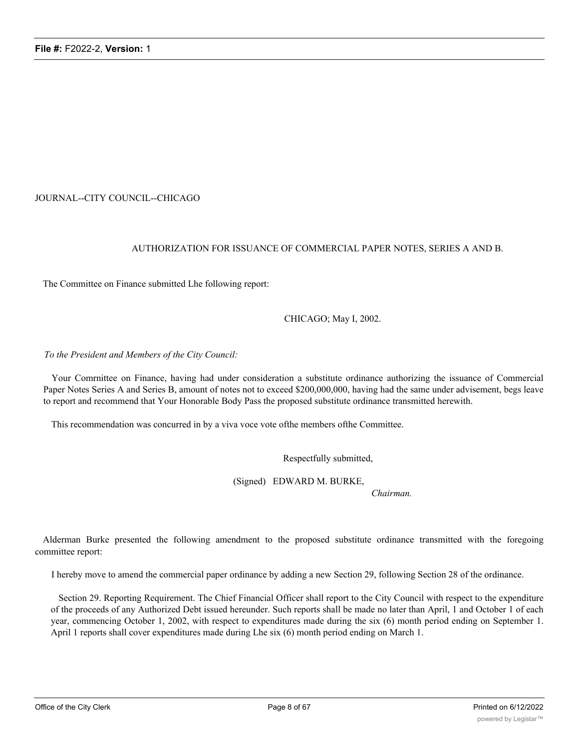JOURNAL--CITY COUNCIL--CHICAGO

## AUTHORIZATION FOR ISSUANCE OF COMMERCIAL PAPER NOTES, SERIES A AND B.

The Committee on Finance submitted Lhe following report:

CHICAGO; May I, 2002.

*To the President and Members of the City Council:*

Your Comrnittee on Finance, having had under consideration a substitute ordinance authorizing the issuance of Commercial Paper Notes Series A and Series B, amount of notes not to exceed $200,000,000, having had the same under advisement, begs leave to report and recommend that Your Honorable Body Pass the proposed substitute ordinance transmitted herewith.

This recommendation was concurred in by a viva voce vote ofthe members ofthe Committee.

Respectfully submitted,

(Signed) EDWARD M. BURKE,
*Chairman.*

Alderman Burke presented the following amendment to the proposed substitute ordinance transmitted with the foregoing committee report:

I hereby move to amend the commercial paper ordinance by adding a new Section 29, following Section 28 of the ordinance.

Section 29. Reporting Requirement. The Chief Financial Officer shall report to the City Council with respect to the expenditure of the proceeds of any Authorized Debt issued hereunder. Such reports shall be made no later than April, 1 and October 1 of each year, commencing October 1, 2002, with respect to expenditures made during the six (6) month period ending on September 1. April 1 reports shall cover expenditures made during Lhe six (6) month period ending on March 1.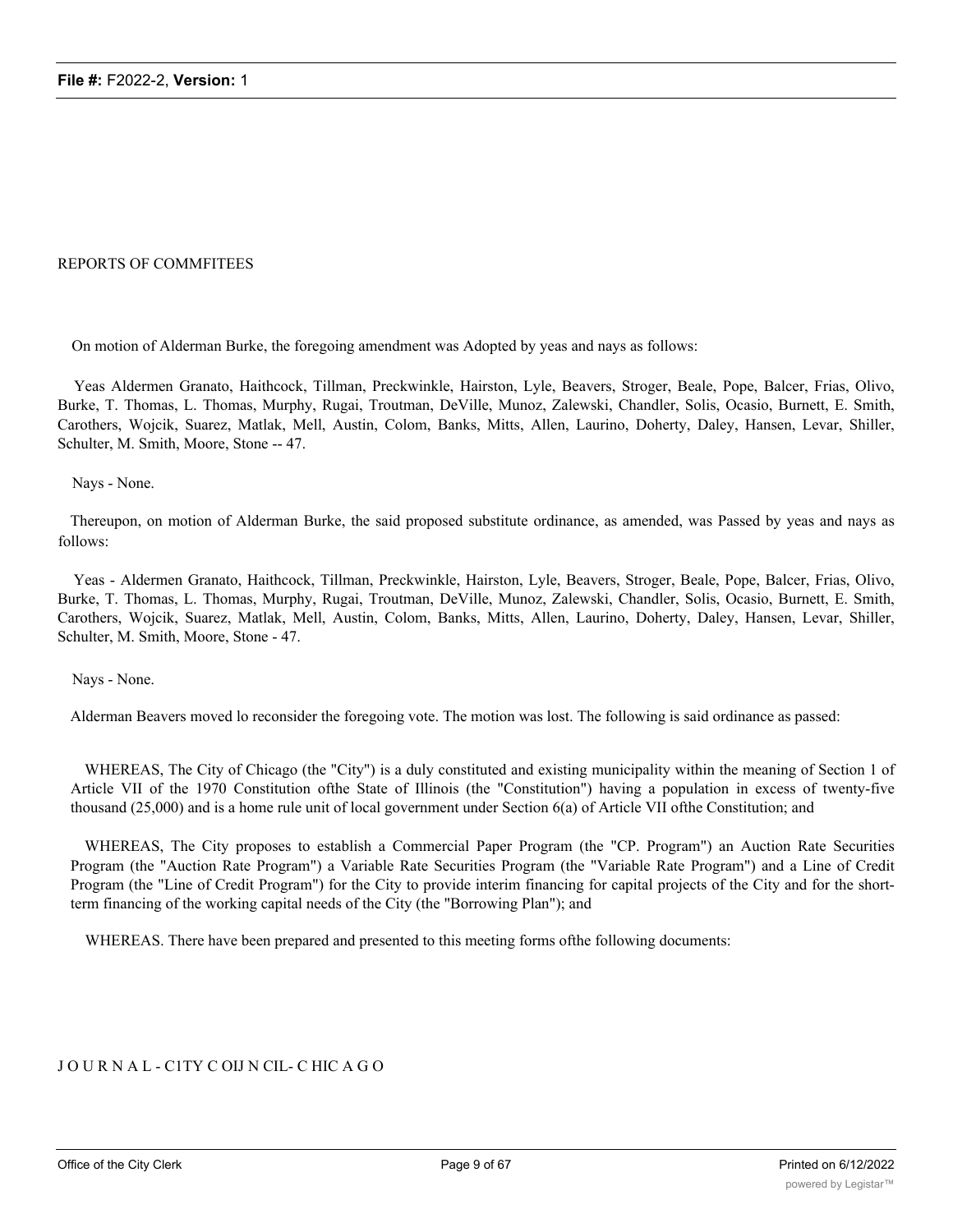REPORTS OF COMMFITEES

On motion of Alderman Burke, the foregoing amendment was Adopted by yeas and nays as follows:

Yeas Aldermen Granato, Haithcock, Tillman, Preckwinkle, Hairston, Lyle, Beavers, Stroger, Beale, Pope, Balcer, Frias, Olivo, Burke, T. Thomas, L. Thomas, Murphy, Rugai, Troutman, DeVille, Munoz, Zalewski, Chandler, Solis, Ocasio, Burnett, E. Smith, Carothers, Wojcik, Suarez, Matlak, Mell, Austin, Colom, Banks, Mitts, Allen, Laurino, Doherty, Daley, Hansen, Levar, Shiller, Schulter, M. Smith, Moore, Stone -- 47.

Nays - None.

Thereupon, on motion of Alderman Burke, the said proposed substitute ordinance, as amended, was Passed by yeas and nays as follows:

Yeas - Aldermen Granato, Haithcock, Tillman, Preckwinkle, Hairston, Lyle, Beavers, Stroger, Beale, Pope, Balcer, Frias, Olivo, Burke, T. Thomas, L. Thomas, Murphy, Rugai, Troutman, DeVille, Munoz, Zalewski, Chandler, Solis, Ocasio, Burnett, E. Smith, Carothers, Wojcik, Suarez, Matlak, Mell, Austin, Colom, Banks, Mitts, Allen, Laurino, Doherty, Daley, Hansen, Levar, Shiller, Schulter, M. Smith, Moore, Stone - 47.

Nays - None.

Alderman Beavers moved lo reconsider the foregoing vote. The motion was lost. The following is said ordinance as passed:

WHEREAS, The City of Chicago (the "City") is a duly constituted and existing municipality within the meaning of Section 1 of Article VII of the 1970 Constitution ofthe State of Illinois (the "Constitution") having a population in excess of twenty-five thousand (25,000) and is a home rule unit of local government under Section 6(a) of Article VII ofthe Constitution; and

WHEREAS, The City proposes to establish a Commercial Paper Program (the "CP. Program") an Auction Rate Securities Program (the "Auction Rate Program") a Variable Rate Securities Program (the "Variable Rate Program") and a Line of Credit Program (the "Line of Credit Program") for the City to provide interim financing for capital projects of the City and for the short-term financing of the working capital needs of the City (the "Borrowing Plan"); and

WHEREAS. There have been prepared and presented to this meeting forms ofthe following documents:

J O U R N A L - C1TY C OIJ N CIL- C HIC A G O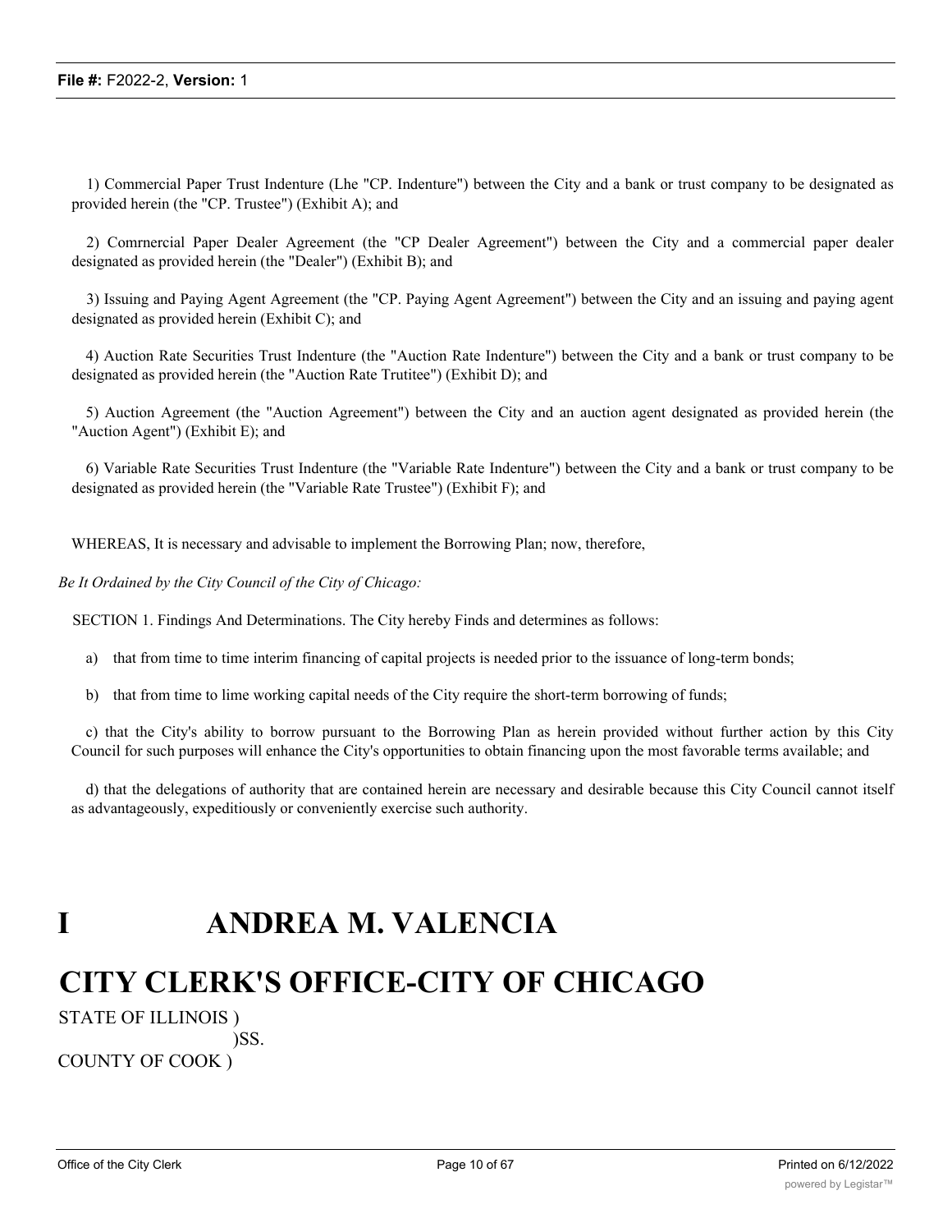1) Commercial Paper Trust Indenture (Lhe "CP. Indenture") between the City and a bank or trust company to be designated as provided herein (the "CP. Trustee") (Exhibit A); and

2) Comrnercial Paper Dealer Agreement (the "CP Dealer Agreement") between the City and a commercial paper dealer designated as provided herein (the "Dealer") (Exhibit B); and

3) Issuing and Paying Agent Agreement (the "CP. Paying Agent Agreement") between the City and an issuing and paying agent designated as provided herein (Exhibit C); and

4) Auction Rate Securities Trust Indenture (the "Auction Rate Indenture") between the City and a bank or trust company to be designated as provided herein (the "Auction Rate Trutitee") (Exhibit D); and

5) Auction Agreement (the "Auction Agreement") between the City and an auction agent designated as provided herein (the "Auction Agent") (Exhibit E); and

6) Variable Rate Securities Trust Indenture (the "Variable Rate Indenture") between the City and a bank or trust company to be designated as provided herein (the "Variable Rate Trustee") (Exhibit F); and

WHEREAS, It is necessary and advisable to implement the Borrowing Plan; now, therefore,

*Be It Ordained by the City Council of the City of Chicago:*

SECTION 1. Findings And Determinations. The City hereby Finds and determines as follows:

a) that from time to time interim financing of capital projects is needed prior to the issuance of long-term bonds;

b) that from time to lime working capital needs of the City require the short-term borrowing of funds;

c) that the City's ability to borrow pursuant to the Borrowing Plan as herein provided without further action by this City Council for such purposes will enhance the City's opportunities to obtain financing upon the most favorable terms available; and

d) that the delegations of authority that are contained herein are necessary and desirable because this City Council cannot itself as advantageously, expeditiously or conveniently exercise such authority.

# I ANDREA M. VALENCIA

# CITY CLERK'S OFFICE-CITY OF CHICAGO

STATE OF ILLINOIS )
)SS.
COUNTY OF COOK )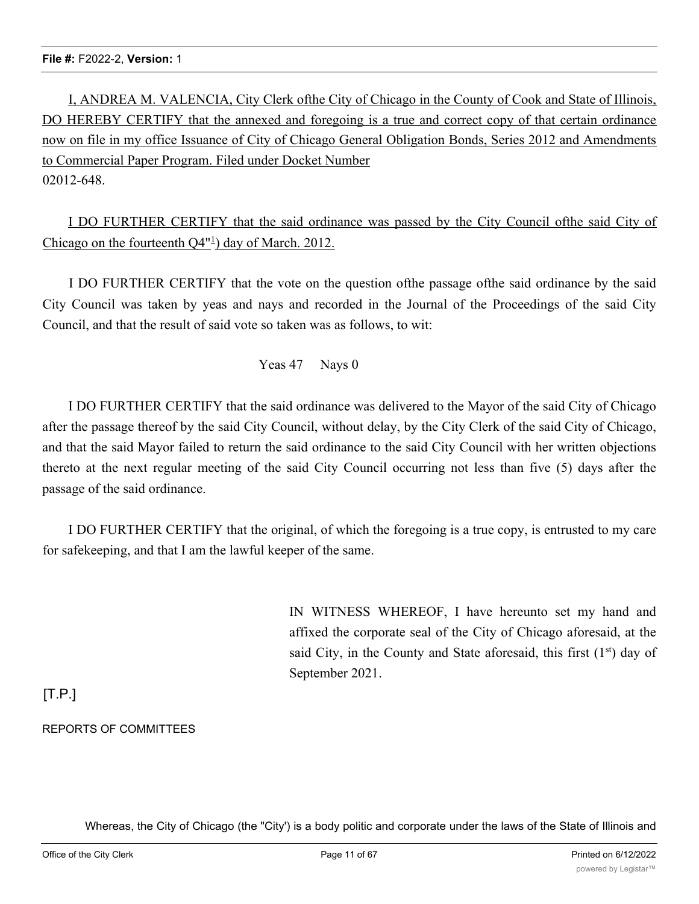I, ANDREA M. VALENCIA, City Clerk ofthe City of Chicago in the County of Cook and State of Illinois, DO HEREBY CERTIFY that the annexed and foregoing is a true and correct copy of that certain ordinance now on file in my office Issuance of City of Chicago General Obligation Bonds, Series 2012 and Amendments to Commercial Paper Program. Filed under Docket Number
02012-648.

I DO FURTHER CERTIFY that the said ordinance was passed by the City Council ofthe said City of Chicago on the fourteenth Q4"[1]) day of March. 2012.

I DO FURTHER CERTIFY that the vote on the question ofthe passage ofthe said ordinance by the said City Council was taken by yeas and nays and recorded in the Journal of the Proceedings of the said City Council, and that the result of said vote so taken was as follows, to wit:

Yeas 47 Nays 0

I DO FURTHER CERTIFY that the said ordinance was delivered to the Mayor of the said City of Chicago after the passage thereof by the said City Council, without delay, by the City Clerk of the said City of Chicago, and that the said Mayor failed to return the said ordinance to the said City Council with her written objections thereto at the next regular meeting of the said City Council occurring not less than five (5) days after the passage of the said ordinance.

I DO FURTHER CERTIFY that the original, of which the foregoing is a true copy, is entrusted to my care for safekeeping, and that I am the lawful keeper of the same.

IN WITNESS WHEREOF, I have hereunto set my hand and affixed the corporate seal of the City of Chicago aforesaid, at the said City, in the County and State aforesaid, this first (1st) day of September 2021.

[T.P.]

REPORTS OF COMMITTEES

Whereas, the City of Chicago (the "City') is a body politic and corporate under the laws of the State of Illinois and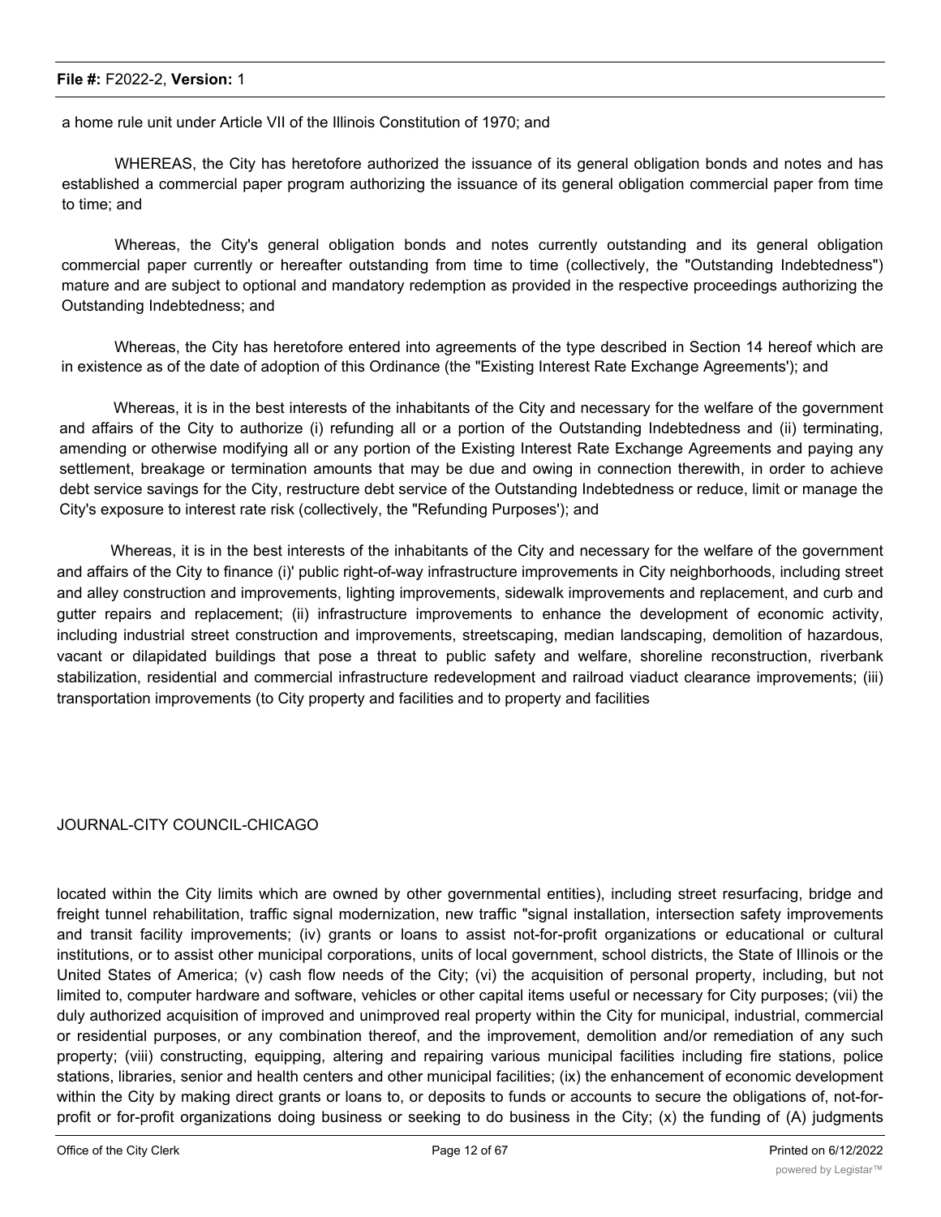a home rule unit under Article VII of the Illinois Constitution of 1970; and

WHEREAS, the City has heretofore authorized the issuance of its general obligation bonds and notes and has established a commercial paper program authorizing the issuance of its general obligation commercial paper from time to time; and

Whereas, the City's general obligation bonds and notes currently outstanding and its general obligation commercial paper currently or hereafter outstanding from time to time (collectively, the "Outstanding Indebtedness") mature and are subject to optional and mandatory redemption as provided in the respective proceedings authorizing the Outstanding Indebtedness; and

Whereas, the City has heretofore entered into agreements of the type described in Section 14 hereof which are in existence as of the date of adoption of this Ordinance (the "Existing Interest Rate Exchange Agreements'); and

Whereas, it is in the best interests of the inhabitants of the City and necessary for the welfare of the government and affairs of the City to authorize (i) refunding all or a portion of the Outstanding Indebtedness and (ii) terminating, amending or otherwise modifying all or any portion of the Existing Interest Rate Exchange Agreements and paying any settlement, breakage or termination amounts that may be due and owing in connection therewith, in order to achieve debt service savings for the City, restructure debt service of the Outstanding Indebtedness or reduce, limit or manage the City's exposure to interest rate risk (collectively, the "Refunding Purposes'); and

Whereas, it is in the best interests of the inhabitants of the City and necessary for the welfare of the government and affairs of the City to finance (i)' public right-of-way infrastructure improvements in City neighborhoods, including street and alley construction and improvements, lighting improvements, sidewalk improvements and replacement, and curb and gutter repairs and replacement; (ii) infrastructure improvements to enhance the development of economic activity, including industrial street construction and improvements, streetscaping, median landscaping, demolition of hazardous, vacant or dilapidated buildings that pose a threat to public safety and welfare, shoreline reconstruction, riverbank stabilization, residential and commercial infrastructure redevelopment and railroad viaduct clearance improvements; (iii) transportation improvements (to City property and facilities and to property and facilities

JOURNAL-CITY COUNCIL-CHICAGO

located within the City limits which are owned by other governmental entities), including street resurfacing, bridge and freight tunnel rehabilitation, traffic signal modernization, new traffic "signal installation, intersection safety improvements and transit facility improvements; (iv) grants or loans to assist not-for-profit organizations or educational or cultural institutions, or to assist other municipal corporations, units of local government, school districts, the State of Illinois or the United States of America; (v) cash flow needs of the City; (vi) the acquisition of personal property, including, but not limited to, computer hardware and software, vehicles or other capital items useful or necessary for City purposes; (vii) the duly authorized acquisition of improved and unimproved real property within the City for municipal, industrial, commercial or residential purposes, or any combination thereof, and the improvement, demolition and/or remediation of any such property; (viii) constructing, equipping, altering and repairing various municipal facilities including fire stations, police stations, libraries, senior and health centers and other municipal facilities; (ix) the enhancement of economic development within the City by making direct grants or loans to, or deposits to funds or accounts to secure the obligations of, not-for-profit or for-profit organizations doing business or seeking to do business in the City; (x) the funding of (A) judgments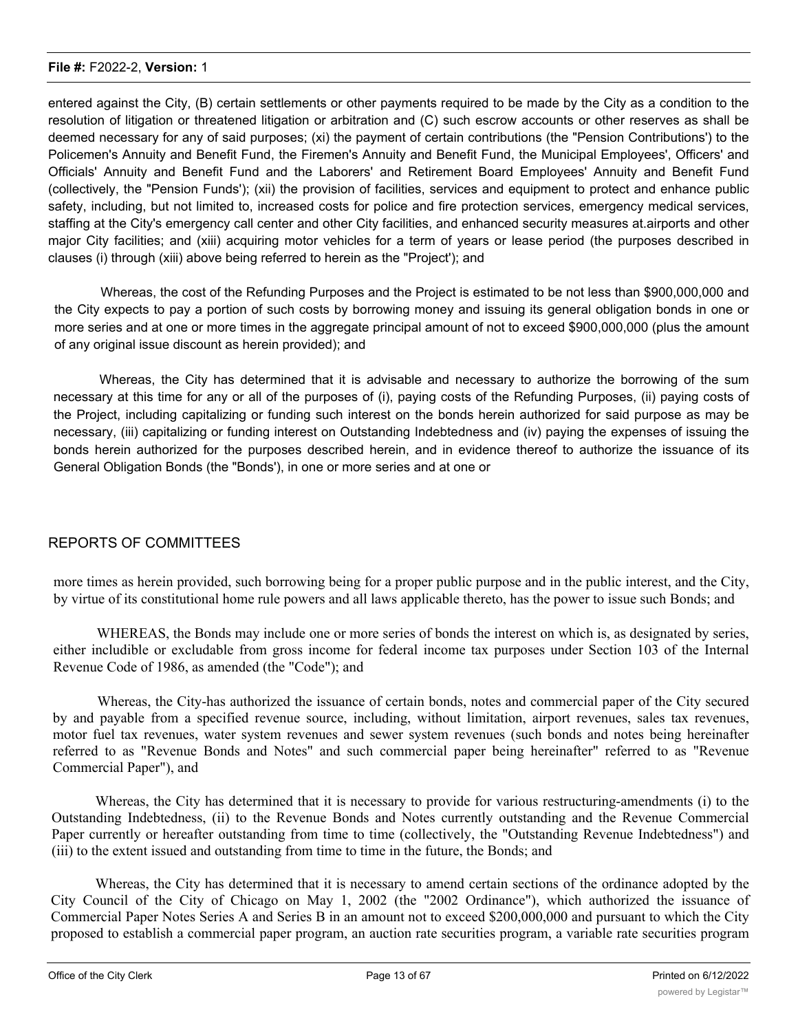entered against the City, (B) certain settlements or other payments required to be made by the City as a condition to the resolution of litigation or threatened litigation or arbitration and (C) such escrow accounts or other reserves as shall be deemed necessary for any of said purposes; (xi) the payment of certain contributions (the "Pension Contributions') to the Policemen's Annuity and Benefit Fund, the Firemen's Annuity and Benefit Fund, the Municipal Employees', Officers' and Officials' Annuity and Benefit Fund and the Laborers' and Retirement Board Employees' Annuity and Benefit Fund (collectively, the "Pension Funds'); (xii) the provision of facilities, services and equipment to protect and enhance public safety, including, but not limited to, increased costs for police and fire protection services, emergency medical services, staffing at the City's emergency call center and other City facilities, and enhanced security measures at.airports and other major City facilities; and (xiii) acquiring motor vehicles for a term of years or lease period (the purposes described in clauses (i) through (xiii) above being referred to herein as the "Project'); and

Whereas, the cost of the Refunding Purposes and the Project is estimated to be not less than $900,000,000 and the City expects to pay a portion of such costs by borrowing money and issuing its general obligation bonds in one or more series and at one or more times in the aggregate principal amount of not to exceed $900,000,000 (plus the amount of any original issue discount as herein provided); and

Whereas, the City has determined that it is advisable and necessary to authorize the borrowing of the sum necessary at this time for any or all of the purposes of (i), paying costs of the Refunding Purposes, (ii) paying costs of the Project, including capitalizing or funding such interest on the bonds herein authorized for said purpose as may be necessary, (iii) capitalizing or funding interest on Outstanding Indebtedness and (iv) paying the expenses of issuing the bonds herein authorized for the purposes described herein, and in evidence thereof to authorize the issuance of its General Obligation Bonds (the "Bonds'), in one or more series and at one or

REPORTS OF COMMITTEES

more times as herein provided, such borrowing being for a proper public purpose and in the public interest, and the City, by virtue of its constitutional home rule powers and all laws applicable thereto, has the power to issue such Bonds; and

WHEREAS, the Bonds may include one or more series of bonds the interest on which is, as designated by series, either includible or excludable from gross income for federal income tax purposes under Section 103 of the Internal Revenue Code of 1986, as amended (the "Code"); and

Whereas, the City-has authorized the issuance of certain bonds, notes and commercial paper of the City secured by and payable from a specified revenue source, including, without limitation, airport revenues, sales tax revenues, motor fuel tax revenues, water system revenues and sewer system revenues (such bonds and notes being hereinafter referred to as "Revenue Bonds and Notes" and such commercial paper being hereinafter" referred to as "Revenue Commercial Paper"), and

Whereas, the City has determined that it is necessary to provide for various restructuring-amendments (i) to the Outstanding Indebtedness, (ii) to the Revenue Bonds and Notes currently outstanding and the Revenue Commercial Paper currently or hereafter outstanding from time to time (collectively, the "Outstanding Revenue Indebtedness") and (iii) to the extent issued and outstanding from time to time in the future, the Bonds; and

Whereas, the City has determined that it is necessary to amend certain sections of the ordinance adopted by the City Council of the City of Chicago on May 1, 2002 (the "2002 Ordinance"), which authorized the issuance of Commercial Paper Notes Series A and Series B in an amount not to exceed $200,000,000 and pursuant to which the City proposed to establish a commercial paper program, an auction rate securities program, a variable rate securities program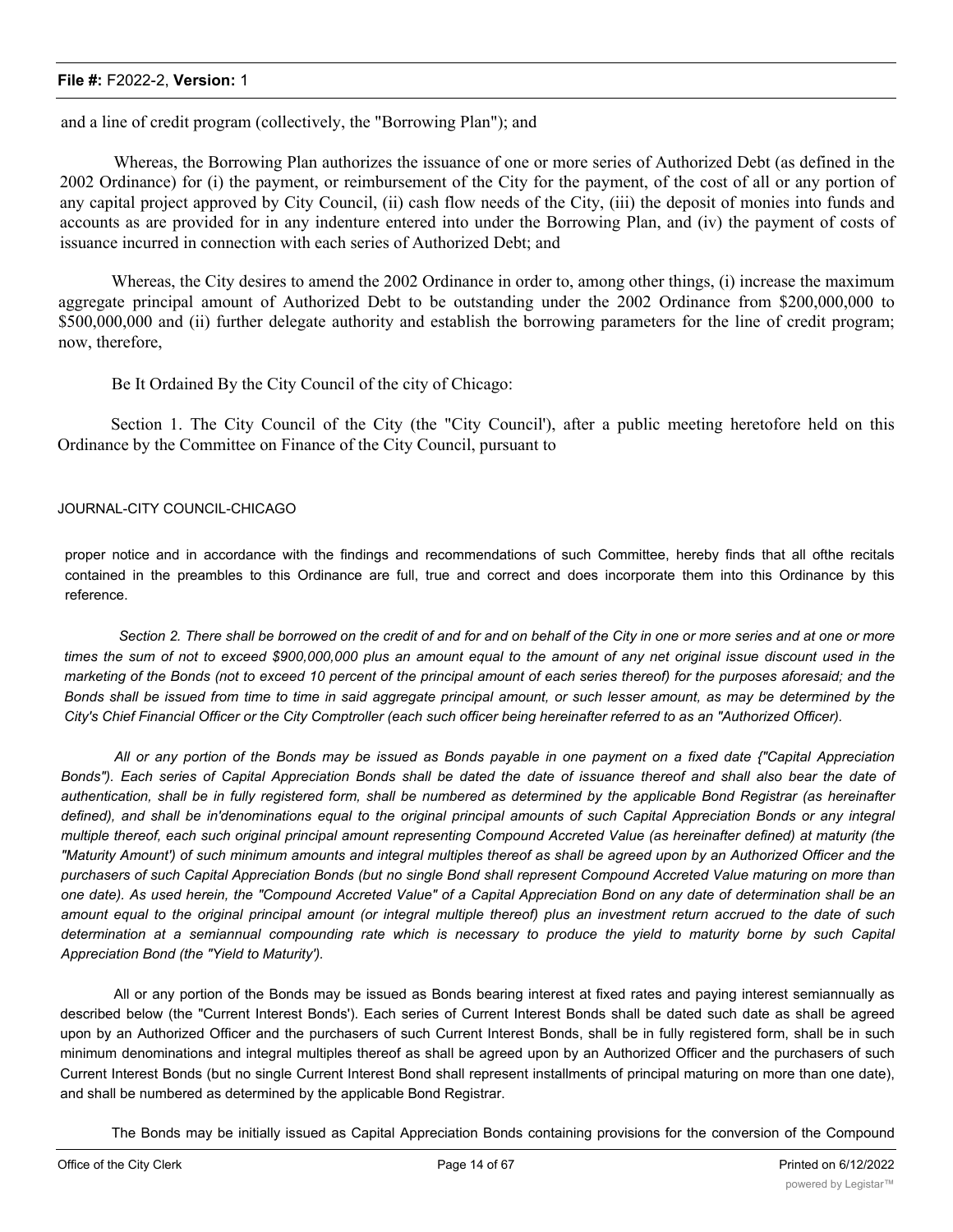and a line of credit program (collectively, the "Borrowing Plan"); and

Whereas, the Borrowing Plan authorizes the issuance of one or more series of Authorized Debt (as defined in the 2002 Ordinance) for (i) the payment, or reimbursement of the City for the payment, of the cost of all or any portion of any capital project approved by City Council, (ii) cash flow needs of the City, (iii) the deposit of monies into funds and accounts as are provided for in any indenture entered into under the Borrowing Plan, and (iv) the payment of costs of issuance incurred in connection with each series of Authorized Debt; and

Whereas, the City desires to amend the 2002 Ordinance in order to, among other things, (i) increase the maximum aggregate principal amount of Authorized Debt to be outstanding under the 2002 Ordinance from \$200,000,000 to \$500,000,000 and (ii) further delegate authority and establish the borrowing parameters for the line of credit program; now, therefore,

Be It Ordained By the City Council of the city of Chicago:

Section 1. The City Council of the City (the "City Council'), after a public meeting heretofore held on this Ordinance by the Committee on Finance of the City Council, pursuant to

JOURNAL-CITY COUNCIL-CHICAGO

proper notice and in accordance with the findings and recommendations of such Committee, hereby finds that all ofthe recitals contained in the preambles to this Ordinance are full, true and correct and does incorporate them into this Ordinance by this reference.

*Section 2. There shall be borrowed on the credit of and for and on behalf of the City in one or more series and at one or more times the sum of not to exceed \$900,000,000 plus an amount equal to the amount of any net original issue discount used in the marketing of the Bonds (not to exceed 10 percent of the principal amount of each series thereof) for the purposes aforesaid; and the Bonds shall be issued from time to time in said aggregate principal amount, or such lesser amount, as may be determined by the City's Chief Financial Officer or the City Comptroller (each such officer being hereinafter referred to as an "Authorized Officer).*

*All or any portion of the Bonds may be issued as Bonds payable in one payment on a fixed date {"Capital Appreciation Bonds"). Each series of Capital Appreciation Bonds shall be dated the date of issuance thereof and shall also bear the date of authentication, shall be in fully registered form, shall be numbered as determined by the applicable Bond Registrar (as hereinafter defined), and shall be in'denominations equal to the original principal amounts of such Capital Appreciation Bonds or any integral multiple thereof, each such original principal amount representing Compound Accreted Value (as hereinafter defined) at maturity (the "Maturity Amount') of such minimum amounts and integral multiples thereof as shall be agreed upon by an Authorized Officer and the purchasers of such Capital Appreciation Bonds (but no single Bond shall represent Compound Accreted Value maturing on more than one date). As used herein, the "Compound Accreted Value" of a Capital Appreciation Bond on any date of determination shall be an amount equal to the original principal amount (or integral multiple thereof) plus an investment return accrued to the date of such determination at a semiannual compounding rate which is necessary to produce the yield to maturity borne by such Capital Appreciation Bond (the "Yield to Maturity').*

All or any portion of the Bonds may be issued as Bonds bearing interest at fixed rates and paying interest semiannually as described below (the "Current Interest Bonds'). Each series of Current Interest Bonds shall be dated such date as shall be agreed upon by an Authorized Officer and the purchasers of such Current Interest Bonds, shall be in fully registered form, shall be in such minimum denominations and integral multiples thereof as shall be agreed upon by an Authorized Officer and the purchasers of such Current Interest Bonds (but no single Current Interest Bond shall represent installments of principal maturing on more than one date), and shall be numbered as determined by the applicable Bond Registrar.

The Bonds may be initially issued as Capital Appreciation Bonds containing provisions for the conversion of the Compound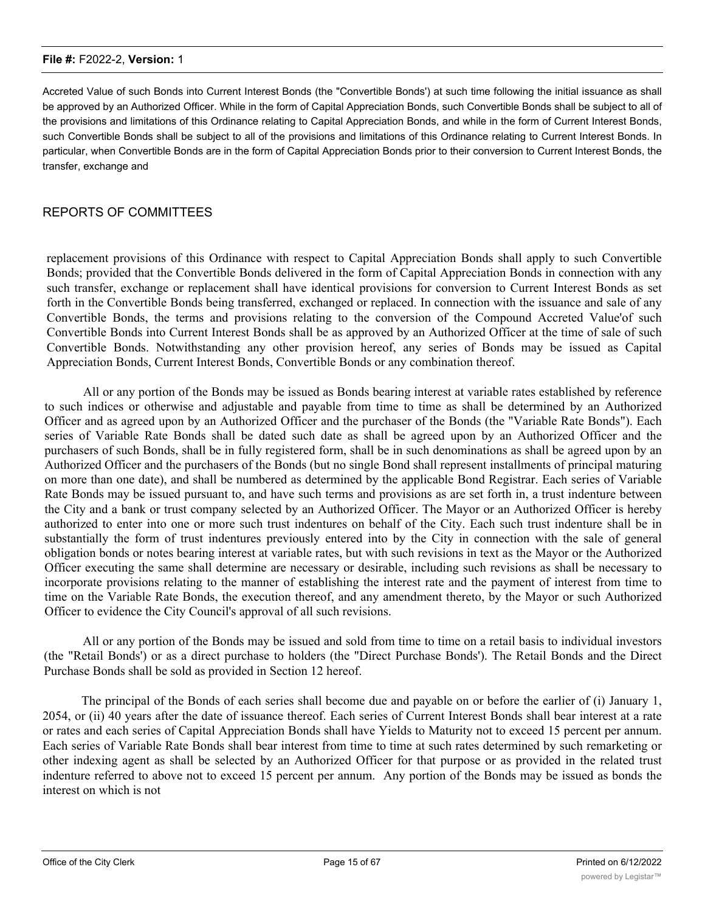Accreted Value of such Bonds into Current Interest Bonds (the "Convertible Bonds') at such time following the initial issuance as shall be approved by an Authorized Officer. While in the form of Capital Appreciation Bonds, such Convertible Bonds shall be subject to all of the provisions and limitations of this Ordinance relating to Capital Appreciation Bonds, and while in the form of Current Interest Bonds, such Convertible Bonds shall be subject to all of the provisions and limitations of this Ordinance relating to Current Interest Bonds. In particular, when Convertible Bonds are in the form of Capital Appreciation Bonds prior to their conversion to Current Interest Bonds, the transfer, exchange and

## REPORTS OF COMMITTEES

replacement provisions of this Ordinance with respect to Capital Appreciation Bonds shall apply to such Convertible Bonds; provided that the Convertible Bonds delivered in the form of Capital Appreciation Bonds in connection with any such transfer, exchange or replacement shall have identical provisions for conversion to Current Interest Bonds as set forth in the Convertible Bonds being transferred, exchanged or replaced. In connection with the issuance and sale of any Convertible Bonds, the terms and provisions relating to the conversion of the Compound Accreted Value'of such Convertible Bonds into Current Interest Bonds shall be as approved by an Authorized Officer at the time of sale of such Convertible Bonds. Notwithstanding any other provision hereof, any series of Bonds may be issued as Capital Appreciation Bonds, Current Interest Bonds, Convertible Bonds or any combination thereof.

All or any portion of the Bonds may be issued as Bonds bearing interest at variable rates established by reference to such indices or otherwise and adjustable and payable from time to time as shall be determined by an Authorized Officer and as agreed upon by an Authorized Officer and the purchaser of the Bonds (the "Variable Rate Bonds"). Each series of Variable Rate Bonds shall be dated such date as shall be agreed upon by an Authorized Officer and the purchasers of such Bonds, shall be in fully registered form, shall be in such denominations as shall be agreed upon by an Authorized Officer and the purchasers of the Bonds (but no single Bond shall represent installments of principal maturing on more than one date), and shall be numbered as determined by the applicable Bond Registrar. Each series of Variable Rate Bonds may be issued pursuant to, and have such terms and provisions as are set forth in, a trust indenture between the City and a bank or trust company selected by an Authorized Officer. The Mayor or an Authorized Officer is hereby authorized to enter into one or more such trust indentures on behalf of the City. Each such trust indenture shall be in substantially the form of trust indentures previously entered into by the City in connection with the sale of general obligation bonds or notes bearing interest at variable rates, but with such revisions in text as the Mayor or the Authorized Officer executing the same shall determine are necessary or desirable, including such revisions as shall be necessary to incorporate provisions relating to the manner of establishing the interest rate and the payment of interest from time to time on the Variable Rate Bonds, the execution thereof, and any amendment thereto, by the Mayor or such Authorized Officer to evidence the City Council's approval of all such revisions.

All or any portion of the Bonds may be issued and sold from time to time on a retail basis to individual investors (the "Retail Bonds') or as a direct purchase to holders (the "Direct Purchase Bonds'). The Retail Bonds and the Direct Purchase Bonds shall be sold as provided in Section 12 hereof.

The principal of the Bonds of each series shall become due and payable on or before the earlier of (i) January 1, 2054, or (ii) 40 years after the date of issuance thereof. Each series of Current Interest Bonds shall bear interest at a rate or rates and each series of Capital Appreciation Bonds shall have Yields to Maturity not to exceed 15 percent per annum. Each series of Variable Rate Bonds shall bear interest from time to time at such rates determined by such remarketing or other indexing agent as shall be selected by an Authorized Officer for that purpose or as provided in the related trust indenture referred to above not to exceed 15 percent per annum. Any portion of the Bonds may be issued as bonds the interest on which is not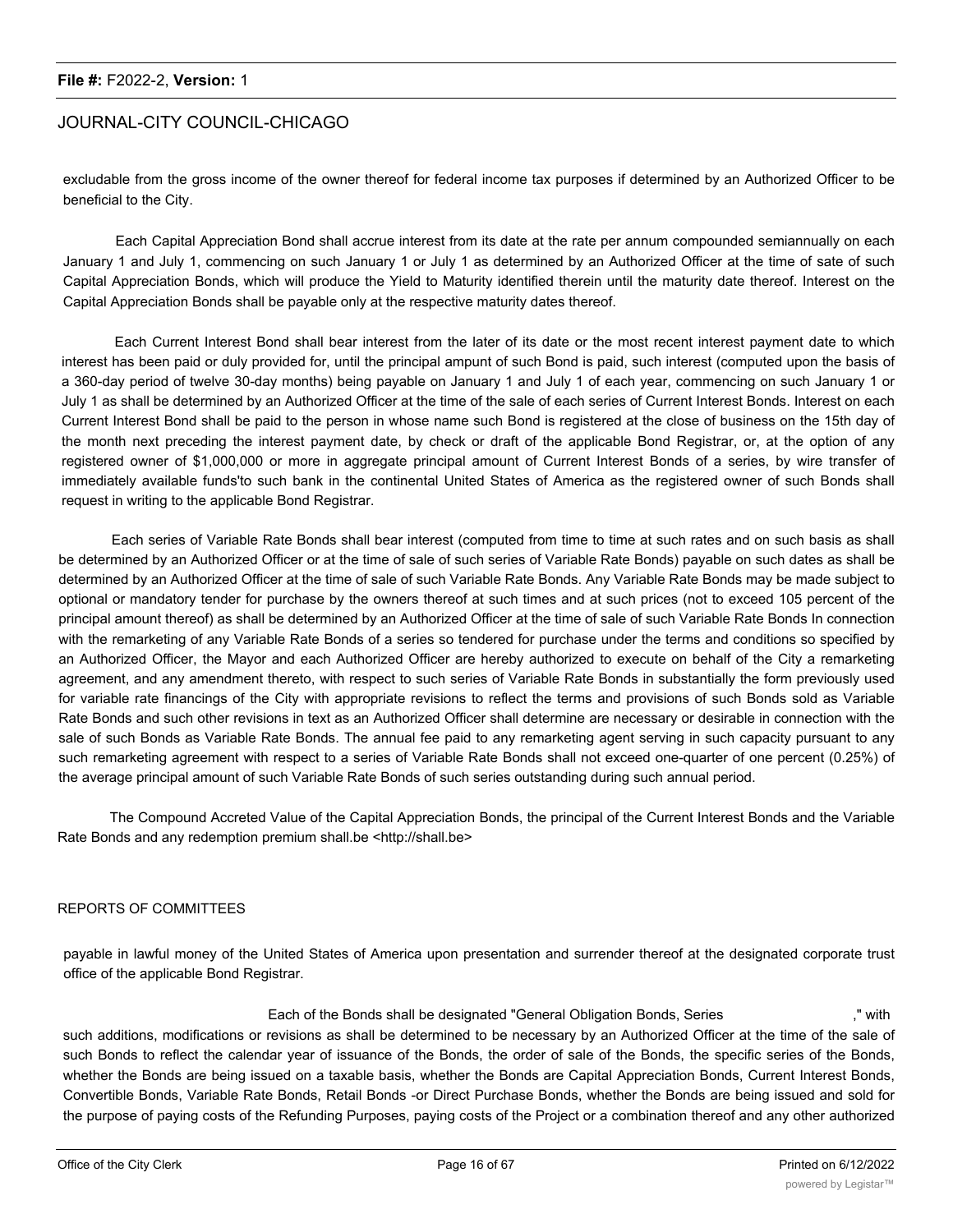excludable from the gross income of the owner thereof for federal income tax purposes if determined by an Authorized Officer to be beneficial to the City.

Each Capital Appreciation Bond shall accrue interest from its date at the rate per annum compounded semiannually on each January 1 and July 1, commencing on such January 1 or July 1 as determined by an Authorized Officer at the time of sate of such Capital Appreciation Bonds, which will produce the Yield to Maturity identified therein until the maturity date thereof. Interest on the Capital Appreciation Bonds shall be payable only at the respective maturity dates thereof.

Each Current Interest Bond shall bear interest from the later of its date or the most recent interest payment date to which interest has been paid or duly provided for, until the principal ampunt of such Bond is paid, such interest (computed upon the basis of a 360-day period of twelve 30-day months) being payable on January 1 and July 1 of each year, commencing on such January 1 or July 1 as shall be determined by an Authorized Officer at the time of the sale of each series of Current Interest Bonds. Interest on each Current Interest Bond shall be paid to the person in whose name such Bond is registered at the close of business on the 15th day of the month next preceding the interest payment date, by check or draft of the applicable Bond Registrar, or, at the option of any registered owner of $1,000,000 or more in aggregate principal amount of Current Interest Bonds of a series, by wire transfer of immediately available funds'to such bank in the continental United States of America as the registered owner of such Bonds shall request in writing to the applicable Bond Registrar.

Each series of Variable Rate Bonds shall bear interest (computed from time to time at such rates and on such basis as shall be determined by an Authorized Officer or at the time of sale of such series of Variable Rate Bonds) payable on such dates as shall be determined by an Authorized Officer at the time of sale of such Variable Rate Bonds. Any Variable Rate Bonds may be made subject to optional or mandatory tender for purchase by the owners thereof at such times and at such prices (not to exceed 105 percent of the principal amount thereof) as shall be determined by an Authorized Officer at the time of sale of such Variable Rate Bonds In connection with the remarketing of any Variable Rate Bonds of a series so tendered for purchase under the terms and conditions so specified by an Authorized Officer, the Mayor and each Authorized Officer are hereby authorized to execute on behalf of the City a remarketing agreement, and any amendment thereto, with respect to such series of Variable Rate Bonds in substantially the form previously used for variable rate financings of the City with appropriate revisions to reflect the terms and provisions of such Bonds sold as Variable Rate Bonds and such other revisions in text as an Authorized Officer shall determine are necessary or desirable in connection with the sale of such Bonds as Variable Rate Bonds. The annual fee paid to any remarketing agent serving in such capacity pursuant to any such remarketing agreement with respect to a series of Variable Rate Bonds shall not exceed one-quarter of one percent (0.25%) of the average principal amount of such Variable Rate Bonds of such series outstanding during such annual period.

The Compound Accreted Value of the Capital Appreciation Bonds, the principal of the Current Interest Bonds and the Variable Rate Bonds and any redemption premium shall.be <http://shall.be>

REPORTS OF COMMITTEES

payable in lawful money of the United States of America upon presentation and surrender thereof at the designated corporate trust office of the applicable Bond Registrar.

Each of the Bonds shall be designated "General Obligation Bonds, Series ," with such additions, modifications or revisions as shall be determined to be necessary by an Authorized Officer at the time of the sale of such Bonds to reflect the calendar year of issuance of the Bonds, the order of sale of the Bonds, the specific series of the Bonds, whether the Bonds are being issued on a taxable basis, whether the Bonds are Capital Appreciation Bonds, Current Interest Bonds, Convertible Bonds, Variable Rate Bonds, Retail Bonds -or Direct Purchase Bonds, whether the Bonds are being issued and sold for the purpose of paying costs of the Refunding Purposes, paying costs of the Project or a combination thereof and any other authorized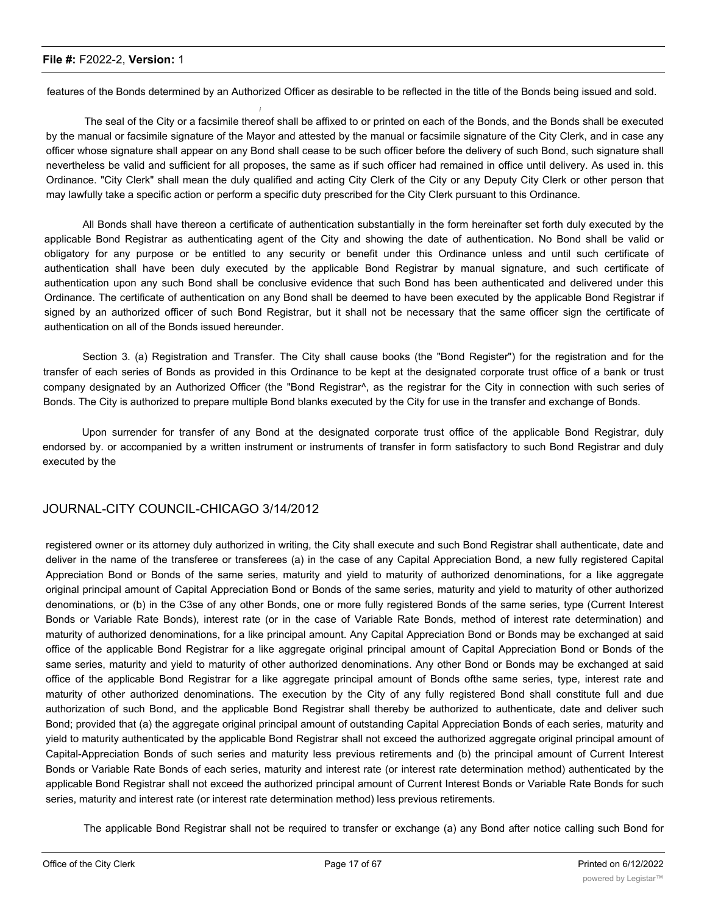features of the Bonds determined by an Authorized Officer as desirable to be reflected in the title of the Bonds being issued and sold.

The seal of the City or a facsimile thereof shall be affixed to or printed on each of the Bonds, and the Bonds shall be executed by the manual or facsimile signature of the Mayor and attested by the manual or facsimile signature of the City Clerk, and in case any officer whose signature shall appear on any Bond shall cease to be such officer before the delivery of such Bond, such signature shall nevertheless be valid and sufficient for all proposes, the same as if such officer had remained in office until delivery. As used in. this Ordinance. "City Clerk" shall mean the duly qualified and acting City Clerk of the City or any Deputy City Clerk or other person that may lawfully take a specific action or perform a specific duty prescribed for the City Clerk pursuant to this Ordinance.

All Bonds shall have thereon a certificate of authentication substantially in the form hereinafter set forth duly executed by the applicable Bond Registrar as authenticating agent of the City and showing the date of authentication. No Bond shall be valid or obligatory for any purpose or be entitled to any security or benefit under this Ordinance unless and until such certificate of authentication shall have been duly executed by the applicable Bond Registrar by manual signature, and such certificate of authentication upon any such Bond shall be conclusive evidence that such Bond has been authenticated and delivered under this Ordinance. The certificate of authentication on any Bond shall be deemed to have been executed by the applicable Bond Registrar if signed by an authorized officer of such Bond Registrar, but it shall not be necessary that the same officer sign the certificate of authentication on all of the Bonds issued hereunder.

Section 3. (a) Registration and Transfer. The City shall cause books (the "Bond Register") for the registration and for the transfer of each series of Bonds as provided in this Ordinance to be kept at the designated corporate trust office of a bank or trust company designated by an Authorized Officer (the "Bond Registrar^, as the registrar for the City in connection with such series of Bonds. The City is authorized to prepare multiple Bond blanks executed by the City for use in the transfer and exchange of Bonds.

Upon surrender for transfer of any Bond at the designated corporate trust office of the applicable Bond Registrar, duly endorsed by. or accompanied by a written instrument or instruments of transfer in form satisfactory to such Bond Registrar and duly executed by the

JOURNAL-CITY COUNCIL-CHICAGO 3/14/2012

registered owner or its attorney duly authorized in writing, the City shall execute and such Bond Registrar shall authenticate, date and deliver in the name of the transferee or transferees (a) in the case of any Capital Appreciation Bond, a new fully registered Capital Appreciation Bond or Bonds of the same series, maturity and yield to maturity of authorized denominations, for a like aggregate original principal amount of Capital Appreciation Bond or Bonds of the same series, maturity and yield to maturity of other authorized denominations, or (b) in the C3se of any other Bonds, one or more fully registered Bonds of the same series, type (Current Interest Bonds or Variable Rate Bonds), interest rate (or in the case of Variable Rate Bonds, method of interest rate determination) and maturity of authorized denominations, for a like principal amount. Any Capital Appreciation Bond or Bonds may be exchanged at said office of the applicable Bond Registrar for a like aggregate original principal amount of Capital Appreciation Bond or Bonds of the same series, maturity and yield to maturity of other authorized denominations. Any other Bond or Bonds may be exchanged at said office of the applicable Bond Registrar for a like aggregate principal amount of Bonds ofthe same series, type, interest rate and maturity of other authorized denominations. The execution by the City of any fully registered Bond shall constitute full and due authorization of such Bond, and the applicable Bond Registrar shall thereby be authorized to authenticate, date and deliver such Bond; provided that (a) the aggregate original principal amount of outstanding Capital Appreciation Bonds of each series, maturity and yield to maturity authenticated by the applicable Bond Registrar shall not exceed the authorized aggregate original principal amount of Capital-Appreciation Bonds of such series and maturity less previous retirements and (b) the principal amount of Current Interest Bonds or Variable Rate Bonds of each series, maturity and interest rate (or interest rate determination method) authenticated by the applicable Bond Registrar shall not exceed the authorized principal amount of Current Interest Bonds or Variable Rate Bonds for such series, maturity and interest rate (or interest rate determination method) less previous retirements.

The applicable Bond Registrar shall not be required to transfer or exchange (a) any Bond after notice calling such Bond for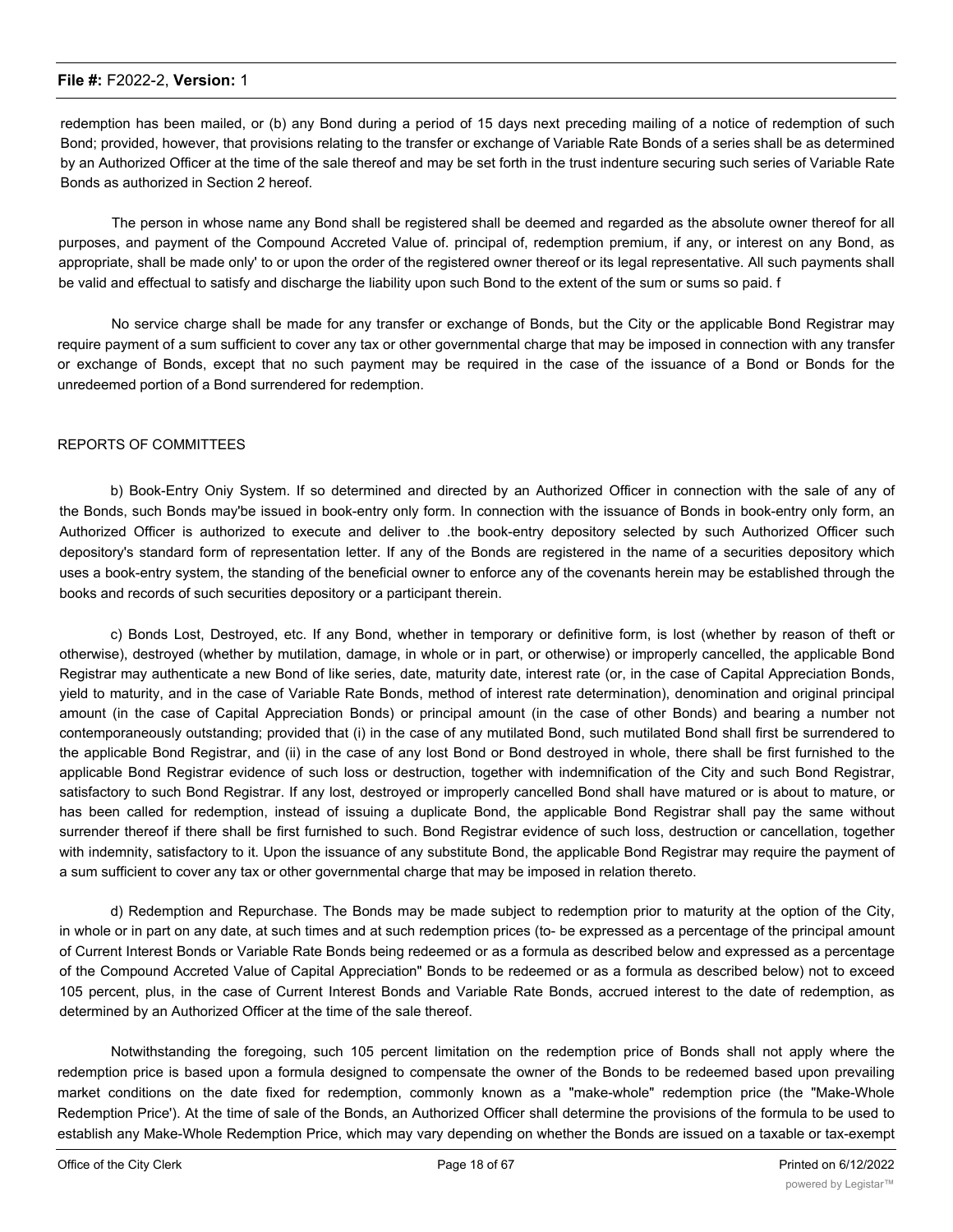redemption has been mailed, or (b) any Bond during a period of 15 days next preceding mailing of a notice of redemption of such Bond; provided, however, that provisions relating to the transfer or exchange of Variable Rate Bonds of a series shall be as determined by an Authorized Officer at the time of the sale thereof and may be set forth in the trust indenture securing such series of Variable Rate Bonds as authorized in Section 2 hereof.

The person in whose name any Bond shall be registered shall be deemed and regarded as the absolute owner thereof for all purposes, and payment of the Compound Accreted Value of. principal of, redemption premium, if any, or interest on any Bond, as appropriate, shall be made only' to or upon the order of the registered owner thereof or its legal representative. All such payments shall be valid and effectual to satisfy and discharge the liability upon such Bond to the extent of the sum or sums so paid. f

No service charge shall be made for any transfer or exchange of Bonds, but the City or the applicable Bond Registrar may require payment of a sum sufficient to cover any tax or other governmental charge that may be imposed in connection with any transfer or exchange of Bonds, except that no such payment may be required in the case of the issuance of a Bond or Bonds for the unredeemed portion of a Bond surrendered for redemption.

REPORTS OF COMMITTEES

b) Book-Entry Oniy System. If so determined and directed by an Authorized Officer in connection with the sale of any of the Bonds, such Bonds may'be issued in book-entry only form. In connection with the issuance of Bonds in book-entry only form, an Authorized Officer is authorized to execute and deliver to .the book-entry depository selected by such Authorized Officer such depository's standard form of representation letter. If any of the Bonds are registered in the name of a securities depository which uses a book-entry system, the standing of the beneficial owner to enforce any of the covenants herein may be established through the books and records of such securities depository or a participant therein.

c) Bonds Lost, Destroyed, etc. If any Bond, whether in temporary or definitive form, is lost (whether by reason of theft or otherwise), destroyed (whether by mutilation, damage, in whole or in part, or otherwise) or improperly cancelled, the applicable Bond Registrar may authenticate a new Bond of like series, date, maturity date, interest rate (or, in the case of Capital Appreciation Bonds, yield to maturity, and in the case of Variable Rate Bonds, method of interest rate determination), denomination and original principal amount (in the case of Capital Appreciation Bonds) or principal amount (in the case of other Bonds) and bearing a number not contemporaneously outstanding; provided that (i) in the case of any mutilated Bond, such mutilated Bond shall first be surrendered to the applicable Bond Registrar, and (ii) in the case of any lost Bond or Bond destroyed in whole, there shall be first furnished to the applicable Bond Registrar evidence of such loss or destruction, together with indemnification of the City and such Bond Registrar, satisfactory to such Bond Registrar. If any lost, destroyed or improperly cancelled Bond shall have matured or is about to mature, or has been called for redemption, instead of issuing a duplicate Bond, the applicable Bond Registrar shall pay the same without surrender thereof if there shall be first furnished to such. Bond Registrar evidence of such loss, destruction or cancellation, together with indemnity, satisfactory to it. Upon the issuance of any substitute Bond, the applicable Bond Registrar may require the payment of a sum sufficient to cover any tax or other governmental charge that may be imposed in relation thereto.

d) Redemption and Repurchase. The Bonds may be made subject to redemption prior to maturity at the option of the City, in whole or in part on any date, at such times and at such redemption prices (to- be expressed as a percentage of the principal amount of Current Interest Bonds or Variable Rate Bonds being redeemed or as a formula as described below and expressed as a percentage of the Compound Accreted Value of Capital Appreciation" Bonds to be redeemed or as a formula as described below) not to exceed 105 percent, plus, in the case of Current Interest Bonds and Variable Rate Bonds, accrued interest to the date of redemption, as determined by an Authorized Officer at the time of the sale thereof.

Notwithstanding the foregoing, such 105 percent limitation on the redemption price of Bonds shall not apply where the redemption price is based upon a formula designed to compensate the owner of the Bonds to be redeemed based upon prevailing market conditions on the date fixed for redemption, commonly known as a "make-whole" redemption price (the "Make-Whole Redemption Price'). At the time of sale of the Bonds, an Authorized Officer shall determine the provisions of the formula to be used to establish any Make-Whole Redemption Price, which may vary depending on whether the Bonds are issued on a taxable or tax-exempt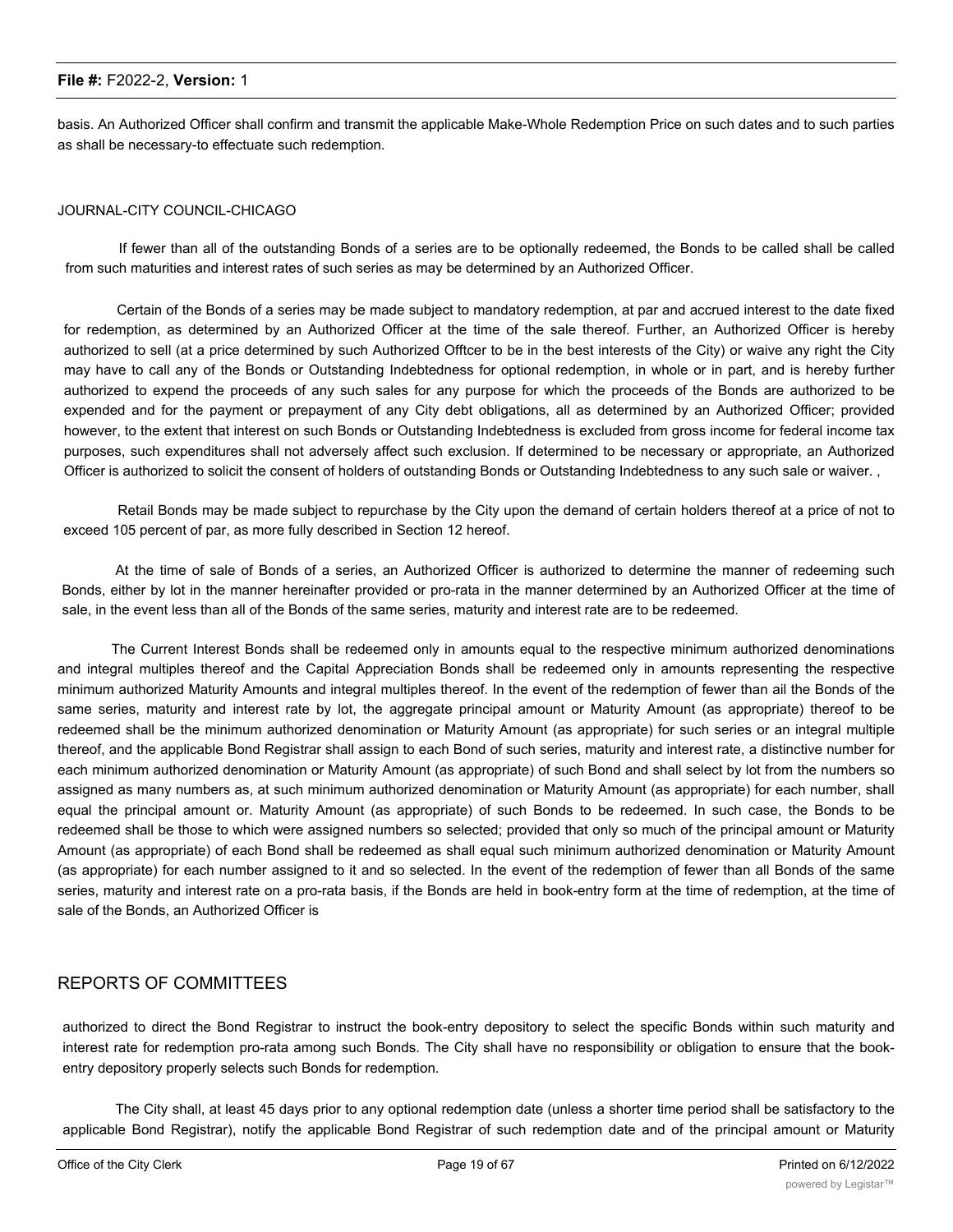basis. An Authorized Officer shall confirm and transmit the applicable Make-Whole Redemption Price on such dates and to such parties as shall be necessary-to effectuate such redemption.

JOURNAL-CITY COUNCIL-CHICAGO

If fewer than all of the outstanding Bonds of a series are to be optionally redeemed, the Bonds to be called shall be called from such maturities and interest rates of such series as may be determined by an Authorized Officer.

Certain of the Bonds of a series may be made subject to mandatory redemption, at par and accrued interest to the date fixed for redemption, as determined by an Authorized Officer at the time of the sale thereof. Further, an Authorized Officer is hereby authorized to sell (at a price determined by such Authorized Offtcer to be in the best interests of the City) or waive any right the City may have to call any of the Bonds or Outstanding Indebtedness for optional redemption, in whole or in part, and is hereby further authorized to expend the proceeds of any such sales for any purpose for which the proceeds of the Bonds are authorized to be expended and for the payment or prepayment of any City debt obligations, all as determined by an Authorized Officer; provided however, to the extent that interest on such Bonds or Outstanding Indebtedness is excluded from gross income for federal income tax purposes, such expenditures shall not adversely affect such exclusion. If determined to be necessary or appropriate, an Authorized Officer is authorized to solicit the consent of holders of outstanding Bonds or Outstanding Indebtedness to any such sale or waiver. ,

Retail Bonds may be made subject to repurchase by the City upon the demand of certain holders thereof at a price of not to exceed 105 percent of par, as more fully described in Section 12 hereof.

At the time of sale of Bonds of a series, an Authorized Officer is authorized to determine the manner of redeeming such Bonds, either by lot in the manner hereinafter provided or pro-rata in the manner determined by an Authorized Officer at the time of sale, in the event less than all of the Bonds of the same series, maturity and interest rate are to be redeemed.

The Current Interest Bonds shall be redeemed only in amounts equal to the respective minimum authorized denominations and integral multiples thereof and the Capital Appreciation Bonds shall be redeemed only in amounts representing the respective minimum authorized Maturity Amounts and integral multiples thereof. In the event of the redemption of fewer than ail the Bonds of the same series, maturity and interest rate by lot, the aggregate principal amount or Maturity Amount (as appropriate) thereof to be redeemed shall be the minimum authorized denomination or Maturity Amount (as appropriate) for such series or an integral multiple thereof, and the applicable Bond Registrar shall assign to each Bond of such series, maturity and interest rate, a distinctive number for each minimum authorized denomination or Maturity Amount (as appropriate) of such Bond and shall select by lot from the numbers so assigned as many numbers as, at such minimum authorized denomination or Maturity Amount (as appropriate) for each number, shall equal the principal amount or. Maturity Amount (as appropriate) of such Bonds to be redeemed. In such case, the Bonds to be redeemed shall be those to which were assigned numbers so selected; provided that only so much of the principal amount or Maturity Amount (as appropriate) of each Bond shall be redeemed as shall equal such minimum authorized denomination or Maturity Amount (as appropriate) for each number assigned to it and so selected. In the event of the redemption of fewer than all Bonds of the same series, maturity and interest rate on a pro-rata basis, if the Bonds are held in book-entry form at the time of redemption, at the time of sale of the Bonds, an Authorized Officer is

REPORTS OF COMMITTEES

authorized to direct the Bond Registrar to instruct the book-entry depository to select the specific Bonds within such maturity and interest rate for redemption pro-rata among such Bonds. The City shall have no responsibility or obligation to ensure that the book-entry depository properly selects such Bonds for redemption.

The City shall, at least 45 days prior to any optional redemption date (unless a shorter time period shall be satisfactory to the applicable Bond Registrar), notify the applicable Bond Registrar of such redemption date and of the principal amount or Maturity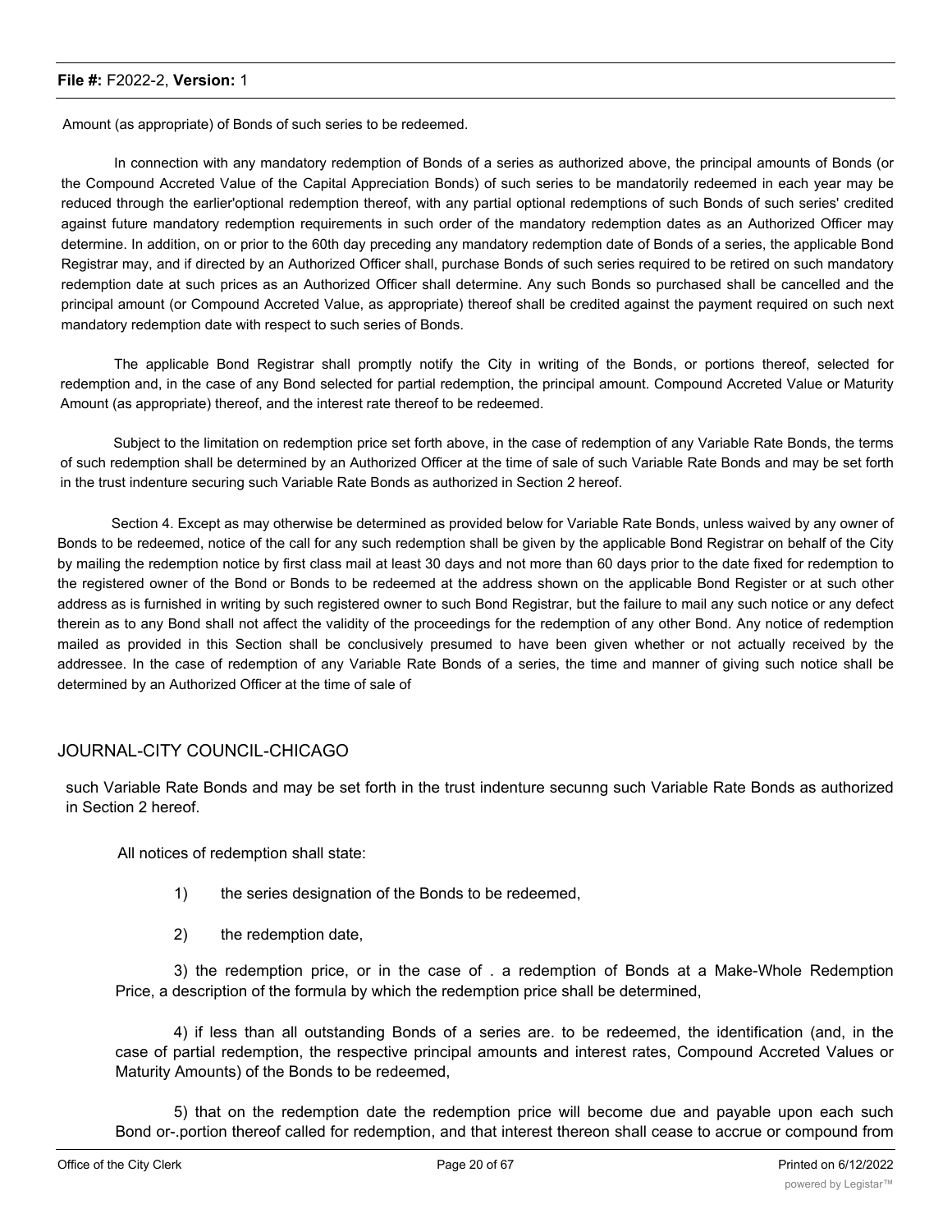Amount (as appropriate) of Bonds of such series to be redeemed.

In connection with any mandatory redemption of Bonds of a series as authorized above, the principal amounts of Bonds (or the Compound Accreted Value of the Capital Appreciation Bonds) of such series to be mandatorily redeemed in each year may be reduced through the earlier'optional redemption thereof, with any partial optional redemptions of such Bonds of such series' credited against future mandatory redemption requirements in such order of the mandatory redemption dates as an Authorized Officer may determine. In addition, on or prior to the 60th day preceding any mandatory redemption date of Bonds of a series, the applicable Bond Registrar may, and if directed by an Authorized Officer shall, purchase Bonds of such series required to be retired on such mandatory redemption date at such prices as an Authorized Officer shall determine. Any such Bonds so purchased shall be cancelled and the principal amount (or Compound Accreted Value, as appropriate) thereof shall be credited against the payment required on such next mandatory redemption date with respect to such series of Bonds.

The applicable Bond Registrar shall promptly notify the City in writing of the Bonds, or portions thereof, selected for redemption and, in the case of any Bond selected for partial redemption, the principal amount. Compound Accreted Value or Maturity Amount (as appropriate) thereof, and the interest rate thereof to be redeemed.

Subject to the limitation on redemption price set forth above, in the case of redemption of any Variable Rate Bonds, the terms of such redemption shall be determined by an Authorized Officer at the time of sale of such Variable Rate Bonds and may be set forth in the trust indenture securing such Variable Rate Bonds as authorized in Section 2 hereof.

Section 4. Except as may otherwise be determined as provided below for Variable Rate Bonds, unless waived by any owner of Bonds to be redeemed, notice of the call for any such redemption shall be given by the applicable Bond Registrar on behalf of the City by mailing the redemption notice by first class mail at least 30 days and not more than 60 days prior to the date fixed for redemption to the registered owner of the Bond or Bonds to be redeemed at the address shown on the applicable Bond Register or at such other address as is furnished in writing by such registered owner to such Bond Registrar, but the failure to mail any such notice or any defect therein as to any Bond shall not affect the validity of the proceedings for the redemption of any other Bond. Any notice of redemption mailed as provided in this Section shall be conclusively presumed to have been given whether or not actually received by the addressee. In the case of redemption of any Variable Rate Bonds of a series, the time and manner of giving such notice shall be determined by an Authorized Officer at the time of sale of

JOURNAL-CITY COUNCIL-CHICAGO

such Variable Rate Bonds and may be set forth in the trust indenture secunng such Variable Rate Bonds as authorized in Section 2 hereof.

All notices of redemption shall state:

1) the series designation of the Bonds to be redeemed,

2) the redemption date,

3) the redemption price, or in the case of . a redemption of Bonds at a Make-Whole Redemption Price, a description of the formula by which the redemption price shall be determined,

4) if less than all outstanding Bonds of a series are. to be redeemed, the identification (and, in the case of partial redemption, the respective principal amounts and interest rates, Compound Accreted Values or Maturity Amounts) of the Bonds to be redeemed,

5) that on the redemption date the redemption price will become due and payable upon each such Bond or-.portion thereof called for redemption, and that interest thereon shall cease to accrue or compound from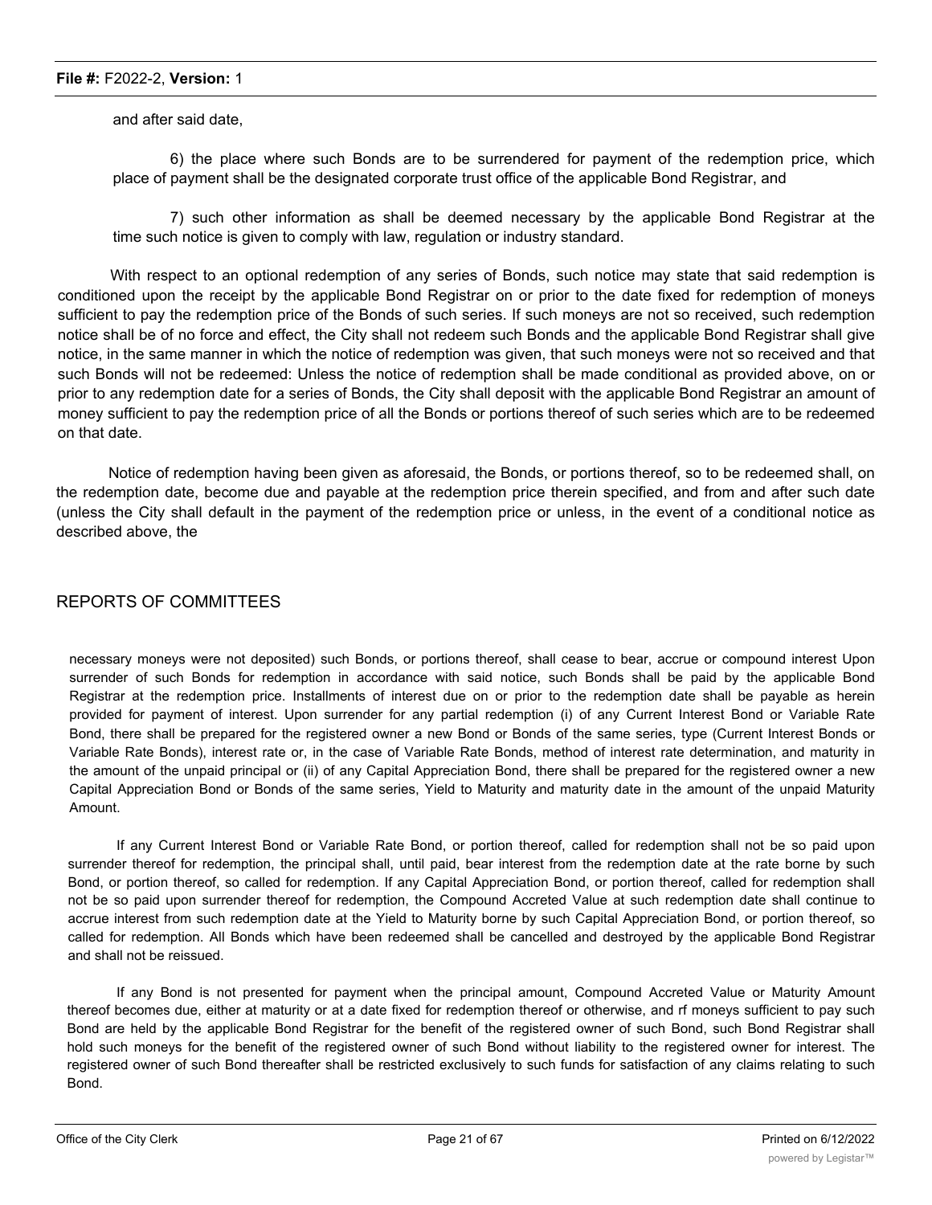and after said date,

6) the place where such Bonds are to be surrendered for payment of the redemption price, which place of payment shall be the designated corporate trust office of the applicable Bond Registrar, and

7) such other information as shall be deemed necessary by the applicable Bond Registrar at the time such notice is given to comply with law, regulation or industry standard.

With respect to an optional redemption of any series of Bonds, such notice may state that said redemption is conditioned upon the receipt by the applicable Bond Registrar on or prior to the date fixed for redemption of moneys sufficient to pay the redemption price of the Bonds of such series. If such moneys are not so received, such redemption notice shall be of no force and effect, the City shall not redeem such Bonds and the applicable Bond Registrar shall give notice, in the same manner in which the notice of redemption was given, that such moneys were not so received and that such Bonds will not be redeemed: Unless the notice of redemption shall be made conditional as provided above, on or prior to any redemption date for a series of Bonds, the City shall deposit with the applicable Bond Registrar an amount of money sufficient to pay the redemption price of all the Bonds or portions thereof of such series which are to be redeemed on that date.

Notice of redemption having been given as aforesaid, the Bonds, or portions thereof, so to be redeemed shall, on the redemption date, become due and payable at the redemption price therein specified, and from and after such date (unless the City shall default in the payment of the redemption price or unless, in the event of a conditional notice as described above, the

## REPORTS OF COMMITTEES

necessary moneys were not deposited) such Bonds, or portions thereof, shall cease to bear, accrue or compound interest Upon surrender of such Bonds for redemption in accordance with said notice, such Bonds shall be paid by the applicable Bond Registrar at the redemption price. Installments of interest due on or prior to the redemption date shall be payable as herein provided for payment of interest. Upon surrender for any partial redemption (i) of any Current Interest Bond or Variable Rate Bond, there shall be prepared for the registered owner a new Bond or Bonds of the same series, type (Current Interest Bonds or Variable Rate Bonds), interest rate or, in the case of Variable Rate Bonds, method of interest rate determination, and maturity in the amount of the unpaid principal or (ii) of any Capital Appreciation Bond, there shall be prepared for the registered owner a new Capital Appreciation Bond or Bonds of the same series, Yield to Maturity and maturity date in the amount of the unpaid Maturity Amount.

If any Current Interest Bond or Variable Rate Bond, or portion thereof, called for redemption shall not be so paid upon surrender thereof for redemption, the principal shall, until paid, bear interest from the redemption date at the rate borne by such Bond, or portion thereof, so called for redemption. If any Capital Appreciation Bond, or portion thereof, called for redemption shall not be so paid upon surrender thereof for redemption, the Compound Accreted Value at such redemption date shall continue to accrue interest from such redemption date at the Yield to Maturity borne by such Capital Appreciation Bond, or portion thereof, so called for redemption. All Bonds which have been redeemed shall be cancelled and destroyed by the applicable Bond Registrar and shall not be reissued.

If any Bond is not presented for payment when the principal amount, Compound Accreted Value or Maturity Amount thereof becomes due, either at maturity or at a date fixed for redemption thereof or otherwise, and rf moneys sufficient to pay such Bond are held by the applicable Bond Registrar for the benefit of the registered owner of such Bond, such Bond Registrar shall hold such moneys for the benefit of the registered owner of such Bond without liability to the registered owner for interest. The registered owner of such Bond thereafter shall be restricted exclusively to such funds for satisfaction of any claims relating to such Bond.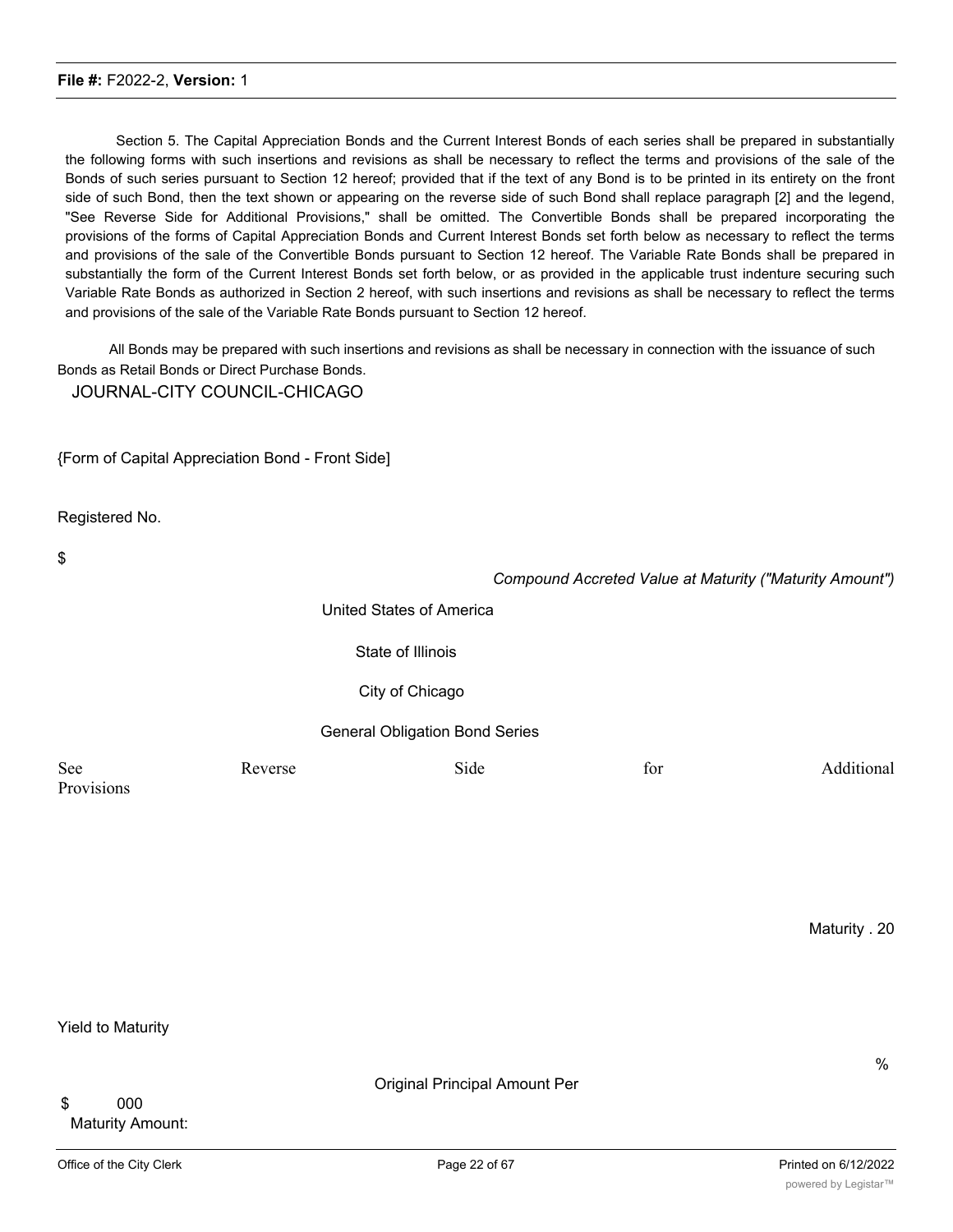Section 5. The Capital Appreciation Bonds and the Current Interest Bonds of each series shall be prepared in substantially the following forms with such insertions and revisions as shall be necessary to reflect the terms and provisions of the sale of the Bonds of such series pursuant to Section 12 hereof; provided that if the text of any Bond is to be printed in its entirety on the front side of such Bond, then the text shown or appearing on the reverse side of such Bond shall replace paragraph [2] and the legend, "See Reverse Side for Additional Provisions," shall be omitted. The Convertible Bonds shall be prepared incorporating the provisions of the forms of Capital Appreciation Bonds and Current Interest Bonds set forth below as necessary to reflect the terms and provisions of the sale of the Convertible Bonds pursuant to Section 12 hereof. The Variable Rate Bonds shall be prepared in substantially the form of the Current Interest Bonds set forth below, or as provided in the applicable trust indenture securing such Variable Rate Bonds as authorized in Section 2 hereof, with such insertions and revisions as shall be necessary to reflect the terms and provisions of the sale of the Variable Rate Bonds pursuant to Section 12 hereof.

All Bonds may be prepared with such insertions and revisions as shall be necessary in connection with the issuance of such Bonds as Retail Bonds or Direct Purchase Bonds.

JOURNAL-CITY COUNCIL-CHICAGO

{Form of Capital Appreciation Bond - Front Side]

Registered No.

$

*Compound Accreted Value at Maturity ("Maturity Amount")*

United States of America

State of Illinois

City of Chicago

General Obligation Bond Series

See Reverse Side for Additional Provisions

Maturity . 20

Yield to Maturity

%

Original Principal Amount Per

$ 000
Maturity Amount: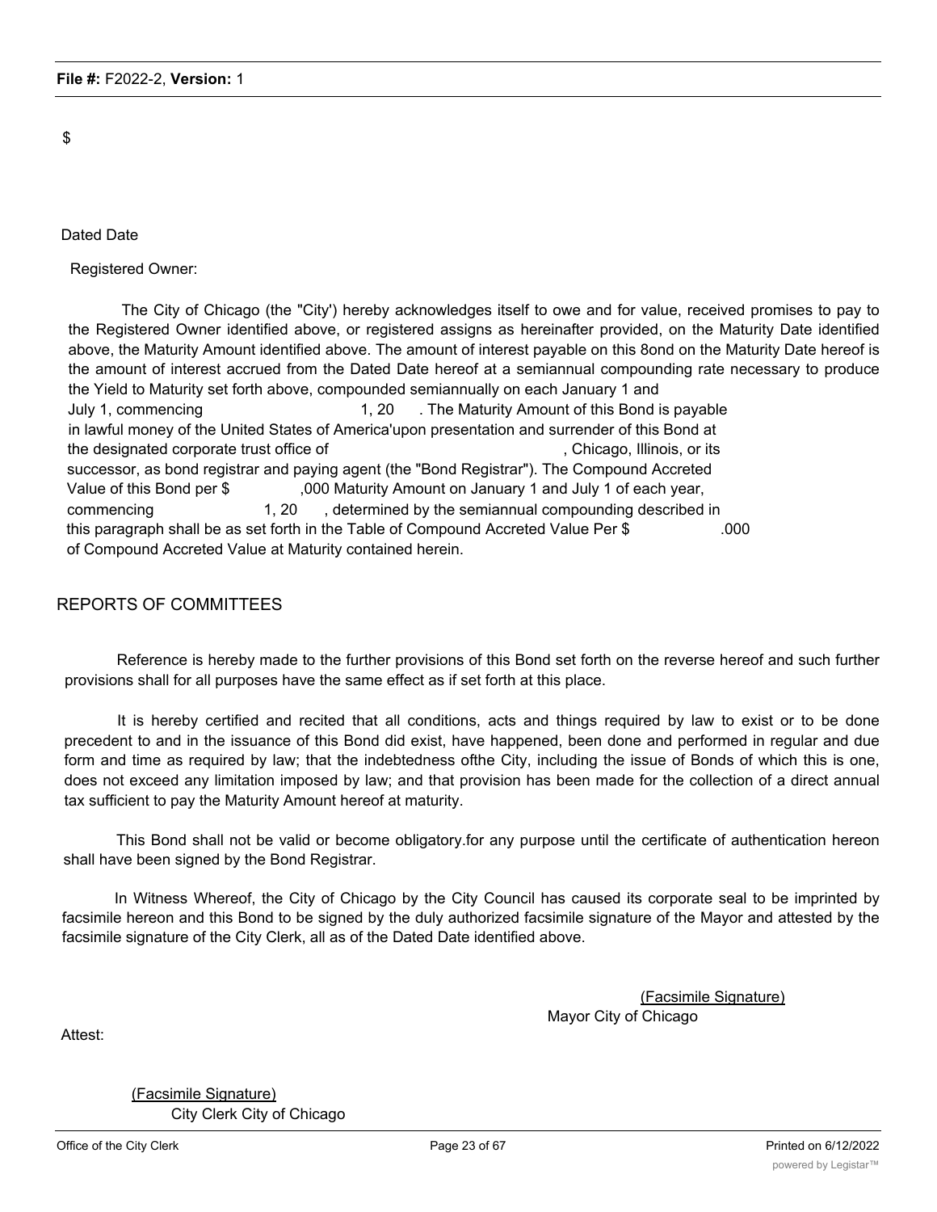$

Dated Date

Registered Owner:

The City of Chicago (the "City') hereby acknowledges itself to owe and for value, received promises to pay to the Registered Owner identified above, or registered assigns as hereinafter provided, on the Maturity Date identified above, the Maturity Amount identified above. The amount of interest payable on this 8ond on the Maturity Date hereof is the amount of interest accrued from the Dated Date hereof at a semiannual compounding rate necessary to produce the Yield to Maturity set forth above, compounded semiannually on each January 1 and July 1, commencing 1, 20 . The Maturity Amount of this Bond is payable in lawful money of the United States of America'upon presentation and surrender of this Bond at the designated corporate trust office of , Chicago, Illinois, or its successor, as bond registrar and paying agent (the "Bond Registrar"). The Compound Accreted Value of this Bond per $ ,000 Maturity Amount on January 1 and July 1 of each year, commencing 1, 20 , determined by the semiannual compounding described in this paragraph shall be as set forth in the Table of Compound Accreted Value Per $ .000 of Compound Accreted Value at Maturity contained herein.

REPORTS OF COMMITTEES

Reference is hereby made to the further provisions of this Bond set forth on the reverse hereof and such further provisions shall for all purposes have the same effect as if set forth at this place.

It is hereby certified and recited that all conditions, acts and things required by law to exist or to be done precedent to and in the issuance of this Bond did exist, have happened, been done and performed in regular and due form and time as required by law; that the indebtedness ofthe City, including the issue of Bonds of which this is one, does not exceed any limitation imposed by law; and that provision has been made for the collection of a direct annual tax sufficient to pay the Maturity Amount hereof at maturity.

This Bond shall not be valid or become obligatory.for any purpose until the certificate of authentication hereon shall have been signed by the Bond Registrar.

In Witness Whereof, the City of Chicago by the City Council has caused its corporate seal to be imprinted by facsimile hereon and this Bond to be signed by the duly authorized facsimile signature of the Mayor and attested by the facsimile signature of the City Clerk, all as of the Dated Date identified above.

(Facsimile Signature)
Mayor City of Chicago

Attest:

(Facsimile Signature)
City Clerk City of Chicago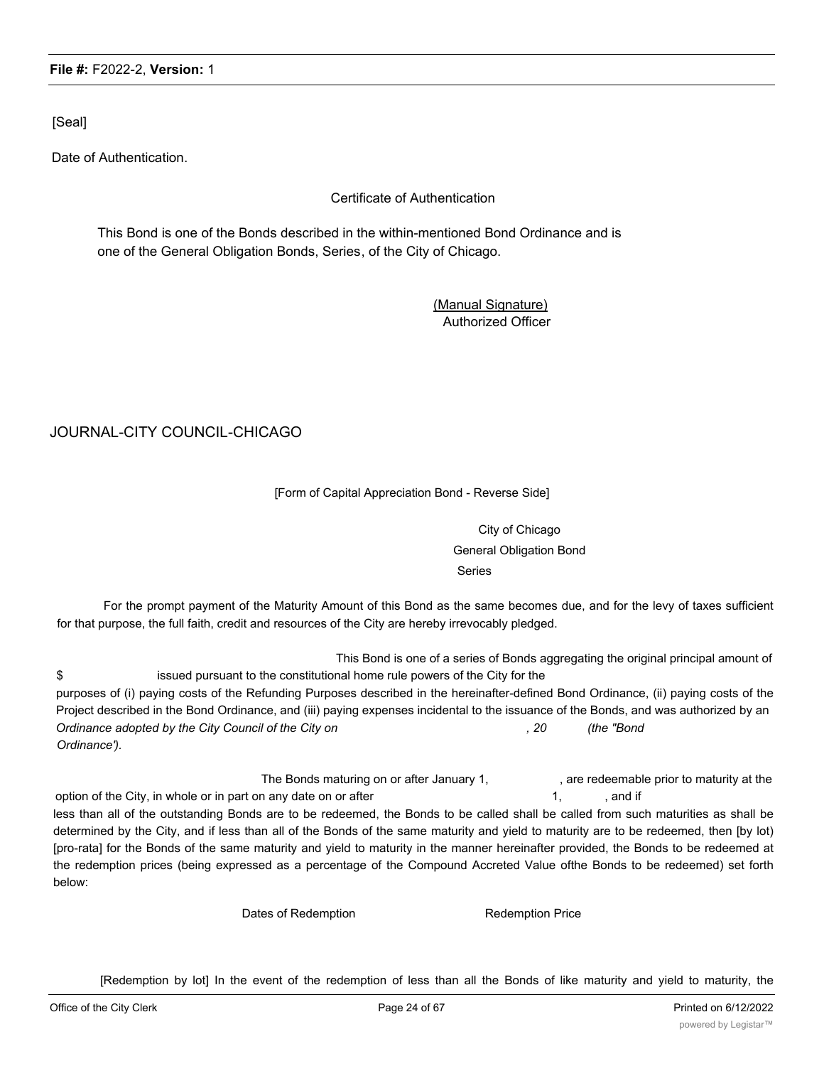[Seal]

Date of Authentication.

Certificate of Authentication

This Bond is one of the Bonds described in the within-mentioned Bond Ordinance and is one of the General Obligation Bonds, Series, of the City of Chicago.

(Manual Signature)
Authorized Officer

JOURNAL-CITY COUNCIL-CHICAGO

[Form of Capital Appreciation Bond - Reverse Side]

City of Chicago
General Obligation Bond
Series

For the prompt payment of the Maturity Amount of this Bond as the same becomes due, and for the levy of taxes sufficient for that purpose, the full faith, credit and resources of the City are hereby irrevocably pledged.

This Bond is one of a series of Bonds aggregating the original principal amount of $ issued pursuant to the constitutional home rule powers of the City for the purposes of (i) paying costs of the Refunding Purposes described in the hereinafter-defined Bond Ordinance, (ii) paying costs of the Project described in the Bond Ordinance, and (iii) paying expenses incidental to the issuance of the Bonds, and was authorized by an *Ordinance adopted by the City Council of the City on , 20 (the "Bond Ordinance').*

The Bonds maturing on or after January 1, , are redeemable prior to maturity at the option of the City, in whole or in part on any date on or after 1, , and if less than all of the outstanding Bonds are to be redeemed, the Bonds to be called shall be called from such maturities as shall be determined by the City, and if less than all of the Bonds of the same maturity and yield to maturity are to be redeemed, then [by lot) [pro-rata] for the Bonds of the same maturity and yield to maturity in the manner hereinafter provided, the Bonds to be redeemed at the redemption prices (being expressed as a percentage of the Compound Accreted Value ofthe Bonds to be redeemed) set forth below:

| Dates of Redemption | Redemption Price |
| --- | --- |
| | |

[Redemption by lot] In the event of the redemption of less than all the Bonds of like maturity and yield to maturity, the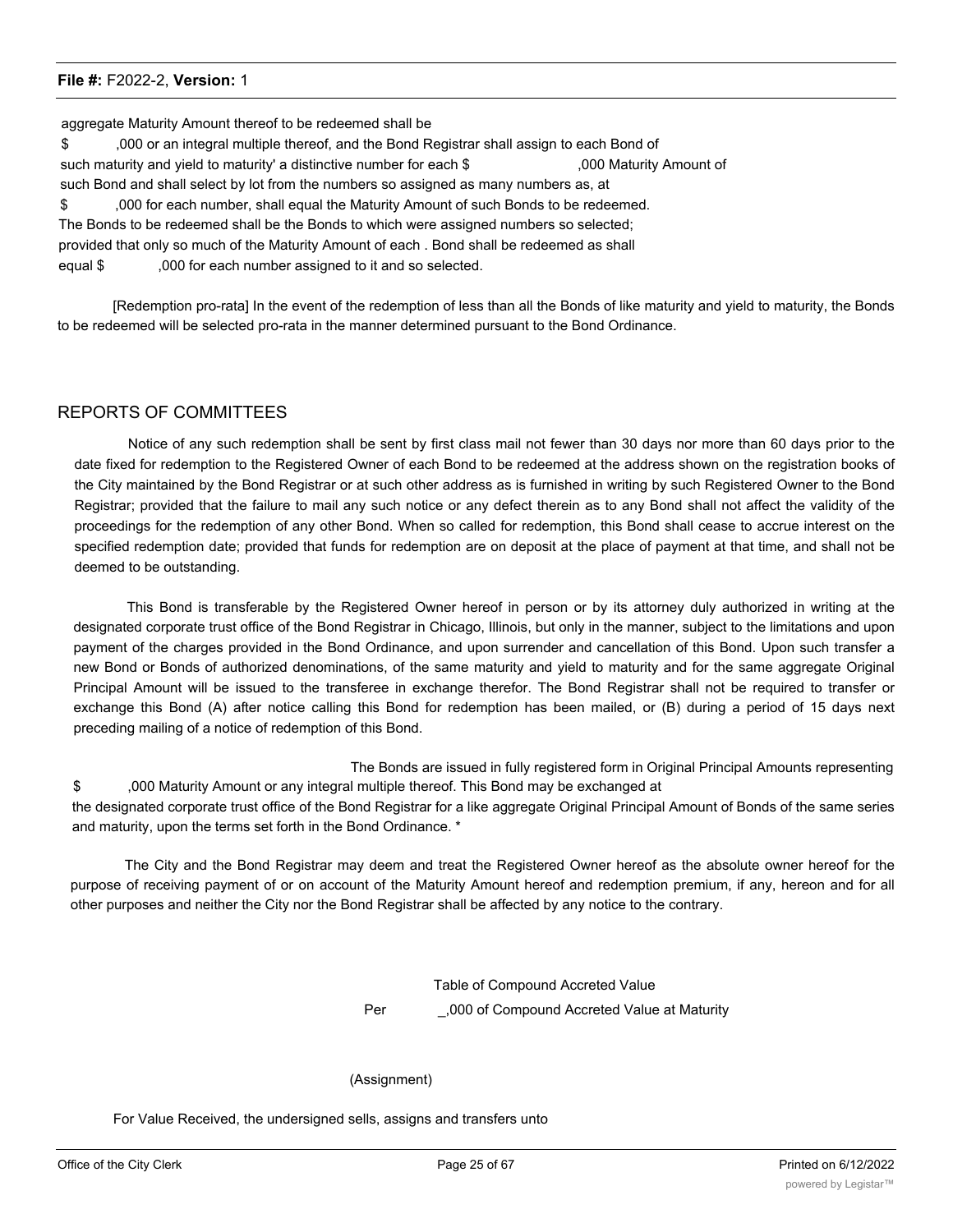aggregate Maturity Amount thereof to be redeemed shall be $ ,000 or an integral multiple thereof, and the Bond Registrar shall assign to each Bond of such maturity and yield to maturity' a distinctive number for each $ ,000 Maturity Amount of such Bond and shall select by lot from the numbers so assigned as many numbers as, at $ ,000 for each number, shall equal the Maturity Amount of such Bonds to be redeemed. The Bonds to be redeemed shall be the Bonds to which were assigned numbers so selected; provided that only so much of the Maturity Amount of each . Bond shall be redeemed as shall equal $ ,000 for each number assigned to it and so selected.

[Redemption pro-rata] In the event of the redemption of less than all the Bonds of like maturity and yield to maturity, the Bonds to be redeemed will be selected pro-rata in the manner determined pursuant to the Bond Ordinance.

## REPORTS OF COMMITTEES

Notice of any such redemption shall be sent by first class mail not fewer than 30 days nor more than 60 days prior to the date fixed for redemption to the Registered Owner of each Bond to be redeemed at the address shown on the registration books of the City maintained by the Bond Registrar or at such other address as is furnished in writing by such Registered Owner to the Bond Registrar; provided that the failure to mail any such notice or any defect therein as to any Bond shall not affect the validity of the proceedings for the redemption of any other Bond. When so called for redemption, this Bond shall cease to accrue interest on the specified redemption date; provided that funds for redemption are on deposit at the place of payment at that time, and shall not be deemed to be outstanding.

This Bond is transferable by the Registered Owner hereof in person or by its attorney duly authorized in writing at the designated corporate trust office of the Bond Registrar in Chicago, Illinois, but only in the manner, subject to the limitations and upon payment of the charges provided in the Bond Ordinance, and upon surrender and cancellation of this Bond. Upon such transfer a new Bond or Bonds of authorized denominations, of the same maturity and yield to maturity and for the same aggregate Original Principal Amount will be issued to the transferee in exchange therefor. The Bond Registrar shall not be required to transfer or exchange this Bond (A) after notice calling this Bond for redemption has been mailed, or (B) during a period of 15 days next preceding mailing of a notice of redemption of this Bond.

The Bonds are issued in fully registered form in Original Principal Amounts representing $ ,000 Maturity Amount or any integral multiple thereof. This Bond may be exchanged at the designated corporate trust office of the Bond Registrar for a like aggregate Original Principal Amount of Bonds of the same series and maturity, upon the terms set forth in the Bond Ordinance. *

The City and the Bond Registrar may deem and treat the Registered Owner hereof as the absolute owner hereof for the purpose of receiving payment of or on account of the Maturity Amount hereof and redemption premium, if any, hereon and for all other purposes and neither the City nor the Bond Registrar shall be affected by any notice to the contrary.

Table of Compound Accreted Value

Per _,000 of Compound Accreted Value at Maturity

(Assignment)

For Value Received, the undersigned sells, assigns and transfers unto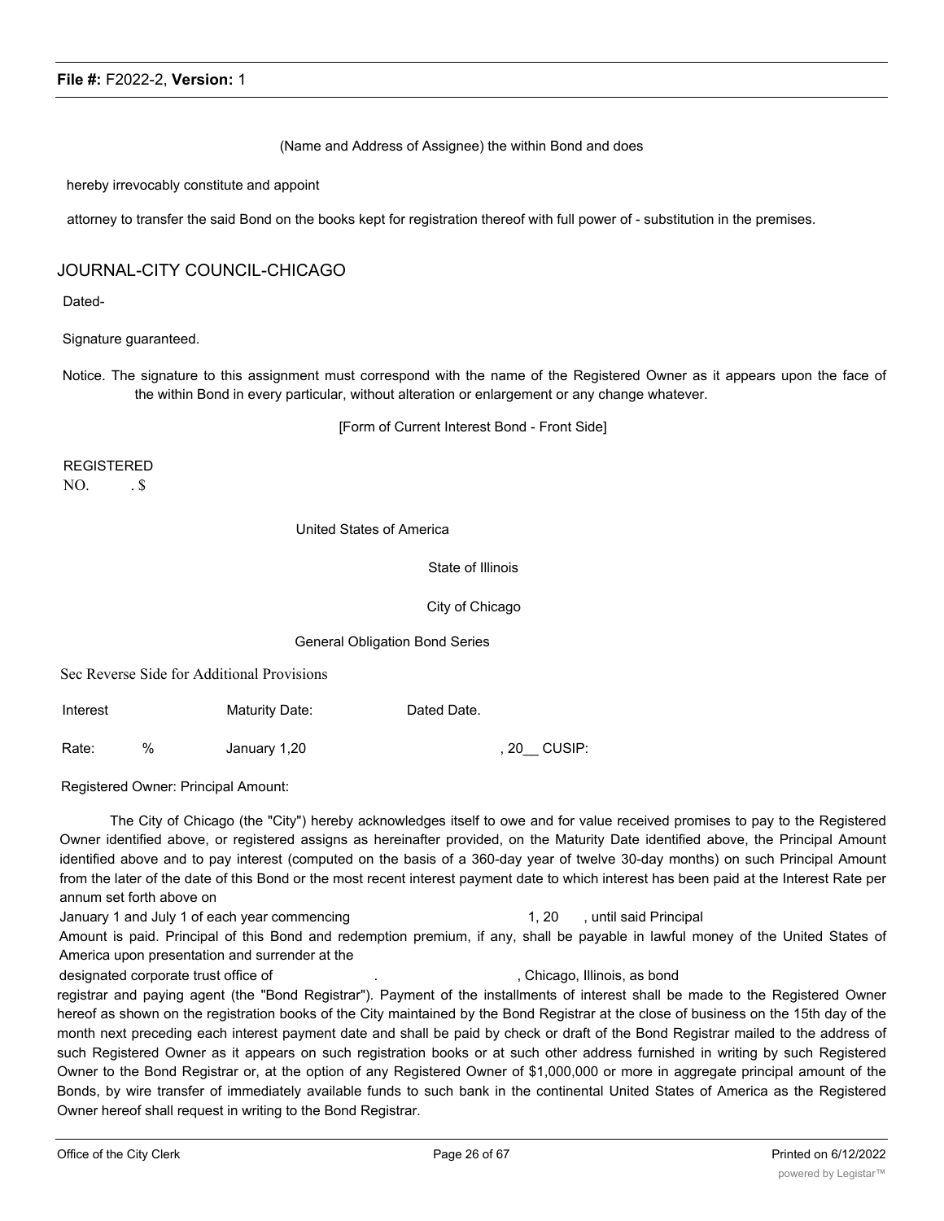(Name and Address of Assignee) the within Bond and does

hereby irrevocably constitute and appoint

attorney to transfer the said Bond on the books kept for registration thereof with full power of - substitution in the premises.

JOURNAL-CITY COUNCIL-CHICAGO

Dated-

Signature guaranteed.

Notice. The signature to this assignment must correspond with the name of the Registered Owner as it appears upon the face of the within Bond in every particular, without alteration or enlargement or any change whatever.

[Form of Current Interest Bond - Front Side]

REGISTERED
NO. . $

United States of America

State of Illinois

City of Chicago

General Obligation Bond Series

Sec Reverse Side for Additional Provisions

| Interest Rate: % | Maturity Date: January 1,20 | Dated Date. , 20__ | CUSIP: |
|---|---|---|---|

Registered Owner: Principal Amount:

The City of Chicago (the "City") hereby acknowledges itself to owe and for value received promises to pay to the Registered Owner identified above, or registered assigns as hereinafter provided, on the Maturity Date identified above, the Principal Amount identified above and to pay interest (computed on the basis of a 360-day year of twelve 30-day months) on such Principal Amount from the later of the date of this Bond or the most recent interest payment date to which interest has been paid at the Interest Rate per annum set forth above on January 1 and July 1 of each year commencing 1, 20 , until said Principal Amount is paid. Principal of this Bond and redemption premium, if any, shall be payable in lawful money of the United States of America upon presentation and surrender at the designated corporate trust office of . , Chicago, Illinois, as bond registrar and paying agent (the "Bond Registrar"). Payment of the installments of interest shall be made to the Registered Owner hereof as shown on the registration books of the City maintained by the Bond Registrar at the close of business on the 15th day of the month next preceding each interest payment date and shall be paid by check or draft of the Bond Registrar mailed to the address of such Registered Owner as it appears on such registration books or at such other address furnished in writing by such Registered Owner to the Bond Registrar or, at the option of any Registered Owner of $1,000,000 or more in aggregate principal amount of the Bonds, by wire transfer of immediately available funds to such bank in the continental United States of America as the Registered Owner hereof shall request in writing to the Bond Registrar.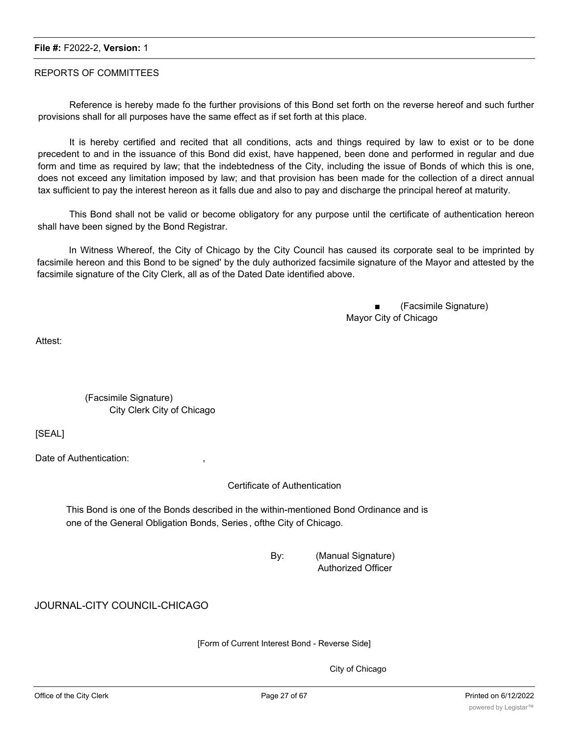REPORTS OF COMMITTEES

Reference is hereby made fo the further provisions of this Bond set forth on the reverse hereof and such further provisions shall for all purposes have the same effect as if set forth at this place.

It is hereby certified and recited that all conditions, acts and things required by law to exist or to be done precedent to and in the issuance of this Bond did exist, have happened, been done and performed in regular and due form and time as required by law; that the indebtedness of the City, including the issue of Bonds of which this is one, does not exceed any limitation imposed by law; and that provision has been made for the collection of a direct annual tax sufficient to pay the interest hereon as it falls due and also to pay and discharge the principal hereof at maturity.

This Bond shall not be valid or become obligatory for any purpose until the certificate of authentication hereon shall have been signed by the Bond Registrar.

In Witness Whereof, the City of Chicago by the City Council has caused its corporate seal to be imprinted by facsimile hereon and this Bond to be signed' by the duly authorized facsimile signature of the Mayor and attested by the facsimile signature of the City Clerk, all as of the Dated Date identified above.

■ (Facsimile Signature)
Mayor City of Chicago

Attest:

(Facsimile Signature)
City Clerk City of Chicago

[SEAL]

Date of Authentication: ,

Certificate of Authentication

This Bond is one of the Bonds described in the within-mentioned Bond Ordinance and is one of the General Obligation Bonds, Series , ofthe City of Chicago.

By: (Manual Signature)
Authorized Officer

JOURNAL-CITY COUNCIL-CHICAGO

[Form of Current Interest Bond - Reverse Side]

City of Chicago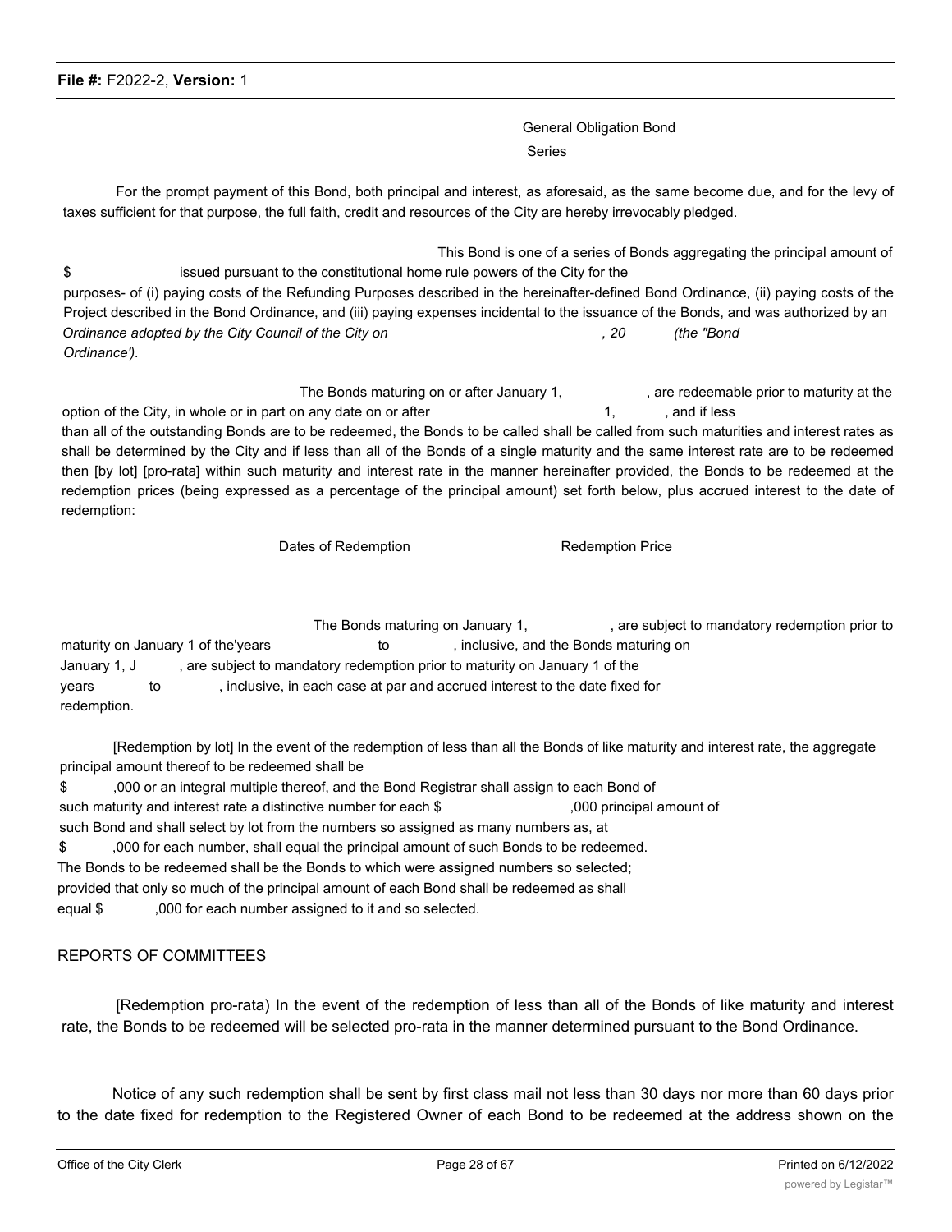General Obligation Bond

Series

For the prompt payment of this Bond, both principal and interest, as aforesaid, as the same become due, and for the levy of taxes sufficient for that purpose, the full faith, credit and resources of the City are hereby irrevocably pledged.

This Bond is one of a series of Bonds aggregating the principal amount of $ issued pursuant to the constitutional home rule powers of the City for the purposes- of (i) paying costs of the Refunding Purposes described in the hereinafter-defined Bond Ordinance, (ii) paying costs of the Project described in the Bond Ordinance, and (iii) paying expenses incidental to the issuance of the Bonds, and was authorized by an *Ordinance adopted by the City Council of the City on , 20 (the "Bond Ordinance').*

The Bonds maturing on or after January 1, , are redeemable prior to maturity at the option of the City, in whole or in part on any date on or after 1, , and if less than all of the outstanding Bonds are to be redeemed, the Bonds to be called shall be called from such maturities and interest rates as shall be determined by the City and if less than all of the Bonds of a single maturity and the same interest rate are to be redeemed then [by lot] [pro-rata] within such maturity and interest rate in the manner hereinafter provided, the Bonds to be redeemed at the redemption prices (being expressed as a percentage of the principal amount) set forth below, plus accrued interest to the date of redemption:

| Dates of Redemption | Redemption Price |
|---|---|

The Bonds maturing on January 1, , are subject to mandatory redemption prior to maturity on January 1 of the'years to , inclusive, and the Bonds maturing on January 1, J , are subject to mandatory redemption prior to maturity on January 1 of the years to , inclusive, in each case at par and accrued interest to the date fixed for redemption.

[Redemption by lot] In the event of the redemption of less than all the Bonds of like maturity and interest rate, the aggregate principal amount thereof to be redeemed shall be $ ,000 or an integral multiple thereof, and the Bond Registrar shall assign to each Bond of such maturity and interest rate a distinctive number for each $ ,000 principal amount of such Bond and shall select by lot from the numbers so assigned as many numbers as, at $ ,000 for each number, shall equal the principal amount of such Bonds to be redeemed. The Bonds to be redeemed shall be the Bonds to which were assigned numbers so selected; provided that only so much of the principal amount of each Bond shall be redeemed as shall equal $ ,000 for each number assigned to it and so selected.

REPORTS OF COMMITTEES

[Redemption pro-rata) In the event of the redemption of less than all of the Bonds of like maturity and interest rate, the Bonds to be redeemed will be selected pro-rata in the manner determined pursuant to the Bond Ordinance.

Notice of any such redemption shall be sent by first class mail not less than 30 days nor more than 60 days prior to the date fixed for redemption to the Registered Owner of each Bond to be redeemed at the address shown on the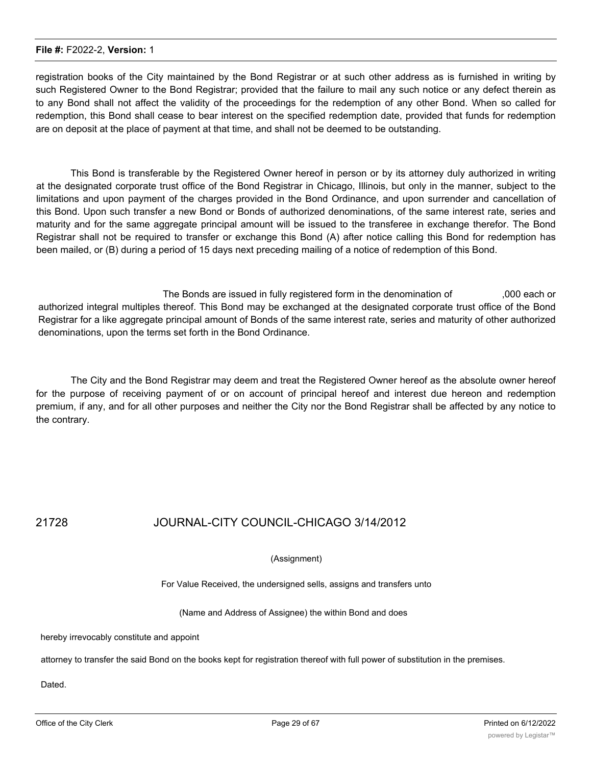registration books of the City maintained by the Bond Registrar or at such other address as is furnished in writing by such Registered Owner to the Bond Registrar; provided that the failure to mail any such notice or any defect therein as to any Bond shall not affect the validity of the proceedings for the redemption of any other Bond. When so called for redemption, this Bond shall cease to bear interest on the specified redemption date, provided that funds for redemption are on deposit at the place of payment at that time, and shall not be deemed to be outstanding.

This Bond is transferable by the Registered Owner hereof in person or by its attorney duly authorized in writing at the designated corporate trust office of the Bond Registrar in Chicago, Illinois, but only in the manner, subject to the limitations and upon payment of the charges provided in the Bond Ordinance, and upon surrender and cancellation of this Bond. Upon such transfer a new Bond or Bonds of authorized denominations, of the same interest rate, series and maturity and for the same aggregate principal amount will be issued to the transferee in exchange therefor. The Bond Registrar shall not be required to transfer or exchange this Bond (A) after notice calling this Bond for redemption has been mailed, or (B) during a period of 15 days next preceding mailing of a notice of redemption of this Bond.

The Bonds are issued in fully registered form in the denomination of ,000 each or authorized integral multiples thereof. This Bond may be exchanged at the designated corporate trust office of the Bond Registrar for a like aggregate principal amount of Bonds of the same interest rate, series and maturity of other authorized denominations, upon the terms set forth in the Bond Ordinance.

The City and the Bond Registrar may deem and treat the Registered Owner hereof as the absolute owner hereof for the purpose of receiving payment of or on account of principal hereof and interest due hereon and redemption premium, if any, and for all other purposes and neither the City nor the Bond Registrar shall be affected by any notice to the contrary.

21728 JOURNAL-CITY COUNCIL-CHICAGO 3/14/2012

(Assignment)

For Value Received, the undersigned sells, assigns and transfers unto

(Name and Address of Assignee) the within Bond and does

hereby irrevocably constitute and appoint

attorney to transfer the said Bond on the books kept for registration thereof with full power of substitution in the premises.

Dated.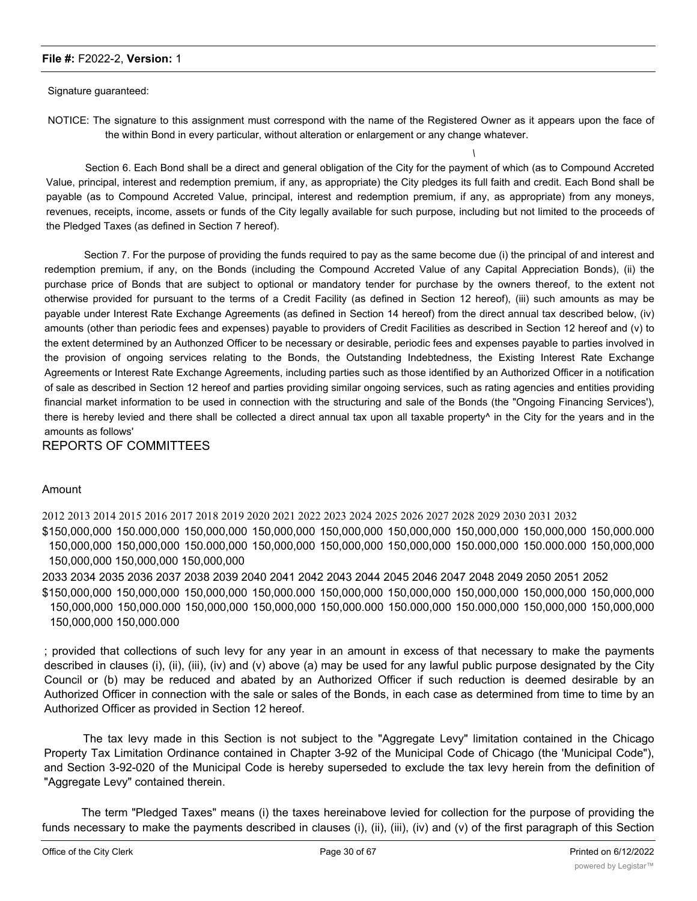Signature guaranteed:

NOTICE: The signature to this assignment must correspond with the name of the Registered Owner as it appears upon the face of the within Bond in every particular, without alteration or enlargement or any change whatever.

Section 6. Each Bond shall be a direct and general obligation of the City for the payment of which (as to Compound Accreted Value, principal, interest and redemption premium, if any, as appropriate) the City pledges its full faith and credit. Each Bond shall be payable (as to Compound Accreted Value, principal, interest and redemption premium, if any, as appropriate) from any moneys, revenues, receipts, income, assets or funds of the City legally available for such purpose, including but not limited to the proceeds of the Pledged Taxes (as defined in Section 7 hereof).

Section 7. For the purpose of providing the funds required to pay as the same become due (i) the principal of and interest and redemption premium, if any, on the Bonds (including the Compound Accreted Value of any Capital Appreciation Bonds), (ii) the purchase price of Bonds that are subject to optional or mandatory tender for purchase by the owners thereof, to the extent not otherwise provided for pursuant to the terms of a Credit Facility (as defined in Section 12 hereof), (iii) such amounts as may be payable under Interest Rate Exchange Agreements (as defined in Section 14 hereof) from the direct annual tax described below, (iv) amounts (other than periodic fees and expenses) payable to providers of Credit Facilities as described in Section 12 hereof and (v) to the extent determined by an Authonzed Officer to be necessary or desirable, periodic fees and expenses payable to parties involved in the provision of ongoing services relating to the Bonds, the Outstanding Indebtedness, the Existing Interest Rate Exchange Agreements or Interest Rate Exchange Agreements, including parties such as those identified by an Authorized Officer in a notification of sale as described in Section 12 hereof and parties providing similar ongoing services, such as rating agencies and entities providing financial market information to be used in connection with the structuring and sale of the Bonds (the "Ongoing Financing Services'), there is hereby levied and there shall be collected a direct annual tax upon all taxable property^ in the City for the years and in the amounts as follows'

REPORTS OF COMMITTEES

| Year | Amount |
|---|---|
| 2012 | $150,000,000 |
| 2013 | 150.000,000 |
| 2014 | 150,000,000 |
| 2015 | 150,000,000 |
| 2016 | 150,000,000 |
| 2017 | 150,000,000 |
| 2018 | 150,000,000 |
| 2019 | 150,000,000 |
| 2020 | 150,000.000 |
| 2021 | 150,000,000 |
| 2022 | 150,000,000 |
| 2023 | 150.000,000 |
| 2024 | 150,000,000 |
| 2025 | 150,000,000 |
| 2026 | 150,000,000 |
| 2027 | 150.000,000 |
| 2028 | 150.000.000 |
| 2029 | 150,000,000 |
| 2030 | 150,000,000 |
| 2031 | 150,000,000 |
| 2032 | 150,000,000 |
| 2033 | $150,000,000 |
| 2034 | 150,000,000 |
| 2035 | 150,000,000 |
| 2036 | 150,000.000 |
| 2037 | 150,000,000 |
| 2038 | 150,000,000 |
| 2039 | 150,000,000 |
| 2040 | 150,000,000 |
| 2041 | 150,000,000 |
| 2042 | 150,000,000 |
| 2043 | 150,000.000 |
| 2044 | 150,000,000 |
| 2045 | 150,000,000 |
| 2046 | 150,000.000 |
| 2047 | 150.000,000 |
| 2048 | 150.000,000 |
| 2049 | 150,000,000 |
| 2050 | 150,000,000 |
| 2051 | 150,000,000 |
| 2052 | 150,000.000 |

; provided that collections of such levy for any year in an amount in excess of that necessary to make the payments described in clauses (i), (ii), (iii), (iv) and (v) above (a) may be used for any lawful public purpose designated by the City Council or (b) may be reduced and abated by an Authorized Officer if such reduction is deemed desirable by an Authorized Officer in connection with the sale or sales of the Bonds, in each case as determined from time to time by an Authorized Officer as provided in Section 12 hereof.

The tax levy made in this Section is not subject to the "Aggregate Levy" limitation contained in the Chicago Property Tax Limitation Ordinance contained in Chapter 3-92 of the Municipal Code of Chicago (the 'Municipal Code"), and Section 3-92-020 of the Municipal Code is hereby superseded to exclude the tax levy herein from the definition of "Aggregate Levy" contained therein.

The term "Pledged Taxes" means (i) the taxes hereinabove levied for collection for the purpose of providing the funds necessary to make the payments described in clauses (i), (ii), (iii), (iv) and (v) of the first paragraph of this Section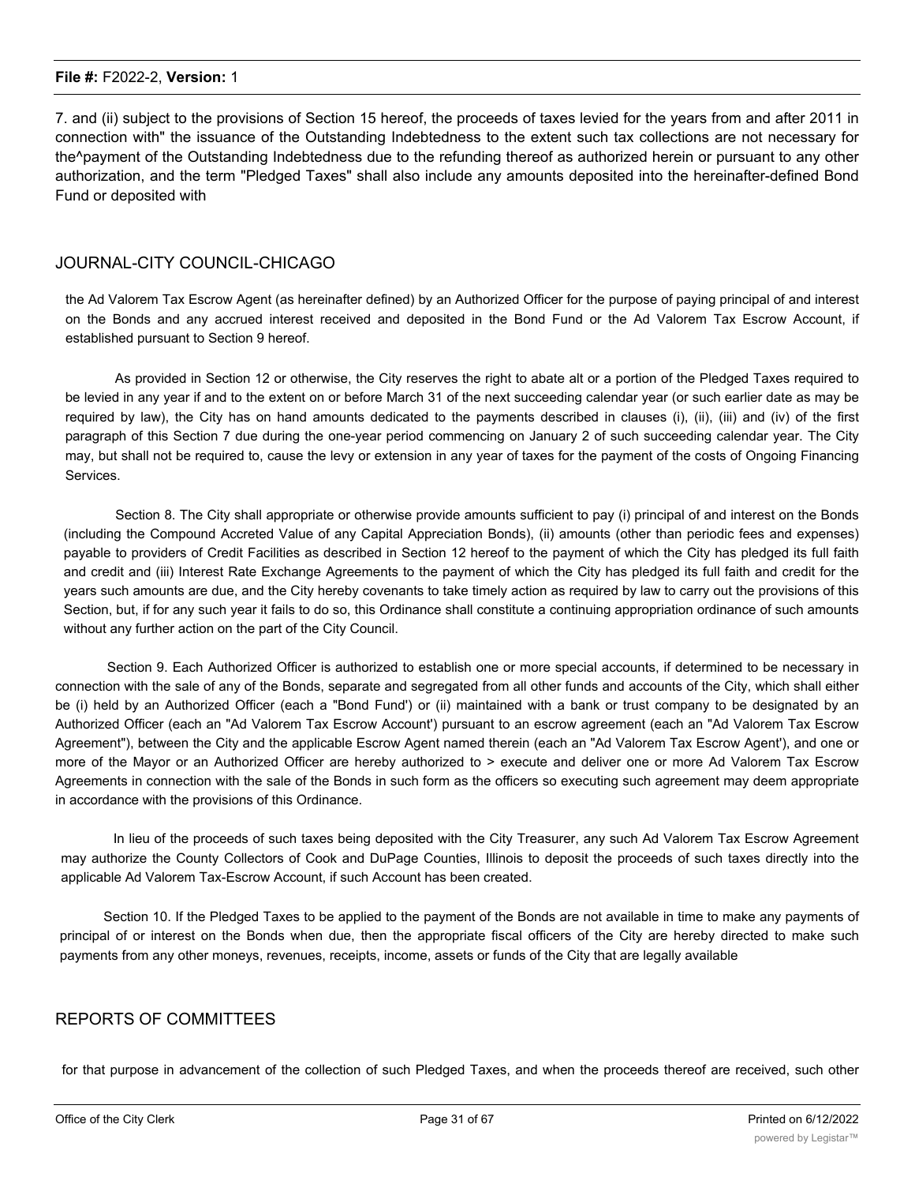7. and (ii) subject to the provisions of Section 15 hereof, the proceeds of taxes levied for the years from and after 2011 in connection with" the issuance of the Outstanding Indebtedness to the extent such tax collections are not necessary for the^payment of the Outstanding Indebtedness due to the refunding thereof as authorized herein or pursuant to any other authorization, and the term "Pledged Taxes" shall also include any amounts deposited into the hereinafter-defined Bond Fund or deposited with

JOURNAL-CITY COUNCIL-CHICAGO

the Ad Valorem Tax Escrow Agent (as hereinafter defined) by an Authorized Officer for the purpose of paying principal of and interest on the Bonds and any accrued interest received and deposited in the Bond Fund or the Ad Valorem Tax Escrow Account, if established pursuant to Section 9 hereof.

As provided in Section 12 or otherwise, the City reserves the right to abate alt or a portion of the Pledged Taxes required to be levied in any year if and to the extent on or before March 31 of the next succeeding calendar year (or such earlier date as may be required by law), the City has on hand amounts dedicated to the payments described in clauses (i), (ii), (iii) and (iv) of the first paragraph of this Section 7 due during the one-year period commencing on January 2 of such succeeding calendar year. The City may, but shall not be required to, cause the levy or extension in any year of taxes for the payment of the costs of Ongoing Financing Services.

Section 8. The City shall appropriate or otherwise provide amounts sufficient to pay (i) principal of and interest on the Bonds (including the Compound Accreted Value of any Capital Appreciation Bonds), (ii) amounts (other than periodic fees and expenses) payable to providers of Credit Facilities as described in Section 12 hereof to the payment of which the City has pledged its full faith and credit and (iii) Interest Rate Exchange Agreements to the payment of which the City has pledged its full faith and credit for the years such amounts are due, and the City hereby covenants to take timely action as required by law to carry out the provisions of this Section, but, if for any such year it fails to do so, this Ordinance shall constitute a continuing appropriation ordinance of such amounts without any further action on the part of the City Council.

Section 9. Each Authorized Officer is authorized to establish one or more special accounts, if determined to be necessary in connection with the sale of any of the Bonds, separate and segregated from all other funds and accounts of the City, which shall either be (i) held by an Authorized Officer (each a "Bond Fund') or (ii) maintained with a bank or trust company to be designated by an Authorized Officer (each an "Ad Valorem Tax Escrow Account') pursuant to an escrow agreement (each an "Ad Valorem Tax Escrow Agreement"), between the City and the applicable Escrow Agent named therein (each an "Ad Valorem Tax Escrow Agent'), and one or more of the Mayor or an Authorized Officer are hereby authorized to > execute and deliver one or more Ad Valorem Tax Escrow Agreements in connection with the sale of the Bonds in such form as the officers so executing such agreement may deem appropriate in accordance with the provisions of this Ordinance.

In lieu of the proceeds of such taxes being deposited with the City Treasurer, any such Ad Valorem Tax Escrow Agreement may authorize the County Collectors of Cook and DuPage Counties, Illinois to deposit the proceeds of such taxes directly into the applicable Ad Valorem Tax-Escrow Account, if such Account has been created.

Section 10. If the Pledged Taxes to be applied to the payment of the Bonds are not available in time to make any payments of principal of or interest on the Bonds when due, then the appropriate fiscal officers of the City are hereby directed to make such payments from any other moneys, revenues, receipts, income, assets or funds of the City that are legally available

REPORTS OF COMMITTEES

for that purpose in advancement of the collection of such Pledged Taxes, and when the proceeds thereof are received, such other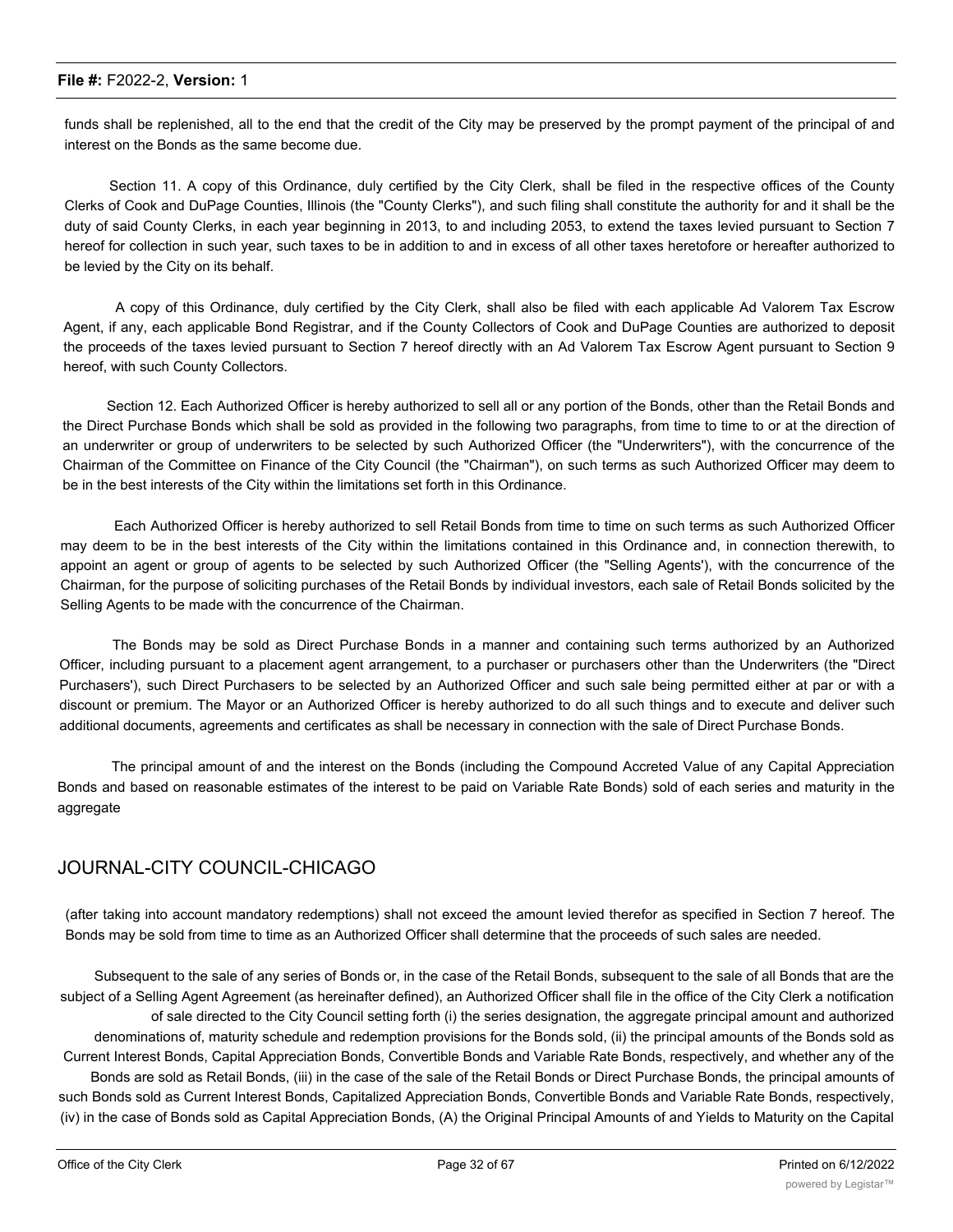funds shall be replenished, all to the end that the credit of the City may be preserved by the prompt payment of the principal of and interest on the Bonds as the same become due.

Section 11. A copy of this Ordinance, duly certified by the City Clerk, shall be filed in the respective offices of the County Clerks of Cook and DuPage Counties, Illinois (the "County Clerks"), and such filing shall constitute the authority for and it shall be the duty of said County Clerks, in each year beginning in 2013, to and including 2053, to extend the taxes levied pursuant to Section 7 hereof for collection in such year, such taxes to be in addition to and in excess of all other taxes heretofore or hereafter authorized to be levied by the City on its behalf.

A copy of this Ordinance, duly certified by the City Clerk, shall also be filed with each applicable Ad Valorem Tax Escrow Agent, if any, each applicable Bond Registrar, and if the County Collectors of Cook and DuPage Counties are authorized to deposit the proceeds of the taxes levied pursuant to Section 7 hereof directly with an Ad Valorem Tax Escrow Agent pursuant to Section 9 hereof, with such County Collectors.

Section 12. Each Authorized Officer is hereby authorized to sell all or any portion of the Bonds, other than the Retail Bonds and the Direct Purchase Bonds which shall be sold as provided in the following two paragraphs, from time to time to or at the direction of an underwriter or group of underwriters to be selected by such Authorized Officer (the "Underwriters"), with the concurrence of the Chairman of the Committee on Finance of the City Council (the "Chairman"), on such terms as such Authorized Officer may deem to be in the best interests of the City within the limitations set forth in this Ordinance.

Each Authorized Officer is hereby authorized to sell Retail Bonds from time to time on such terms as such Authorized Officer may deem to be in the best interests of the City within the limitations contained in this Ordinance and, in connection therewith, to appoint an agent or group of agents to be selected by such Authorized Officer (the "Selling Agents'), with the concurrence of the Chairman, for the purpose of soliciting purchases of the Retail Bonds by individual investors, each sale of Retail Bonds solicited by the Selling Agents to be made with the concurrence of the Chairman.

The Bonds may be sold as Direct Purchase Bonds in a manner and containing such terms authorized by an Authorized Officer, including pursuant to a placement agent arrangement, to a purchaser or purchasers other than the Underwriters (the "Direct Purchasers'), such Direct Purchasers to be selected by an Authorized Officer and such sale being permitted either at par or with a discount or premium. The Mayor or an Authorized Officer is hereby authorized to do all such things and to execute and deliver such additional documents, agreements and certificates as shall be necessary in connection with the sale of Direct Purchase Bonds.

The principal amount of and the interest on the Bonds (including the Compound Accreted Value of any Capital Appreciation Bonds and based on reasonable estimates of the interest to be paid on Variable Rate Bonds) sold of each series and maturity in the aggregate

JOURNAL-CITY COUNCIL-CHICAGO

(after taking into account mandatory redemptions) shall not exceed the amount levied therefor as specified in Section 7 hereof. The Bonds may be sold from time to time as an Authorized Officer shall determine that the proceeds of such sales are needed.

Subsequent to the sale of any series of Bonds or, in the case of the Retail Bonds, subsequent to the sale of all Bonds that are the subject of a Selling Agent Agreement (as hereinafter defined), an Authorized Officer shall file in the office of the City Clerk a notification of sale directed to the City Council setting forth (i) the series designation, the aggregate principal amount and authorized denominations of, maturity schedule and redemption provisions for the Bonds sold, (ii) the principal amounts of the Bonds sold as Current Interest Bonds, Capital Appreciation Bonds, Convertible Bonds and Variable Rate Bonds, respectively, and whether any of the Bonds are sold as Retail Bonds, (iii) in the case of the sale of the Retail Bonds or Direct Purchase Bonds, the principal amounts of such Bonds sold as Current Interest Bonds, Capitalized Appreciation Bonds, Convertible Bonds and Variable Rate Bonds, respectively, (iv) in the case of Bonds sold as Capital Appreciation Bonds, (A) the Original Principal Amounts of and Yields to Maturity on the Capital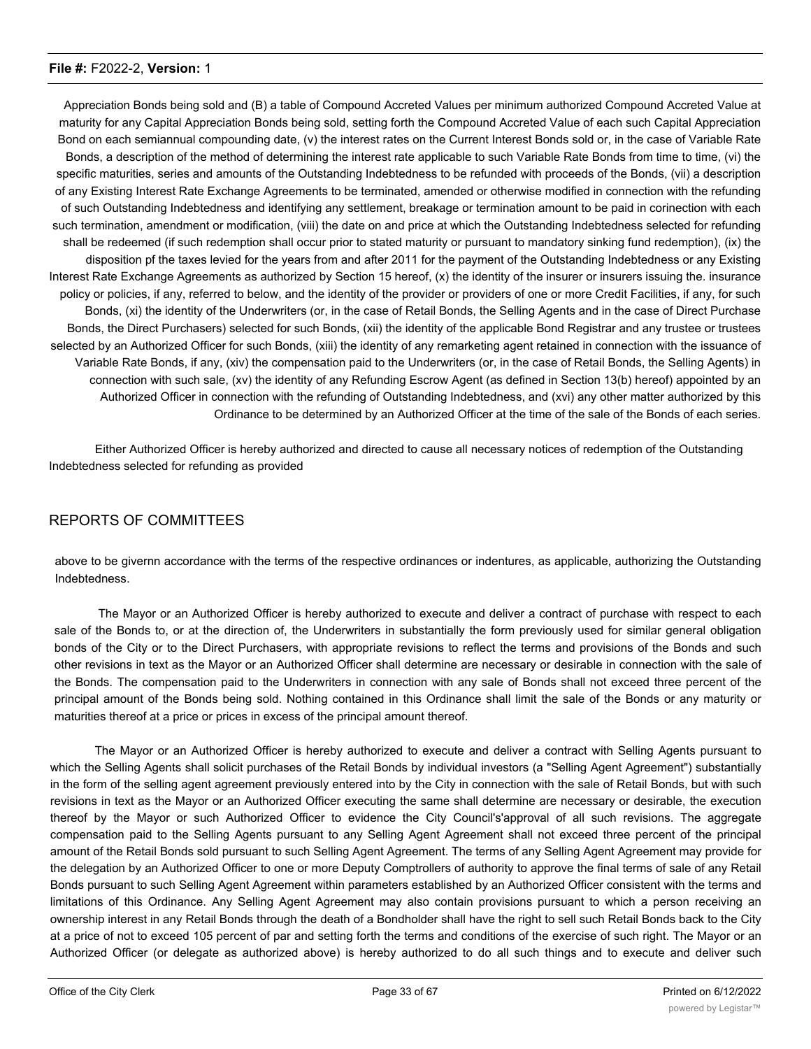Appreciation Bonds being sold and (B) a table of Compound Accreted Values per minimum authorized Compound Accreted Value at maturity for any Capital Appreciation Bonds being sold, setting forth the Compound Accreted Value of each such Capital Appreciation Bond on each semiannual compounding date, (v) the interest rates on the Current Interest Bonds sold or, in the case of Variable Rate Bonds, a description of the method of determining the interest rate applicable to such Variable Rate Bonds from time to time, (vi) the specific maturities, series and amounts of the Outstanding Indebtedness to be refunded with proceeds of the Bonds, (vii) a description of any Existing Interest Rate Exchange Agreements to be terminated, amended or otherwise modified in connection with the refunding of such Outstanding Indebtedness and identifying any settlement, breakage or termination amount to be paid in corinection with each such termination, amendment or modification, (viii) the date on and price at which the Outstanding Indebtedness selected for refunding shall be redeemed (if such redemption shall occur prior to stated maturity or pursuant to mandatory sinking fund redemption), (ix) the disposition pf the taxes levied for the years from and after 2011 for the payment of the Outstanding Indebtedness or any Existing Interest Rate Exchange Agreements as authorized by Section 15 hereof, (x) the identity of the insurer or insurers issuing the. insurance policy or policies, if any, referred to below, and the identity of the provider or providers of one or more Credit Facilities, if any, for such Bonds, (xi) the identity of the Underwriters (or, in the case of Retail Bonds, the Selling Agents and in the case of Direct Purchase Bonds, the Direct Purchasers) selected for such Bonds, (xii) the identity of the applicable Bond Registrar and any trustee or trustees selected by an Authorized Officer for such Bonds, (xiii) the identity of any remarketing agent retained in connection with the issuance of Variable Rate Bonds, if any, (xiv) the compensation paid to the Underwriters (or, in the case of Retail Bonds, the Selling Agents) in connection with such sale, (xv) the identity of any Refunding Escrow Agent (as defined in Section 13(b) hereof) appointed by an Authorized Officer in connection with the refunding of Outstanding Indebtedness, and (xvi) any other matter authorized by this Ordinance to be determined by an Authorized Officer at the time of the sale of the Bonds of each series.

Either Authorized Officer is hereby authorized and directed to cause all necessary notices of redemption of the Outstanding Indebtedness selected for refunding as provided

## REPORTS OF COMMITTEES

above to be givernn accordance with the terms of the respective ordinances or indentures, as applicable, authorizing the Outstanding Indebtedness.

The Mayor or an Authorized Officer is hereby authorized to execute and deliver a contract of purchase with respect to each sale of the Bonds to, or at the direction of, the Underwriters in substantially the form previously used for similar general obligation bonds of the City or to the Direct Purchasers, with appropriate revisions to reflect the terms and provisions of the Bonds and such other revisions in text as the Mayor or an Authorized Officer shall determine are necessary or desirable in connection with the sale of the Bonds. The compensation paid to the Underwriters in connection with any sale of Bonds shall not exceed three percent of the principal amount of the Bonds being sold. Nothing contained in this Ordinance shall limit the sale of the Bonds or any maturity or maturities thereof at a price or prices in excess of the principal amount thereof.

The Mayor or an Authorized Officer is hereby authorized to execute and deliver a contract with Selling Agents pursuant to which the Selling Agents shall solicit purchases of the Retail Bonds by individual investors (a "Selling Agent Agreement") substantially in the form of the selling agent agreement previously entered into by the City in connection with the sale of Retail Bonds, but with such revisions in text as the Mayor or an Authorized Officer executing the same shall determine are necessary or desirable, the execution thereof by the Mayor or such Authorized Officer to evidence the City Council's'approval of all such revisions. The aggregate compensation paid to the Selling Agents pursuant to any Selling Agent Agreement shall not exceed three percent of the principal amount of the Retail Bonds sold pursuant to such Selling Agent Agreement. The terms of any Selling Agent Agreement may provide for the delegation by an Authorized Officer to one or more Deputy Comptrollers of authority to approve the final terms of sale of any Retail Bonds pursuant to such Selling Agent Agreement within parameters established by an Authorized Officer consistent with the terms and limitations of this Ordinance. Any Selling Agent Agreement may also contain provisions pursuant to which a person receiving an ownership interest in any Retail Bonds through the death of a Bondholder shall have the right to sell such Retail Bonds back to the City at a price of not to exceed 105 percent of par and setting forth the terms and conditions of the exercise of such right. The Mayor or an Authorized Officer (or delegate as authorized above) is hereby authorized to do all such things and to execute and deliver such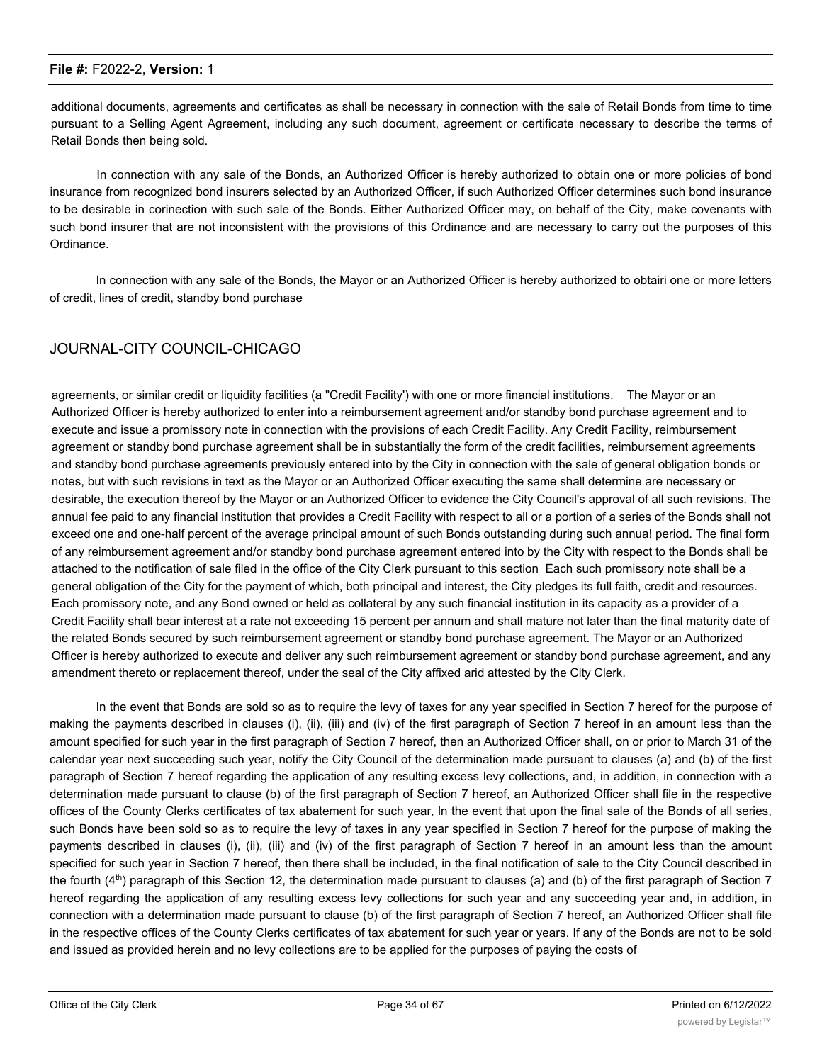additional documents, agreements and certificates as shall be necessary in connection with the sale of Retail Bonds from time to time pursuant to a Selling Agent Agreement, including any such document, agreement or certificate necessary to describe the terms of Retail Bonds then being sold.

In connection with any sale of the Bonds, an Authorized Officer is hereby authorized to obtain one or more policies of bond insurance from recognized bond insurers selected by an Authorized Officer, if such Authorized Officer determines such bond insurance to be desirable in corinection with such sale of the Bonds. Either Authorized Officer may, on behalf of the City, make covenants with such bond insurer that are not inconsistent with the provisions of this Ordinance and are necessary to carry out the purposes of this Ordinance.

In connection with any sale of the Bonds, the Mayor or an Authorized Officer is hereby authorized to obtairi one or more letters of credit, lines of credit, standby bond purchase

JOURNAL-CITY COUNCIL-CHICAGO

agreements, or similar credit or liquidity facilities (a "Credit Facility') with one or more financial institutions. The Mayor or an Authorized Officer is hereby authorized to enter into a reimbursement agreement and/or standby bond purchase agreement and to execute and issue a promissory note in connection with the provisions of each Credit Facility. Any Credit Facility, reimbursement agreement or standby bond purchase agreement shall be in substantially the form of the credit facilities, reimbursement agreements and standby bond purchase agreements previously entered into by the City in connection with the sale of general obligation bonds or notes, but with such revisions in text as the Mayor or an Authorized Officer executing the same shall determine are necessary or desirable, the execution thereof by the Mayor or an Authorized Officer to evidence the City Council's approval of all such revisions. The annual fee paid to any financial institution that provides a Credit Facility with respect to all or a portion of a series of the Bonds shall not exceed one and one-half percent of the average principal amount of such Bonds outstanding during such annua! period. The final form of any reimbursement agreement and/or standby bond purchase agreement entered into by the City with respect to the Bonds shall be attached to the notification of sale filed in the office of the City Clerk pursuant to this section Each such promissory note shall be a general obligation of the City for the payment of which, both principal and interest, the City pledges its full faith, credit and resources. Each promissory note, and any Bond owned or held as collateral by any such financial institution in its capacity as a provider of a Credit Facility shall bear interest at a rate not exceeding 15 percent per annum and shall mature not later than the final maturity date of the related Bonds secured by such reimbursement agreement or standby bond purchase agreement. The Mayor or an Authorized Officer is hereby authorized to execute and deliver any such reimbursement agreement or standby bond purchase agreement, and any amendment thereto or replacement thereof, under the seal of the City affixed arid attested by the City Clerk.

In the event that Bonds are sold so as to require the levy of taxes for any year specified in Section 7 hereof for the purpose of making the payments described in clauses (i), (ii), (iii) and (iv) of the first paragraph of Section 7 hereof in an amount less than the amount specified for such year in the first paragraph of Section 7 hereof, then an Authorized Officer shall, on or prior to March 31 of the calendar year next succeeding such year, notify the City Council of the determination made pursuant to clauses (a) and (b) of the first paragraph of Section 7 hereof regarding the application of any resulting excess levy collections, and, in addition, in connection with a determination made pursuant to clause (b) of the first paragraph of Section 7 hereof, an Authorized Officer shall file in the respective offices of the County Clerks certificates of tax abatement for such year, In the event that upon the final sale of the Bonds of all series, such Bonds have been sold so as to require the levy of taxes in any year specified in Section 7 hereof for the purpose of making the payments described in clauses (i), (ii), (iii) and (iv) of the first paragraph of Section 7 hereof in an amount less than the amount specified for such year in Section 7 hereof, then there shall be included, in the final notification of sale to the City Council described in the fourth (4th) paragraph of this Section 12, the determination made pursuant to clauses (a) and (b) of the first paragraph of Section 7 hereof regarding the application of any resulting excess levy collections for such year and any succeeding year and, in addition, in connection with a determination made pursuant to clause (b) of the first paragraph of Section 7 hereof, an Authorized Officer shall file in the respective offices of the County Clerks certificates of tax abatement for such year or years. If any of the Bonds are not to be sold and issued as provided herein and no levy collections are to be applied for the purposes of paying the costs of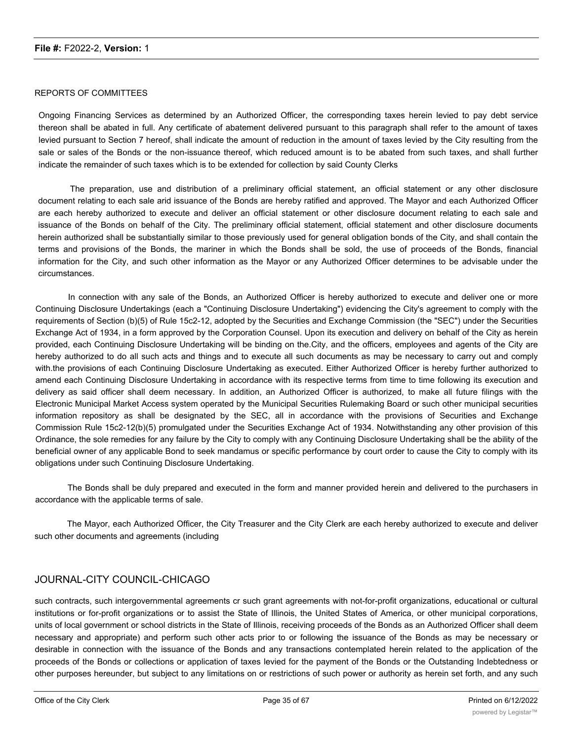REPORTS OF COMMITTEES

Ongoing Financing Services as determined by an Authorized Officer, the corresponding taxes herein levied to pay debt service thereon shall be abated in full. Any certificate of abatement delivered pursuant to this paragraph shall refer to the amount of taxes levied pursuant to Section 7 hereof, shall indicate the amount of reduction in the amount of taxes levied by the City resulting from the sale or sales of the Bonds or the non-issuance thereof, which reduced amount is to be abated from such taxes, and shall further indicate the remainder of such taxes which is to be extended for collection by said County Clerks

The preparation, use and distribution of a preliminary official statement, an official statement or any other disclosure document relating to each sale arid issuance of the Bonds are hereby ratified and approved. The Mayor and each Authorized Officer are each hereby authorized to execute and deliver an official statement or other disclosure document relating to each sale and issuance of the Bonds on behalf of the City. The preliminary official statement, official statement and other disclosure documents herein authorized shall be substantially similar to those previously used for general obligation bonds of the City, and shall contain the terms and provisions of the Bonds, the mariner in which the Bonds shall be sold, the use of proceeds of the Bonds, financial information for the City, and such other information as the Mayor or any Authorized Officer determines to be advisable under the circumstances.

In connection with any sale of the Bonds, an Authorized Officer is hereby authorized to execute and deliver one or more Continuing Disclosure Undertakings (each a "Continuing Disclosure Undertaking") evidencing the City's agreement to comply with the requirements of Section (b)(5) of Rule 15c2-12, adopted by the Securities and Exchange Commission (the "SEC") under the Securities Exchange Act of 1934, in a form approved by the Corporation Counsel. Upon its execution and delivery on behalf of the City as herein provided, each Continuing Disclosure Undertaking will be binding on the.City, and the officers, employees and agents of the City are hereby authorized to do all such acts and things and to execute all such documents as may be necessary to carry out and comply with.the provisions of each Continuing Disclosure Undertaking as executed. Either Authorized Officer is hereby further authorized to amend each Continuing Disclosure Undertaking in accordance with its respective terms from time to time following its execution and delivery as said officer shall deem necessary. In addition, an Authorized Officer is authorized, to make all future filings with the Electronic Municipal Market Access system operated by the Municipal Securities Rulemaking Board or such other municipal securities information repository as shall be designated by the SEC, all in accordance with the provisions of Securities and Exchange Commission Rule 15c2-12(b)(5) promulgated under the Securities Exchange Act of 1934. Notwithstanding any other provision of this Ordinance, the sole remedies for any failure by the City to comply with any Continuing Disclosure Undertaking shall be the ability of the beneficial owner of any applicable Bond to seek mandamus or specific performance by court order to cause the City to comply with its obligations under such Continuing Disclosure Undertaking.

The Bonds shall be duly prepared and executed in the form and manner provided herein and delivered to the purchasers in accordance with the applicable terms of sale.

The Mayor, each Authorized Officer, the City Treasurer and the City Clerk are each hereby authorized to execute and deliver such other documents and agreements (including

JOURNAL-CITY COUNCIL-CHICAGO

such contracts, such intergovernmental agreements cr such grant agreements with not-for-profit organizations, educational or cultural institutions or for-profit organizations or to assist the State of Illinois, the United States of America, or other municipal corporations, units of local government or school districts in the State of Illinois, receiving proceeds of the Bonds as an Authorized Officer shall deem necessary and appropriate) and perform such other acts prior to or following the issuance of the Bonds as may be necessary or desirable in connection with the issuance of the Bonds and any transactions contemplated herein related to the application of the proceeds of the Bonds or collections or application of taxes levied for the payment of the Bonds or the Outstanding Indebtedness or other purposes hereunder, but subject to any limitations on or restrictions of such power or authority as herein set forth, and any such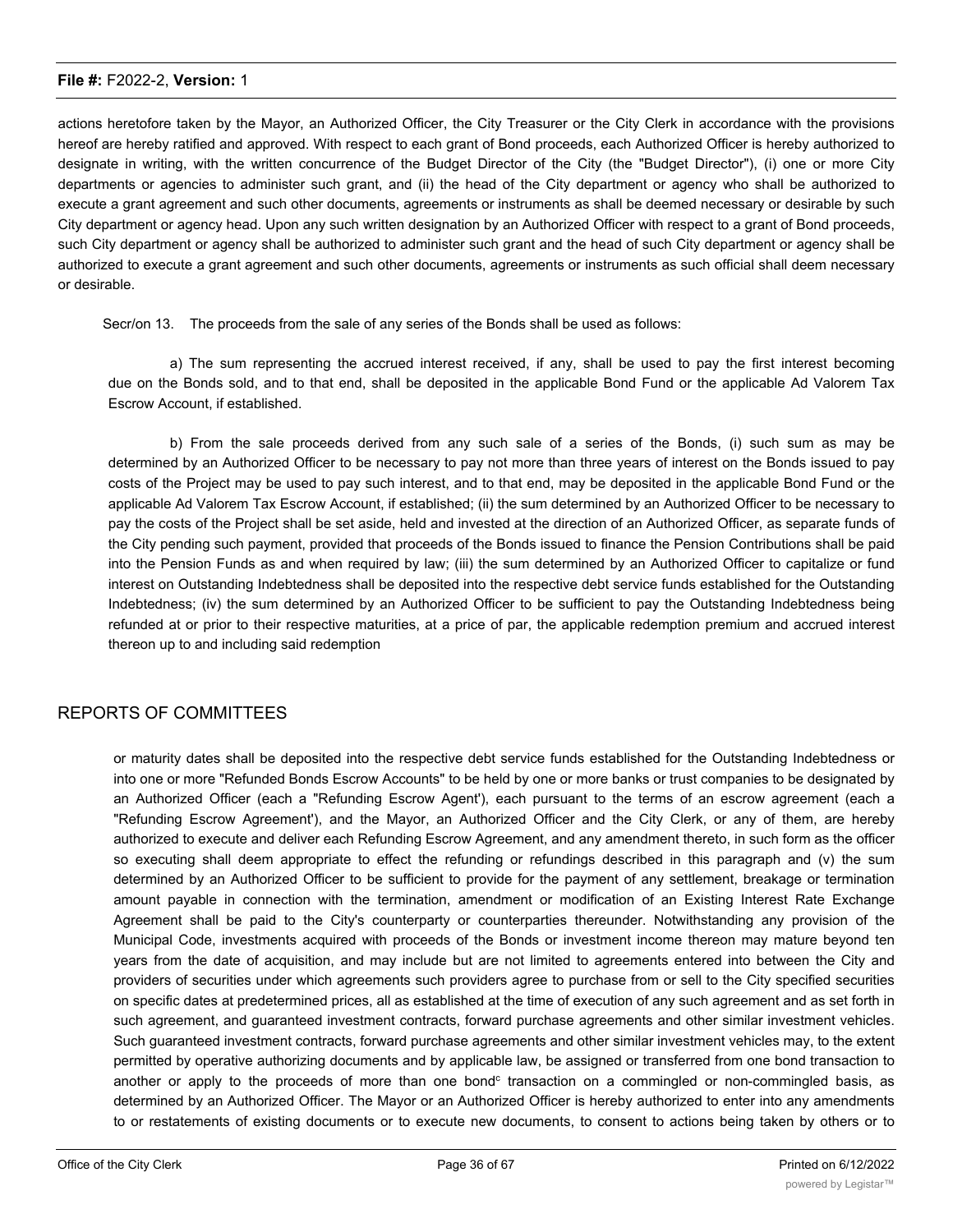actions heretofore taken by the Mayor, an Authorized Officer, the City Treasurer or the City Clerk in accordance with the provisions hereof are hereby ratified and approved. With respect to each grant of Bond proceeds, each Authorized Officer is hereby authorized to designate in writing, with the written concurrence of the Budget Director of the City (the "Budget Director"), (i) one or more City departments or agencies to administer such grant, and (ii) the head of the City department or agency who shall be authorized to execute a grant agreement and such other documents, agreements or instruments as shall be deemed necessary or desirable by such City department or agency head. Upon any such written designation by an Authorized Officer with respect to a grant of Bond proceeds, such City department or agency shall be authorized to administer such grant and the head of such City department or agency shall be authorized to execute a grant agreement and such other documents, agreements or instruments as such official shall deem necessary or desirable.

Secr/on 13. The proceeds from the sale of any series of the Bonds shall be used as follows:

a) The sum representing the accrued interest received, if any, shall be used to pay the first interest becoming due on the Bonds sold, and to that end, shall be deposited in the applicable Bond Fund or the applicable Ad Valorem Tax Escrow Account, if established.

b) From the sale proceeds derived from any such sale of a series of the Bonds, (i) such sum as may be determined by an Authorized Officer to be necessary to pay not more than three years of interest on the Bonds issued to pay costs of the Project may be used to pay such interest, and to that end, may be deposited in the applicable Bond Fund or the applicable Ad Valorem Tax Escrow Account, if established; (ii) the sum determined by an Authorized Officer to be necessary to pay the costs of the Project shall be set aside, held and invested at the direction of an Authorized Officer, as separate funds of the City pending such payment, provided that proceeds of the Bonds issued to finance the Pension Contributions shall be paid into the Pension Funds as and when required by law; (iii) the sum determined by an Authorized Officer to capitalize or fund interest on Outstanding Indebtedness shall be deposited into the respective debt service funds established for the Outstanding Indebtedness; (iv) the sum determined by an Authorized Officer to be sufficient to pay the Outstanding Indebtedness being refunded at or prior to their respective maturities, at a price of par, the applicable redemption premium and accrued interest thereon up to and including said redemption

## REPORTS OF COMMITTEES

or maturity dates shall be deposited into the respective debt service funds established for the Outstanding Indebtedness or into one or more "Refunded Bonds Escrow Accounts" to be held by one or more banks or trust companies to be designated by an Authorized Officer (each a "Refunding Escrow Agent'), each pursuant to the terms of an escrow agreement (each a "Refunding Escrow Agreement'), and the Mayor, an Authorized Officer and the City Clerk, or any of them, are hereby authorized to execute and deliver each Refunding Escrow Agreement, and any amendment thereto, in such form as the officer so executing shall deem appropriate to effect the refunding or refundings described in this paragraph and (v) the sum determined by an Authorized Officer to be sufficient to provide for the payment of any settlement, breakage or termination amount payable in connection with the termination, amendment or modification of an Existing Interest Rate Exchange Agreement shall be paid to the City's counterparty or counterparties thereunder. Notwithstanding any provision of the Municipal Code, investments acquired with proceeds of the Bonds or investment income thereon may mature beyond ten years from the date of acquisition, and may include but are not limited to agreements entered into between the City and providers of securities under which agreements such providers agree to purchase from or sell to the City specified securities on specific dates at predetermined prices, all as established at the time of execution of any such agreement and as set forth in such agreement, and guaranteed investment contracts, forward purchase agreements and other similar investment vehicles. Such guaranteed investment contracts, forward purchase agreements and other similar investment vehicles may, to the extent permitted by operative authorizing documents and by applicable law, be assigned or transferred from one bond transaction to another or apply to the proceeds of more than one bond[c] transaction on a commingled or non-commingled basis, as determined by an Authorized Officer. The Mayor or an Authorized Officer is hereby authorized to enter into any amendments to or restatements of existing documents or to execute new documents, to consent to actions being taken by others or to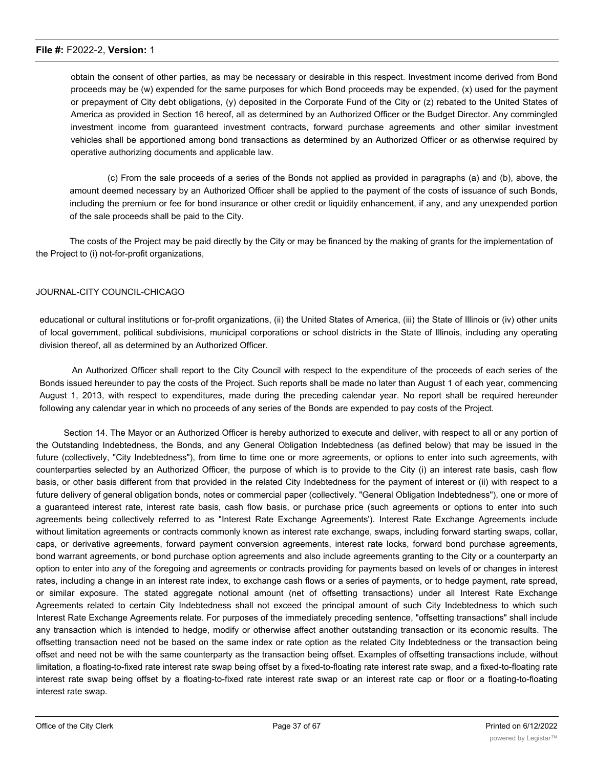obtain the consent of other parties, as may be necessary or desirable in this respect. Investment income derived from Bond proceeds may be (w) expended for the same purposes for which Bond proceeds may be expended, (x) used for the payment or prepayment of City debt obligations, (y) deposited in the Corporate Fund of the City or (z) rebated to the United States of America as provided in Section 16 hereof, all as determined by an Authorized Officer or the Budget Director. Any commingled investment income from guaranteed investment contracts, forward purchase agreements and other similar investment vehicles shall be apportioned among bond transactions as determined by an Authorized Officer or as otherwise required by operative authorizing documents and applicable law.

(c) From the sale proceeds of a series of the Bonds not applied as provided in paragraphs (a) and (b), above, the amount deemed necessary by an Authorized Officer shall be applied to the payment of the costs of issuance of such Bonds, including the premium or fee for bond insurance or other credit or liquidity enhancement, if any, and any unexpended portion of the sale proceeds shall be paid to the City.

The costs of the Project may be paid directly by the City or may be financed by the making of grants for the implementation of the Project to (i) not-for-profit organizations,

JOURNAL-CITY COUNCIL-CHICAGO

educational or cultural institutions or for-profit organizations, (ii) the United States of America, (iii) the State of Illinois or (iv) other units of local government, political subdivisions, municipal corporations or school districts in the State of Illinois, including any operating division thereof, all as determined by an Authorized Officer.

An Authorized Officer shall report to the City Council with respect to the expenditure of the proceeds of each series of the Bonds issued hereunder to pay the costs of the Project. Such reports shall be made no later than August 1 of each year, commencing August 1, 2013, with respect to expenditures, made during the preceding calendar year. No report shall be required hereunder following any calendar year in which no proceeds of any series of the Bonds are expended to pay costs of the Project.

Section 14. The Mayor or an Authorized Officer is hereby authorized to execute and deliver, with respect to all or any portion of the Outstanding Indebtedness, the Bonds, and any General Obligation Indebtedness (as defined below) that may be issued in the future (collectively, "City Indebtedness"), from time to time one or more agreements, or options to enter into such agreements, with counterparties selected by an Authorized Officer, the purpose of which is to provide to the City (i) an interest rate basis, cash flow basis, or other basis different from that provided in the related City Indebtedness for the payment of interest or (ii) with respect to a future delivery of general obligation bonds, notes or commercial paper (collectively. "General Obligation Indebtedness"), one or more of a guaranteed interest rate, interest rate basis, cash flow basis, or purchase price (such agreements or options to enter into such agreements being collectively referred to as "Interest Rate Exchange Agreements'). Interest Rate Exchange Agreements include without limitation agreements or contracts commonly known as interest rate exchange, swaps, including forward starting swaps, collar, caps, or derivative agreements, forward payment conversion agreements, interest rate locks, forward bond purchase agreements, bond warrant agreements, or bond purchase option agreements and also include agreements granting to the City or a counterparty an option to enter into any of the foregoing and agreements or contracts providing for payments based on levels of or changes in interest rates, including a change in an interest rate index, to exchange cash flows or a series of payments, or to hedge payment, rate spread, or similar exposure. The stated aggregate notional amount (net of offsetting transactions) under all Interest Rate Exchange Agreements related to certain City Indebtedness shall not exceed the principal amount of such City Indebtedness to which such Interest Rate Exchange Agreements relate. For purposes of the immediately preceding sentence, "offsetting transactions" shall include any transaction which is intended to hedge, modify or otherwise affect another outstanding transaction or its economic results. The offsetting transaction need not be based on the same index or rate option as the related City Indebtedness or the transaction being offset and need not be with the same counterparty as the transaction being offset. Examples of offsetting transactions include, without limitation, a floating-to-fixed rate interest rate swap being offset by a fixed-to-floating rate interest rate swap, and a fixed-to-floating rate interest rate swap being offset by a floating-to-fixed rate interest rate swap or an interest rate cap or floor or a floating-to-floating interest rate swap.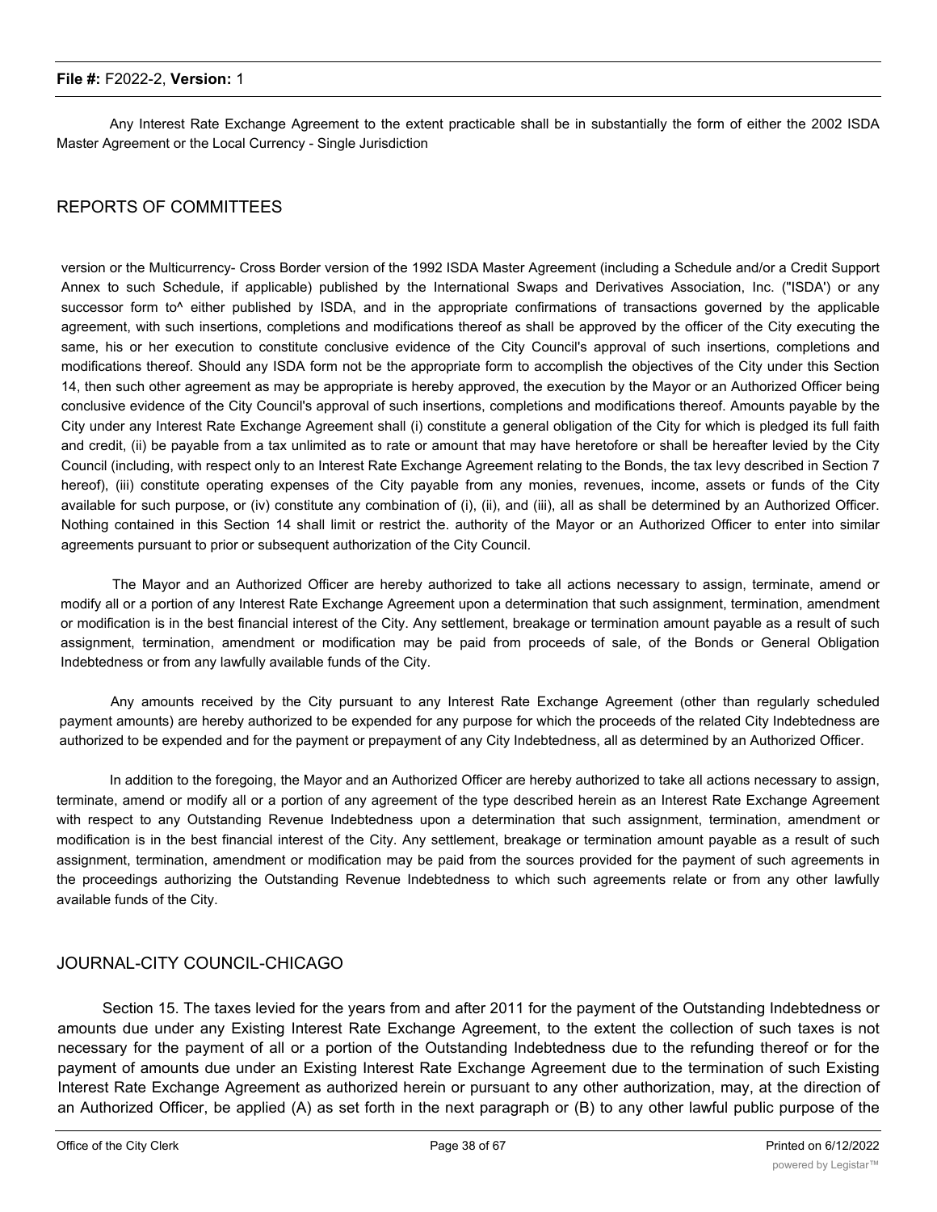Any Interest Rate Exchange Agreement to the extent practicable shall be in substantially the form of either the 2002 ISDA Master Agreement or the Local Currency - Single Jurisdiction

REPORTS OF COMMITTEES

version or the Multicurrency- Cross Border version of the 1992 ISDA Master Agreement (including a Schedule and/or a Credit Support Annex to such Schedule, if applicable) published by the International Swaps and Derivatives Association, Inc. ("ISDA') or any successor form to^ either published by ISDA, and in the appropriate confirmations of transactions governed by the applicable agreement, with such insertions, completions and modifications thereof as shall be approved by the officer of the City executing the same, his or her execution to constitute conclusive evidence of the City Council's approval of such insertions, completions and modifications thereof. Should any ISDA form not be the appropriate form to accomplish the objectives of the City under this Section 14, then such other agreement as may be appropriate is hereby approved, the execution by the Mayor or an Authorized Officer being conclusive evidence of the City Council's approval of such insertions, completions and modifications thereof. Amounts payable by the City under any Interest Rate Exchange Agreement shall (i) constitute a general obligation of the City for which is pledged its full faith and credit, (ii) be payable from a tax unlimited as to rate or amount that may have heretofore or shall be hereafter levied by the City Council (including, with respect only to an Interest Rate Exchange Agreement relating to the Bonds, the tax levy described in Section 7 hereof), (iii) constitute operating expenses of the City payable from any monies, revenues, income, assets or funds of the City available for such purpose, or (iv) constitute any combination of (i), (ii), and (iii), all as shall be determined by an Authorized Officer. Nothing contained in this Section 14 shall limit or restrict the. authority of the Mayor or an Authorized Officer to enter into similar agreements pursuant to prior or subsequent authorization of the City Council.

The Mayor and an Authorized Officer are hereby authorized to take all actions necessary to assign, terminate, amend or modify all or a portion of any Interest Rate Exchange Agreement upon a determination that such assignment, termination, amendment or modification is in the best financial interest of the City. Any settlement, breakage or termination amount payable as a result of such assignment, termination, amendment or modification may be paid from proceeds of sale, of the Bonds or General Obligation Indebtedness or from any lawfully available funds of the City.

Any amounts received by the City pursuant to any Interest Rate Exchange Agreement (other than regularly scheduled payment amounts) are hereby authorized to be expended for any purpose for which the proceeds of the related City Indebtedness are authorized to be expended and for the payment or prepayment of any City Indebtedness, all as determined by an Authorized Officer.

In addition to the foregoing, the Mayor and an Authorized Officer are hereby authorized to take all actions necessary to assign, terminate, amend or modify all or a portion of any agreement of the type described herein as an Interest Rate Exchange Agreement with respect to any Outstanding Revenue Indebtedness upon a determination that such assignment, termination, amendment or modification is in the best financial interest of the City. Any settlement, breakage or termination amount payable as a result of such assignment, termination, amendment or modification may be paid from the sources provided for the payment of such agreements in the proceedings authorizing the Outstanding Revenue Indebtedness to which such agreements relate or from any other lawfully available funds of the City.

JOURNAL-CITY COUNCIL-CHICAGO

Section 15. The taxes levied for the years from and after 2011 for the payment of the Outstanding Indebtedness or amounts due under any Existing Interest Rate Exchange Agreement, to the extent the collection of such taxes is not necessary for the payment of all or a portion of the Outstanding Indebtedness due to the refunding thereof or for the payment of amounts due under an Existing Interest Rate Exchange Agreement due to the termination of such Existing Interest Rate Exchange Agreement as authorized herein or pursuant to any other authorization, may, at the direction of an Authorized Officer, be applied (A) as set forth in the next paragraph or (B) to any other lawful public purpose of the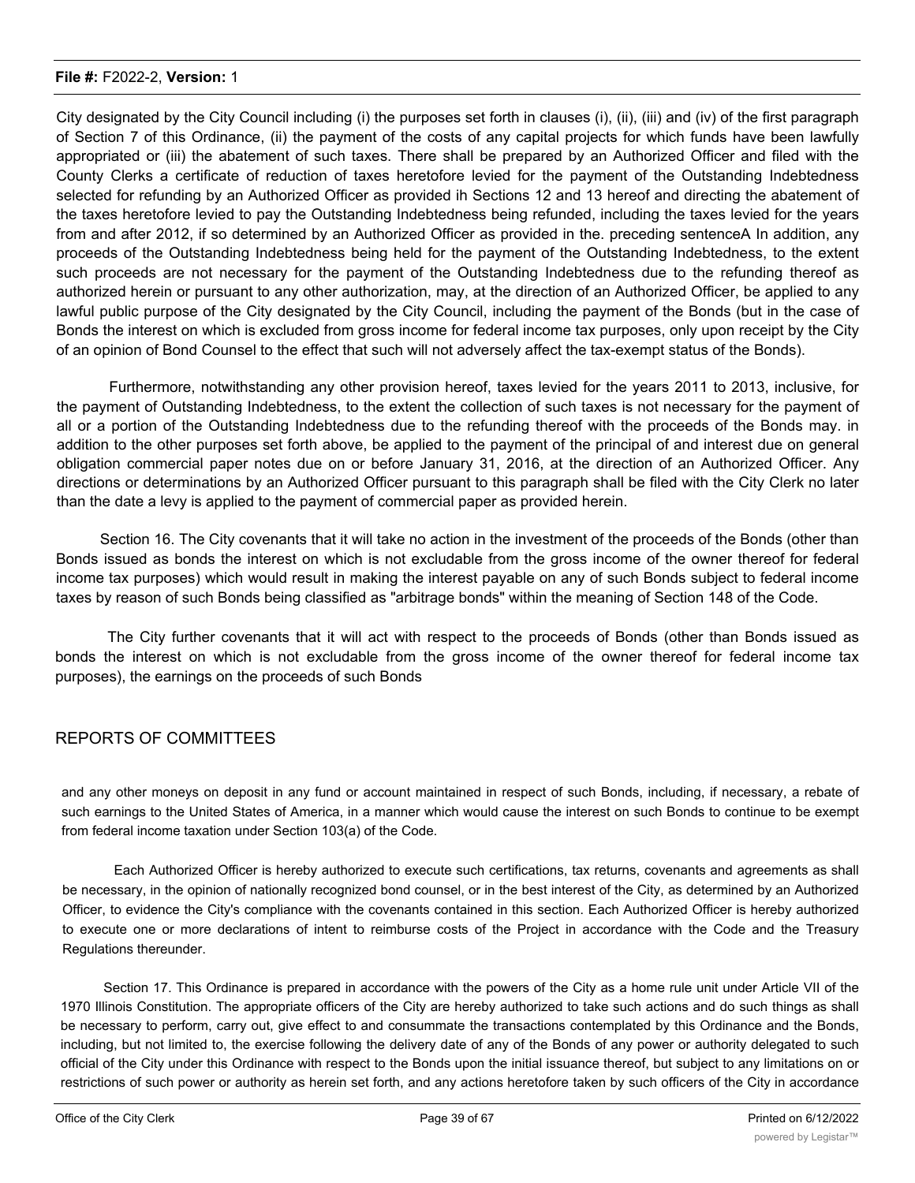City designated by the City Council including (i) the purposes set forth in clauses (i), (ii), (iii) and (iv) of the first paragraph of Section 7 of this Ordinance, (ii) the payment of the costs of any capital projects for which funds have been lawfully appropriated or (iii) the abatement of such taxes. There shall be prepared by an Authorized Officer and filed with the County Clerks a certificate of reduction of taxes heretofore levied for the payment of the Outstanding Indebtedness selected for refunding by an Authorized Officer as provided ih Sections 12 and 13 hereof and directing the abatement of the taxes heretofore levied to pay the Outstanding Indebtedness being refunded, including the taxes levied for the years from and after 2012, if so determined by an Authorized Officer as provided in the. preceding sentenceA In addition, any proceeds of the Outstanding Indebtedness being held for the payment of the Outstanding Indebtedness, to the extent such proceeds are not necessary for the payment of the Outstanding Indebtedness due to the refunding thereof as authorized herein or pursuant to any other authorization, may, at the direction of an Authorized Officer, be applied to any lawful public purpose of the City designated by the City Council, including the payment of the Bonds (but in the case of Bonds the interest on which is excluded from gross income for federal income tax purposes, only upon receipt by the City of an opinion of Bond Counsel to the effect that such will not adversely affect the tax-exempt status of the Bonds).

Furthermore, notwithstanding any other provision hereof, taxes levied for the years 2011 to 2013, inclusive, for the payment of Outstanding Indebtedness, to the extent the collection of such taxes is not necessary for the payment of all or a portion of the Outstanding Indebtedness due to the refunding thereof with the proceeds of the Bonds may. in addition to the other purposes set forth above, be applied to the payment of the principal of and interest due on general obligation commercial paper notes due on or before January 31, 2016, at the direction of an Authorized Officer. Any directions or determinations by an Authorized Officer pursuant to this paragraph shall be filed with the City Clerk no later than the date a levy is applied to the payment of commercial paper as provided herein.

Section 16. The City covenants that it will take no action in the investment of the proceeds of the Bonds (other than Bonds issued as bonds the interest on which is not excludable from the gross income of the owner thereof for federal income tax purposes) which would result in making the interest payable on any of such Bonds subject to federal income taxes by reason of such Bonds being classified as "arbitrage bonds" within the meaning of Section 148 of the Code.

The City further covenants that it will act with respect to the proceeds of Bonds (other than Bonds issued as bonds the interest on which is not excludable from the gross income of the owner thereof for federal income tax purposes), the earnings on the proceeds of such Bonds

## REPORTS OF COMMITTEES

and any other moneys on deposit in any fund or account maintained in respect of such Bonds, including, if necessary, a rebate of such earnings to the United States of America, in a manner which would cause the interest on such Bonds to continue to be exempt from federal income taxation under Section 103(a) of the Code.

Each Authorized Officer is hereby authorized to execute such certifications, tax returns, covenants and agreements as shall be necessary, in the opinion of nationally recognized bond counsel, or in the best interest of the City, as determined by an Authorized Officer, to evidence the City's compliance with the covenants contained in this section. Each Authorized Officer is hereby authorized to execute one or more declarations of intent to reimburse costs of the Project in accordance with the Code and the Treasury Regulations thereunder.

Section 17. This Ordinance is prepared in accordance with the powers of the City as a home rule unit under Article VII of the 1970 Illinois Constitution. The appropriate officers of the City are hereby authorized to take such actions and do such things as shall be necessary to perform, carry out, give effect to and consummate the transactions contemplated by this Ordinance and the Bonds, including, but not limited to, the exercise following the delivery date of any of the Bonds of any power or authority delegated to such official of the City under this Ordinance with respect to the Bonds upon the initial issuance thereof, but subject to any limitations on or restrictions of such power or authority as herein set forth, and any actions heretofore taken by such officers of the City in accordance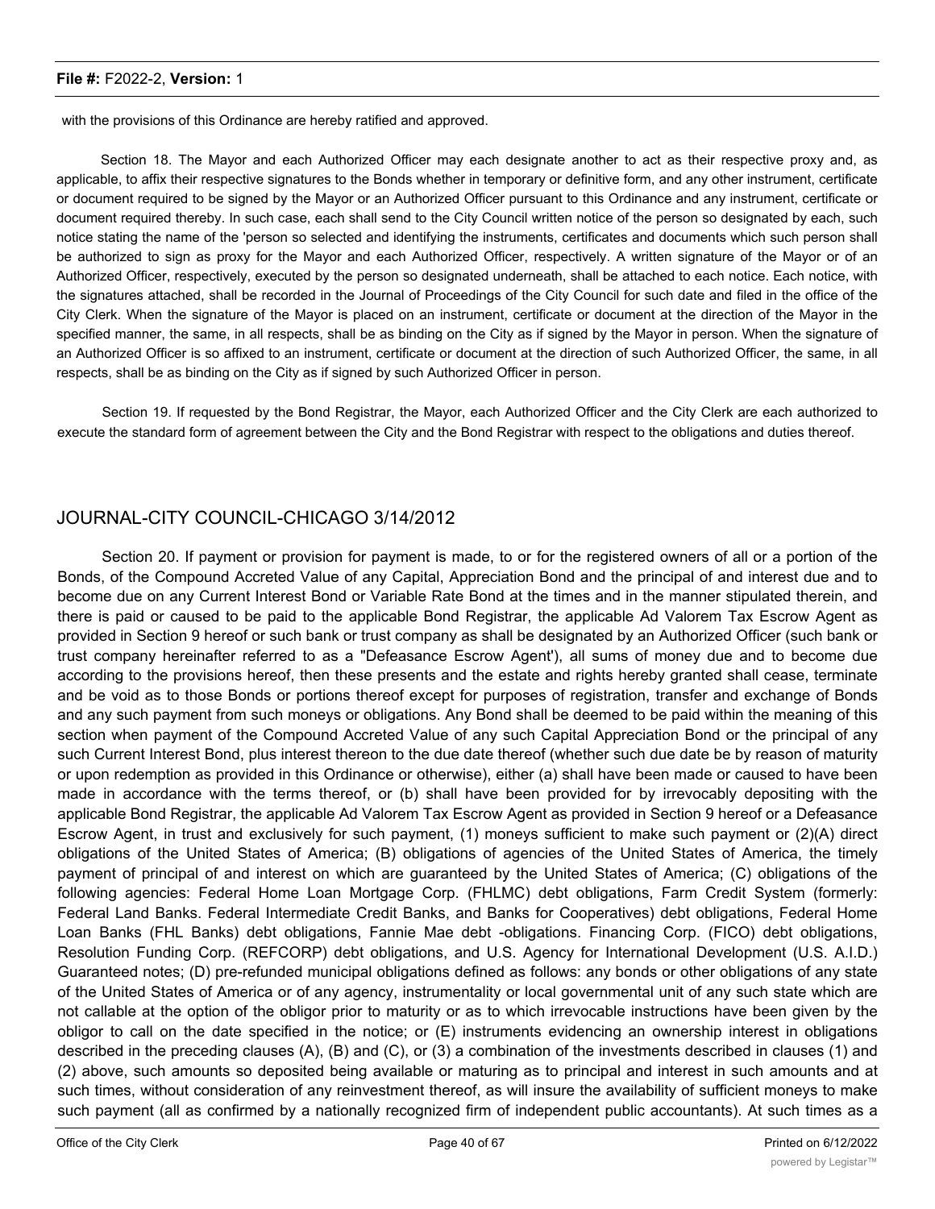with the provisions of this Ordinance are hereby ratified and approved.

Section 18. The Mayor and each Authorized Officer may each designate another to act as their respective proxy and, as applicable, to affix their respective signatures to the Bonds whether in temporary or definitive form, and any other instrument, certificate or document required to be signed by the Mayor or an Authorized Officer pursuant to this Ordinance and any instrument, certificate or document required thereby. In such case, each shall send to the City Council written notice of the person so designated by each, such notice stating the name of the 'person so selected and identifying the instruments, certificates and documents which such person shall be authorized to sign as proxy for the Mayor and each Authorized Officer, respectively. A written signature of the Mayor or of an Authorized Officer, respectively, executed by the person so designated underneath, shall be attached to each notice. Each notice, with the signatures attached, shall be recorded in the Journal of Proceedings of the City Council for such date and filed in the office of the City Clerk. When the signature of the Mayor is placed on an instrument, certificate or document at the direction of the Mayor in the specified manner, the same, in all respects, shall be as binding on the City as if signed by the Mayor in person. When the signature of an Authorized Officer is so affixed to an instrument, certificate or document at the direction of such Authorized Officer, the same, in all respects, shall be as binding on the City as if signed by such Authorized Officer in person.

Section 19. If requested by the Bond Registrar, the Mayor, each Authorized Officer and the City Clerk are each authorized to execute the standard form of agreement between the City and the Bond Registrar with respect to the obligations and duties thereof.

## JOURNAL-CITY COUNCIL-CHICAGO 3/14/2012

Section 20. If payment or provision for payment is made, to or for the registered owners of all or a portion of the Bonds, of the Compound Accreted Value of any Capital, Appreciation Bond and the principal of and interest due and to become due on any Current Interest Bond or Variable Rate Bond at the times and in the manner stipulated therein, and there is paid or caused to be paid to the applicable Bond Registrar, the applicable Ad Valorem Tax Escrow Agent as provided in Section 9 hereof or such bank or trust company as shall be designated by an Authorized Officer (such bank or trust company hereinafter referred to as a "Defeasance Escrow Agent'), all sums of money due and to become due according to the provisions hereof, then these presents and the estate and rights hereby granted shall cease, terminate and be void as to those Bonds or portions thereof except for purposes of registration, transfer and exchange of Bonds and any such payment from such moneys or obligations. Any Bond shall be deemed to be paid within the meaning of this section when payment of the Compound Accreted Value of any such Capital Appreciation Bond or the principal of any such Current Interest Bond, plus interest thereon to the due date thereof (whether such due date be by reason of maturity or upon redemption as provided in this Ordinance or otherwise), either (a) shall have been made or caused to have been made in accordance with the terms thereof, or (b) shall have been provided for by irrevocably depositing with the applicable Bond Registrar, the applicable Ad Valorem Tax Escrow Agent as provided in Section 9 hereof or a Defeasance Escrow Agent, in trust and exclusively for such payment, (1) moneys sufficient to make such payment or (2)(A) direct obligations of the United States of America; (B) obligations of agencies of the United States of America, the timely payment of principal of and interest on which are guaranteed by the United States of America; (C) obligations of the following agencies: Federal Home Loan Mortgage Corp. (FHLMC) debt obligations, Farm Credit System (formerly: Federal Land Banks. Federal Intermediate Credit Banks, and Banks for Cooperatives) debt obligations, Federal Home Loan Banks (FHL Banks) debt obligations, Fannie Mae debt -obligations. Financing Corp. (FICO) debt obligations, Resolution Funding Corp. (REFCORP) debt obligations, and U.S. Agency for International Development (U.S. A.I.D.) Guaranteed notes; (D) pre-refunded municipal obligations defined as follows: any bonds or other obligations of any state of the United States of America or of any agency, instrumentality or local governmental unit of any such state which are not callable at the option of the obligor prior to maturity or as to which irrevocable instructions have been given by the obligor to call on the date specified in the notice; or (E) instruments evidencing an ownership interest in obligations described in the preceding clauses (A), (B) and (C), or (3) a combination of the investments described in clauses (1) and (2) above, such amounts so deposited being available or maturing as to principal and interest in such amounts and at such times, without consideration of any reinvestment thereof, as will insure the availability of sufficient moneys to make such payment (all as confirmed by a nationally recognized firm of independent public accountants). At such times as a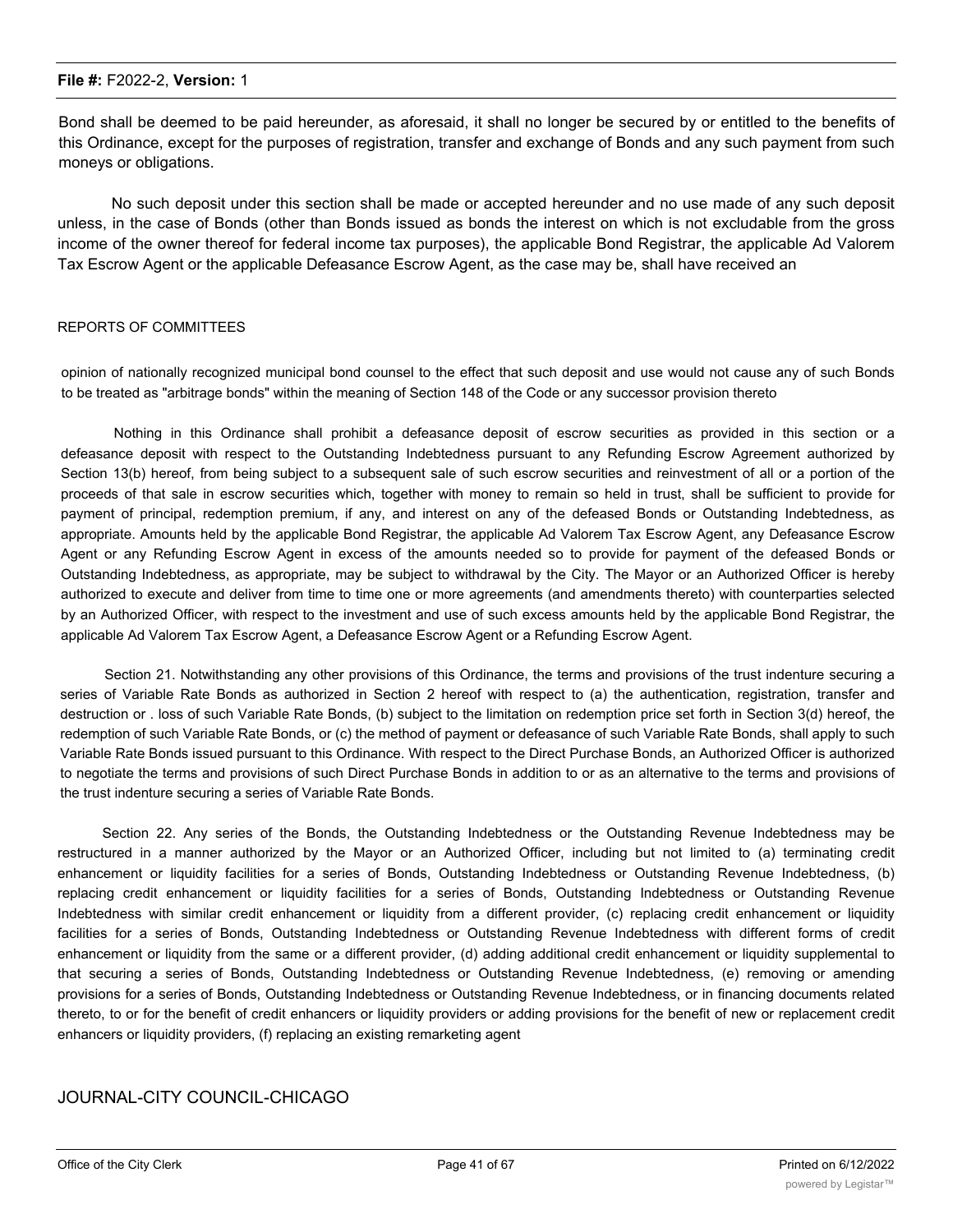Bond shall be deemed to be paid hereunder, as aforesaid, it shall no longer be secured by or entitled to the benefits of this Ordinance, except for the purposes of registration, transfer and exchange of Bonds and any such payment from such moneys or obligations.

No such deposit under this section shall be made or accepted hereunder and no use made of any such deposit unless, in the case of Bonds (other than Bonds issued as bonds the interest on which is not excludable from the gross income of the owner thereof for federal income tax purposes), the applicable Bond Registrar, the applicable Ad Valorem Tax Escrow Agent or the applicable Defeasance Escrow Agent, as the case may be, shall have received an

REPORTS OF COMMITTEES

opinion of nationally recognized municipal bond counsel to the effect that such deposit and use would not cause any of such Bonds to be treated as "arbitrage bonds" within the meaning of Section 148 of the Code or any successor provision thereto

Nothing in this Ordinance shall prohibit a defeasance deposit of escrow securities as provided in this section or a defeasance deposit with respect to the Outstanding Indebtedness pursuant to any Refunding Escrow Agreement authorized by Section 13(b) hereof, from being subject to a subsequent sale of such escrow securities and reinvestment of all or a portion of the proceeds of that sale in escrow securities which, together with money to remain so held in trust, shall be sufficient to provide for payment of principal, redemption premium, if any, and interest on any of the defeased Bonds or Outstanding Indebtedness, as appropriate. Amounts held by the applicable Bond Registrar, the applicable Ad Valorem Tax Escrow Agent, any Defeasance Escrow Agent or any Refunding Escrow Agent in excess of the amounts needed so to provide for payment of the defeased Bonds or Outstanding Indebtedness, as appropriate, may be subject to withdrawal by the City. The Mayor or an Authorized Officer is hereby authorized to execute and deliver from time to time one or more agreements (and amendments thereto) with counterparties selected by an Authorized Officer, with respect to the investment and use of such excess amounts held by the applicable Bond Registrar, the applicable Ad Valorem Tax Escrow Agent, a Defeasance Escrow Agent or a Refunding Escrow Agent.

Section 21. Notwithstanding any other provisions of this Ordinance, the terms and provisions of the trust indenture securing a series of Variable Rate Bonds as authorized in Section 2 hereof with respect to (a) the authentication, registration, transfer and destruction or . loss of such Variable Rate Bonds, (b) subject to the limitation on redemption price set forth in Section 3(d) hereof, the redemption of such Variable Rate Bonds, or (c) the method of payment or defeasance of such Variable Rate Bonds, shall apply to such Variable Rate Bonds issued pursuant to this Ordinance. With respect to the Direct Purchase Bonds, an Authorized Officer is authorized to negotiate the terms and provisions of such Direct Purchase Bonds in addition to or as an alternative to the terms and provisions of the trust indenture securing a series of Variable Rate Bonds.

Section 22. Any series of the Bonds, the Outstanding Indebtedness or the Outstanding Revenue Indebtedness may be restructured in a manner authorized by the Mayor or an Authorized Officer, including but not limited to (a) terminating credit enhancement or liquidity facilities for a series of Bonds, Outstanding Indebtedness or Outstanding Revenue Indebtedness, (b) replacing credit enhancement or liquidity facilities for a series of Bonds, Outstanding Indebtedness or Outstanding Revenue Indebtedness with similar credit enhancement or liquidity from a different provider, (c) replacing credit enhancement or liquidity facilities for a series of Bonds, Outstanding Indebtedness or Outstanding Revenue Indebtedness with different forms of credit enhancement or liquidity from the same or a different provider, (d) adding additional credit enhancement or liquidity supplemental to that securing a series of Bonds, Outstanding Indebtedness or Outstanding Revenue Indebtedness, (e) removing or amending provisions for a series of Bonds, Outstanding Indebtedness or Outstanding Revenue Indebtedness, or in financing documents related thereto, to or for the benefit of credit enhancers or liquidity providers or adding provisions for the benefit of new or replacement credit enhancers or liquidity providers, (f) replacing an existing remarketing agent

JOURNAL-CITY COUNCIL-CHICAGO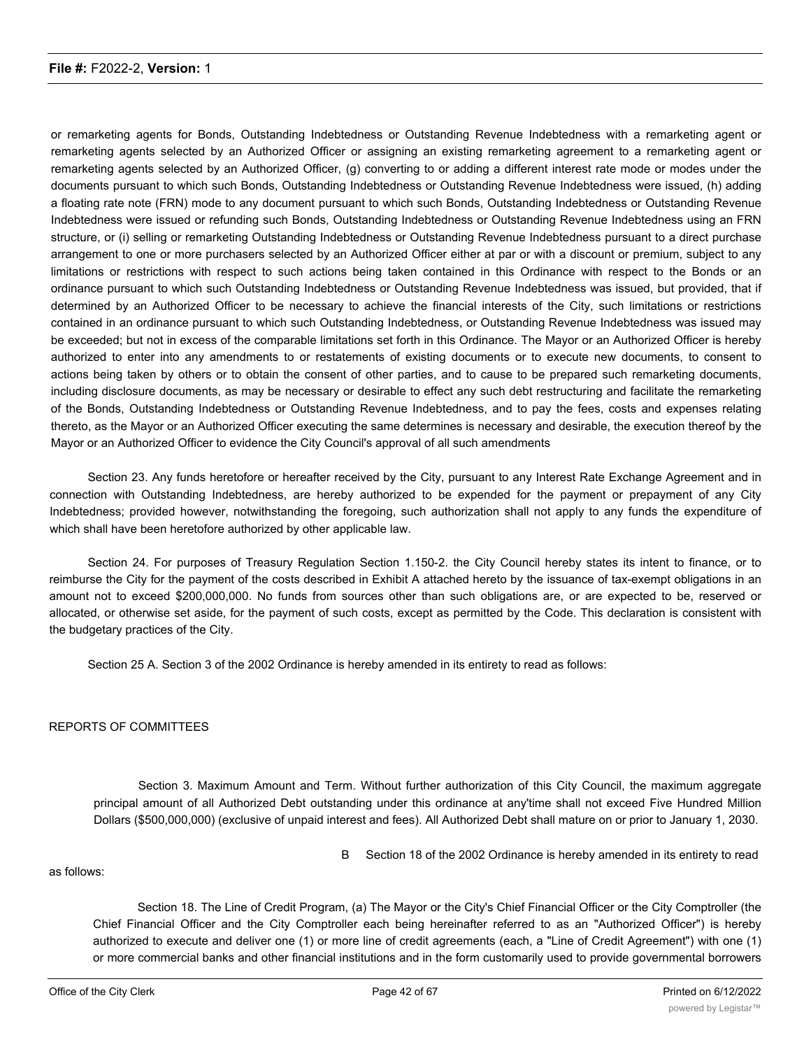or remarketing agents for Bonds, Outstanding Indebtedness or Outstanding Revenue Indebtedness with a remarketing agent or remarketing agents selected by an Authorized Officer or assigning an existing remarketing agreement to a remarketing agent or remarketing agents selected by an Authorized Officer, (g) converting to or adding a different interest rate mode or modes under the documents pursuant to which such Bonds, Outstanding Indebtedness or Outstanding Revenue Indebtedness were issued, (h) adding a floating rate note (FRN) mode to any document pursuant to which such Bonds, Outstanding Indebtedness or Outstanding Revenue Indebtedness were issued or refunding such Bonds, Outstanding Indebtedness or Outstanding Revenue Indebtedness using an FRN structure, or (i) selling or remarketing Outstanding Indebtedness or Outstanding Revenue Indebtedness pursuant to a direct purchase arrangement to one or more purchasers selected by an Authorized Officer either at par or with a discount or premium, subject to any limitations or restrictions with respect to such actions being taken contained in this Ordinance with respect to the Bonds or an ordinance pursuant to which such Outstanding Indebtedness or Outstanding Revenue Indebtedness was issued, but provided, that if determined by an Authorized Officer to be necessary to achieve the financial interests of the City, such limitations or restrictions contained in an ordinance pursuant to which such Outstanding Indebtedness, or Outstanding Revenue Indebtedness was issued may be exceeded; but not in excess of the comparable limitations set forth in this Ordinance. The Mayor or an Authorized Officer is hereby authorized to enter into any amendments to or restatements of existing documents or to execute new documents, to consent to actions being taken by others or to obtain the consent of other parties, and to cause to be prepared such remarketing documents, including disclosure documents, as may be necessary or desirable to effect any such debt restructuring and facilitate the remarketing of the Bonds, Outstanding Indebtedness or Outstanding Revenue Indebtedness, and to pay the fees, costs and expenses relating thereto, as the Mayor or an Authorized Officer executing the same determines is necessary and desirable, the execution thereof by the Mayor or an Authorized Officer to evidence the City Council's approval of all such amendments

Section 23. Any funds heretofore or hereafter received by the City, pursuant to any Interest Rate Exchange Agreement and in connection with Outstanding Indebtedness, are hereby authorized to be expended for the payment or prepayment of any City Indebtedness; provided however, notwithstanding the foregoing, such authorization shall not apply to any funds the expenditure of which shall have been heretofore authorized by other applicable law.

Section 24. For purposes of Treasury Regulation Section 1.150-2. the City Council hereby states its intent to finance, or to reimburse the City for the payment of the costs described in Exhibit A attached hereto by the issuance of tax-exempt obligations in an amount not to exceed $200,000,000. No funds from sources other than such obligations are, or are expected to be, reserved or allocated, or otherwise set aside, for the payment of such costs, except as permitted by the Code. This declaration is consistent with the budgetary practices of the City.

Section 25 A. Section 3 of the 2002 Ordinance is hereby amended in its entirety to read as follows:

REPORTS OF COMMITTEES

> Section 3. Maximum Amount and Term. Without further authorization of this City Council, the maximum aggregate principal amount of all Authorized Debt outstanding under this ordinance at any'time shall not exceed Five Hundred Million Dollars ($500,000,000) (exclusive of unpaid interest and fees). All Authorized Debt shall mature on or prior to January 1, 2030.

B Section 18 of the 2002 Ordinance is hereby amended in its entirety to read as follows:

> Section 18. The Line of Credit Program, (a) The Mayor or the City's Chief Financial Officer or the City Comptroller (the Chief Financial Officer and the City Comptroller each being hereinafter referred to as an "Authorized Officer") is hereby authorized to execute and deliver one (1) or more line of credit agreements (each, a "Line of Credit Agreement") with one (1) or more commercial banks and other financial institutions and in the form customarily used to provide governmental borrowers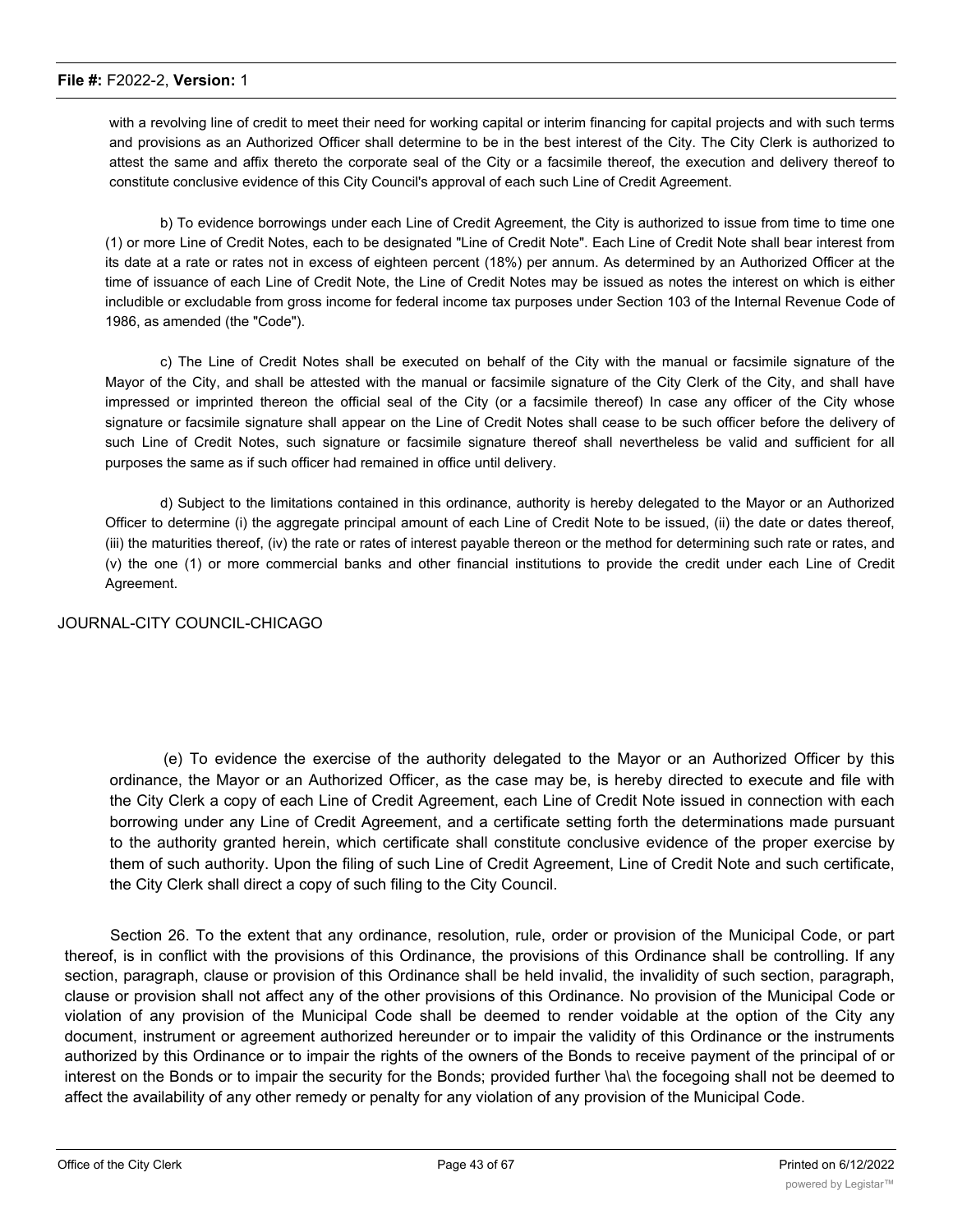with a revolving line of credit to meet their need for working capital or interim financing for capital projects and with such terms and provisions as an Authorized Officer shall determine to be in the best interest of the City. The City Clerk is authorized to attest the same and affix thereto the corporate seal of the City or a facsimile thereof, the execution and delivery thereof to constitute conclusive evidence of this City Council's approval of each such Line of Credit Agreement.

b) To evidence borrowings under each Line of Credit Agreement, the City is authorized to issue from time to time one (1) or more Line of Credit Notes, each to be designated "Line of Credit Note". Each Line of Credit Note shall bear interest from its date at a rate or rates not in excess of eighteen percent (18%) per annum. As determined by an Authorized Officer at the time of issuance of each Line of Credit Note, the Line of Credit Notes may be issued as notes the interest on which is either includible or excludable from gross income for federal income tax purposes under Section 103 of the Internal Revenue Code of 1986, as amended (the "Code").

c) The Line of Credit Notes shall be executed on behalf of the City with the manual or facsimile signature of the Mayor of the City, and shall be attested with the manual or facsimile signature of the City Clerk of the City, and shall have impressed or imprinted thereon the official seal of the City (or a facsimile thereof) In case any officer of the City whose signature or facsimile signature shall appear on the Line of Credit Notes shall cease to be such officer before the delivery of such Line of Credit Notes, such signature or facsimile signature thereof shall nevertheless be valid and sufficient for all purposes the same as if such officer had remained in office until delivery.

d) Subject to the limitations contained in this ordinance, authority is hereby delegated to the Mayor or an Authorized Officer to determine (i) the aggregate principal amount of each Line of Credit Note to be issued, (ii) the date or dates thereof, (iii) the maturities thereof, (iv) the rate or rates of interest payable thereon or the method for determining such rate or rates, and (v) the one (1) or more commercial banks and other financial institutions to provide the credit under each Line of Credit Agreement.

JOURNAL-CITY COUNCIL-CHICAGO

(e) To evidence the exercise of the authority delegated to the Mayor or an Authorized Officer by this ordinance, the Mayor or an Authorized Officer, as the case may be, is hereby directed to execute and file with the City Clerk a copy of each Line of Credit Agreement, each Line of Credit Note issued in connection with each borrowing under any Line of Credit Agreement, and a certificate setting forth the determinations made pursuant to the authority granted herein, which certificate shall constitute conclusive evidence of the proper exercise by them of such authority. Upon the filing of such Line of Credit Agreement, Line of Credit Note and such certificate, the City Clerk shall direct a copy of such filing to the City Council.

Section 26. To the extent that any ordinance, resolution, rule, order or provision of the Municipal Code, or part thereof, is in conflict with the provisions of this Ordinance, the provisions of this Ordinance shall be controlling. If any section, paragraph, clause or provision of this Ordinance shall be held invalid, the invalidity of such section, paragraph, clause or provision shall not affect any of the other provisions of this Ordinance. No provision of the Municipal Code or violation of any provision of the Municipal Code shall be deemed to render voidable at the option of the City any document, instrument or agreement authorized hereunder or to impair the validity of this Ordinance or the instruments authorized by this Ordinance or to impair the rights of the owners of the Bonds to receive payment of the principal of or interest on the Bonds or to impair the security for the Bonds; provided further \ha\ the focegoing shall not be deemed to affect the availability of any other remedy or penalty for any violation of any provision of the Municipal Code.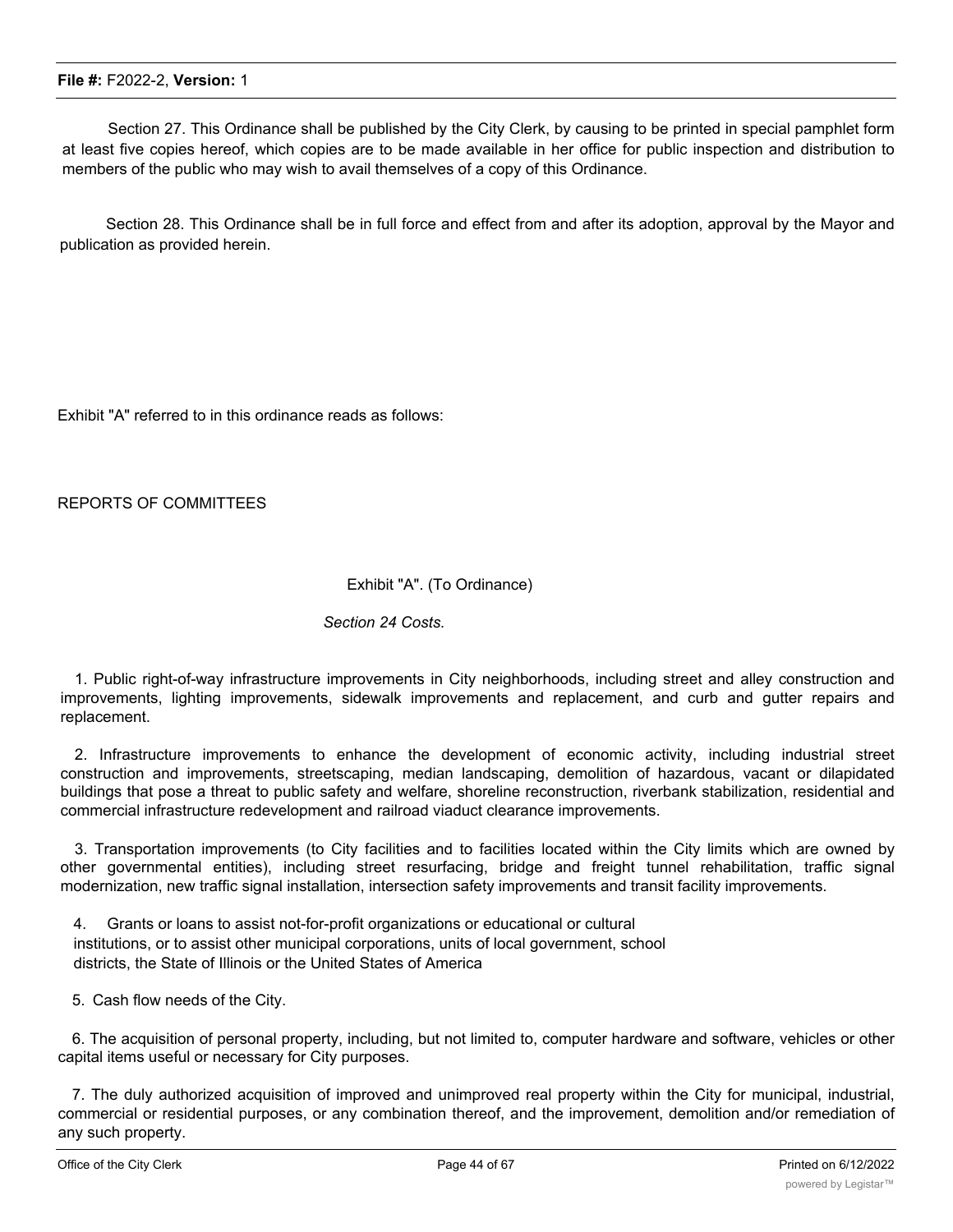Section 27. This Ordinance shall be published by the City Clerk, by causing to be printed in special pamphlet form at least five copies hereof, which copies are to be made available in her office for public inspection and distribution to members of the public who may wish to avail themselves of a copy of this Ordinance.

Section 28. This Ordinance shall be in full force and effect from and after its adoption, approval by the Mayor and publication as provided herein.

Exhibit "A" referred to in this ordinance reads as follows:

REPORTS OF COMMITTEES

Exhibit "A". (To Ordinance)

*Section 24 Costs.*

1. Public right-of-way infrastructure improvements in City neighborhoods, including street and alley construction and improvements, lighting improvements, sidewalk improvements and replacement, and curb and gutter repairs and replacement.

2. Infrastructure improvements to enhance the development of economic activity, including industrial street construction and improvements, streetscaping, median landscaping, demolition of hazardous, vacant or dilapidated buildings that pose a threat to public safety and welfare, shoreline reconstruction, riverbank stabilization, residential and commercial infrastructure redevelopment and railroad viaduct clearance improvements.

3. Transportation improvements (to City facilities and to facilities located within the City limits which are owned by other governmental entities), including street resurfacing, bridge and freight tunnel rehabilitation, traffic signal modernization, new traffic signal installation, intersection safety improvements and transit facility improvements.

4. Grants or loans to assist not-for-profit organizations or educational or cultural institutions, or to assist other municipal corporations, units of local government, school districts, the State of Illinois or the United States of America

5. Cash flow needs of the City.

6. The acquisition of personal property, including, but not limited to, computer hardware and software, vehicles or other capital items useful or necessary for City purposes.

7. The duly authorized acquisition of improved and unimproved real property within the City for municipal, industrial, commercial or residential purposes, or any combination thereof, and the improvement, demolition and/or remediation of any such property.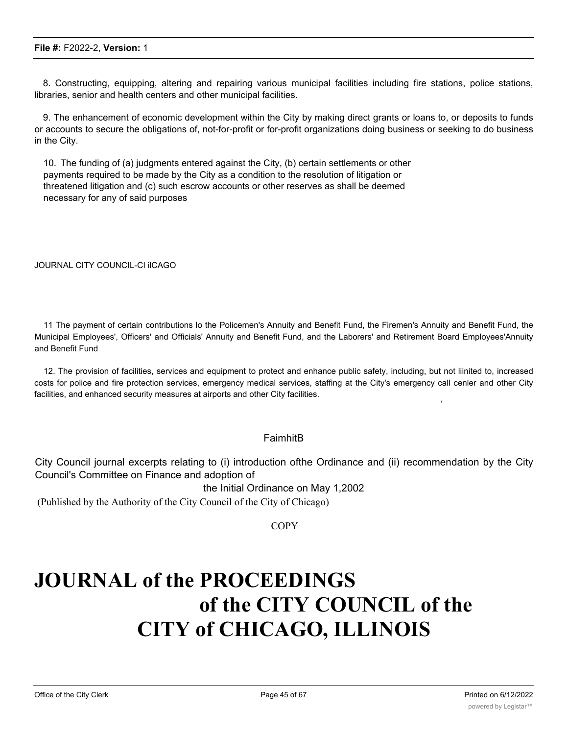8. Constructing, equipping, altering and repairing various municipal facilities including fire stations, police stations, libraries, senior and health centers and other municipal facilities.

9. The enhancement of economic development within the City by making direct grants or loans to, or deposits to funds or accounts to secure the obligations of, not-for-profit or for-profit organizations doing business or seeking to do business in the City.

10. The funding of (a) judgments entered against the City, (b) certain settlements or other payments required to be made by the City as a condition to the resolution of litigation or threatened litigation and (c) such escrow accounts or other reserves as shall be deemed necessary for any of said purposes

JOURNAL CITY COUNCIL-CI ilCAGO

11 The payment of certain contributions lo the Policemen's Annuity and Benefit Fund, the Firemen's Annuity and Benefit Fund, the Municipal Employees', Officers' and Officials' Annuity and Benefit Fund, and the Laborers' and Retirement Board Employees'Annuity and Benefit Fund

12. The provision of facilities, services and equipment to protect and enhance public safety, including, but not liinited to, increased costs for police and fire protection services, emergency medical services, staffing at the City's emergency call cenler and other City facilities, and enhanced security measures at airports and other City facilities.

FaimhitB

City Council journal excerpts relating to (i) introduction ofthe Ordinance and (ii) recommendation by the City Council's Committee on Finance and adoption of the Initial Ordinance on May 1,2002

(Published by the Authority of the City Council of the City of Chicago)

COPY

# JOURNAL of the PROCEEDINGS of the CITY COUNCIL of the CITY of CHICAGO, ILLINOIS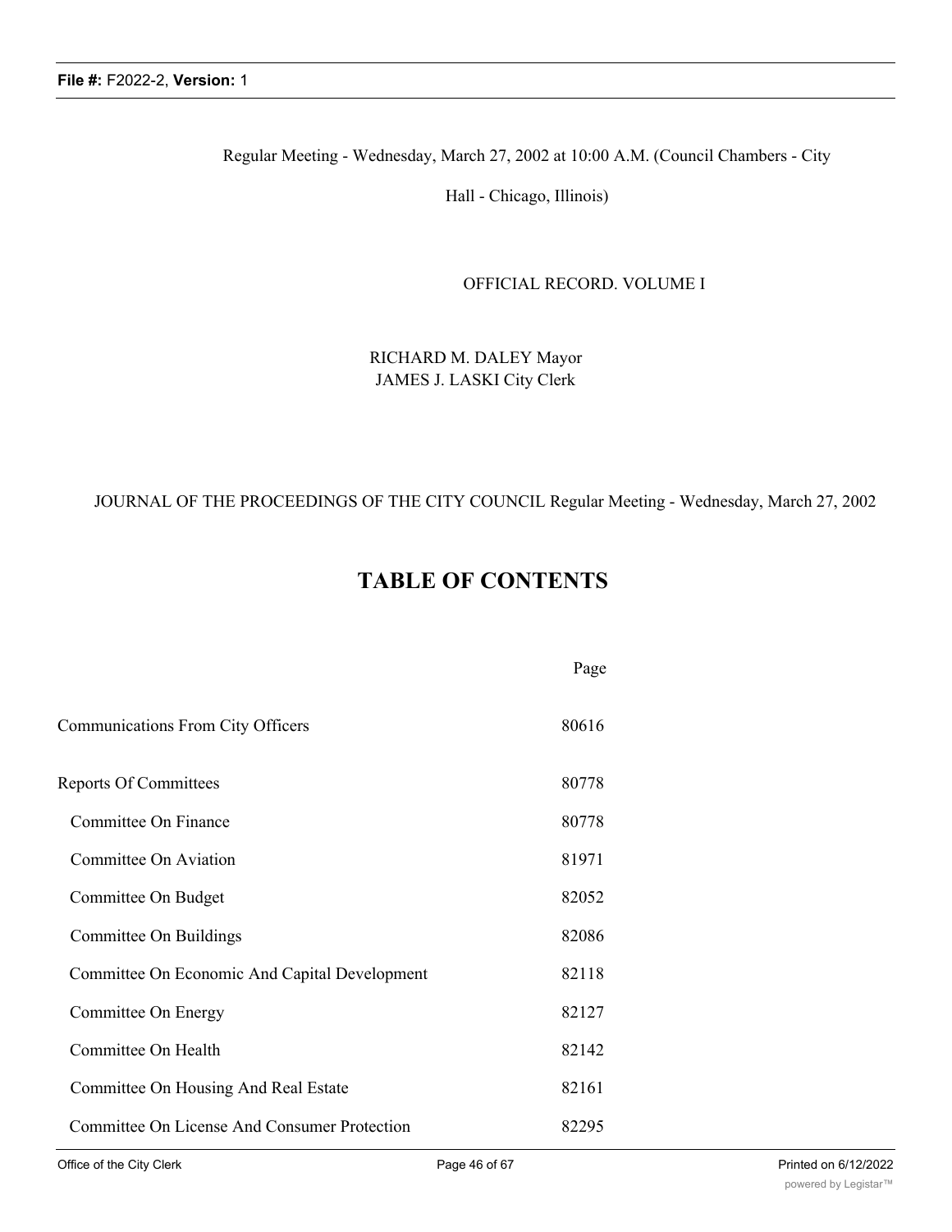Regular Meeting - Wednesday, March 27, 2002 at 10:00 A.M. (Council Chambers - City Hall - Chicago, Illinois)

OFFICIAL RECORD. VOLUME I

RICHARD M. DALEY Mayor
JAMES J. LASKI City Clerk

JOURNAL OF THE PROCEEDINGS OF THE CITY COUNCIL Regular Meeting - Wednesday, March 27, 2002

# TABLE OF CONTENTS

| | Page |
|---|---|
| Communications From City Officers | 80616 |
| Reports Of Committees | 80778 |
| Committee On Finance | 80778 |
| Committee On Aviation | 81971 |
| Committee On Budget | 82052 |
| Committee On Buildings | 82086 |
| Committee On Economic And Capital Development | 82118 |
| Committee On Energy | 82127 |
| Committee On Health | 82142 |
| Committee On Housing And Real Estate | 82161 |
| Committee On License And Consumer Protection | 82295 |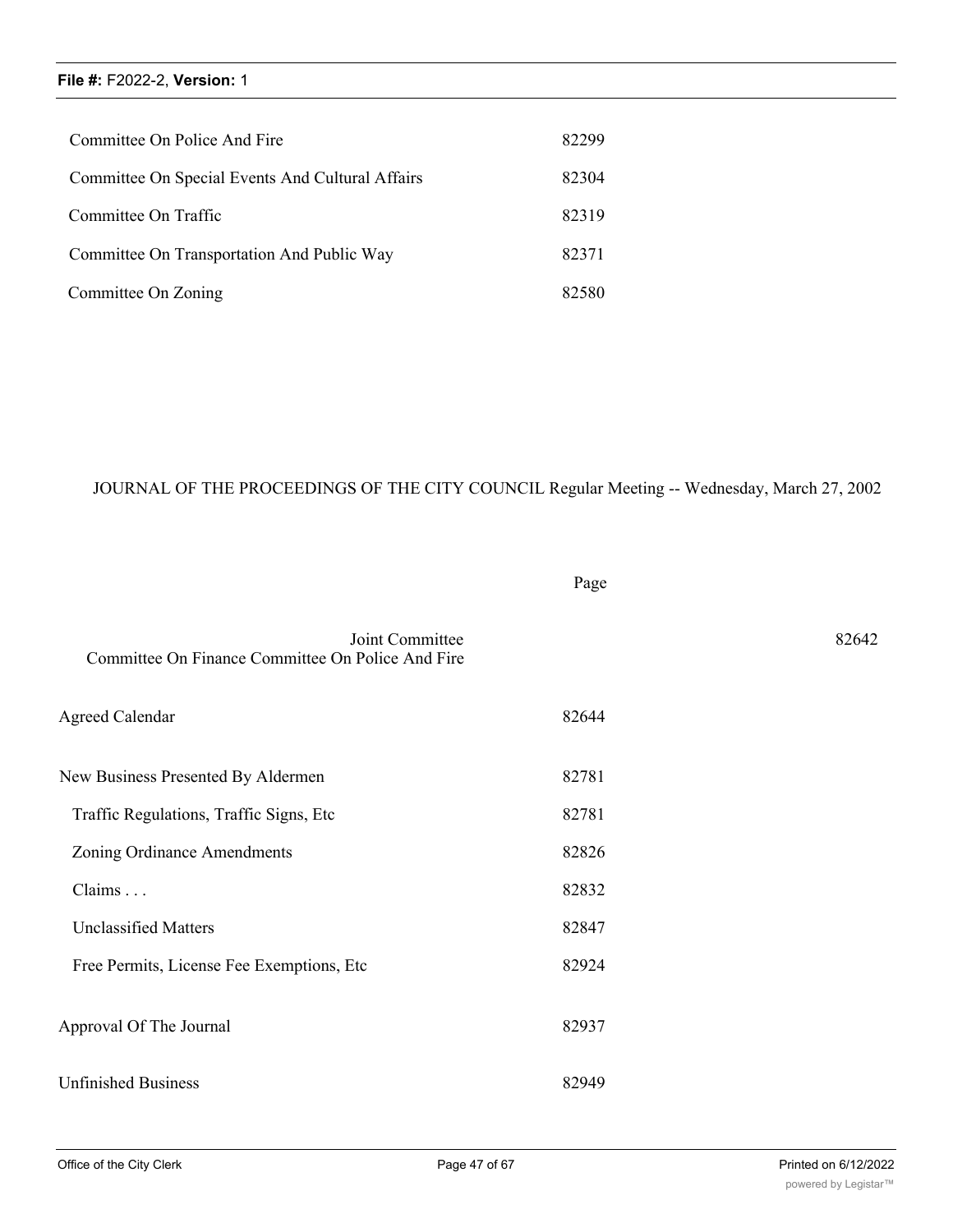| | |
|---|---|
| Committee On Police And Fire | 82299 |
| Committee On Special Events And Cultural Affairs | 82304 |
| Committee On Traffic | 82319 |
| Committee On Transportation And Public Way | 82371 |
| Committee On Zoning | 82580 |

JOURNAL OF THE PROCEEDINGS OF THE CITY COUNCIL Regular Meeting -- Wednesday, March 27, 2002

| | Page |
|---|---|
| Joint Committee<br>Committee On Finance Committee On Police And Fire | 82642 |
| Agreed Calendar | 82644 |
| New Business Presented By Aldermen | 82781 |
| Traffic Regulations, Traffic Signs, Etc | 82781 |
| Zoning Ordinance Amendments | 82826 |
| Claims . . . | 82832 |
| Unclassified Matters | 82847 |
| Free Permits, License Fee Exemptions, Etc | 82924 |
| Approval Of The Journal | 82937 |
| Unfinished Business | 82949 |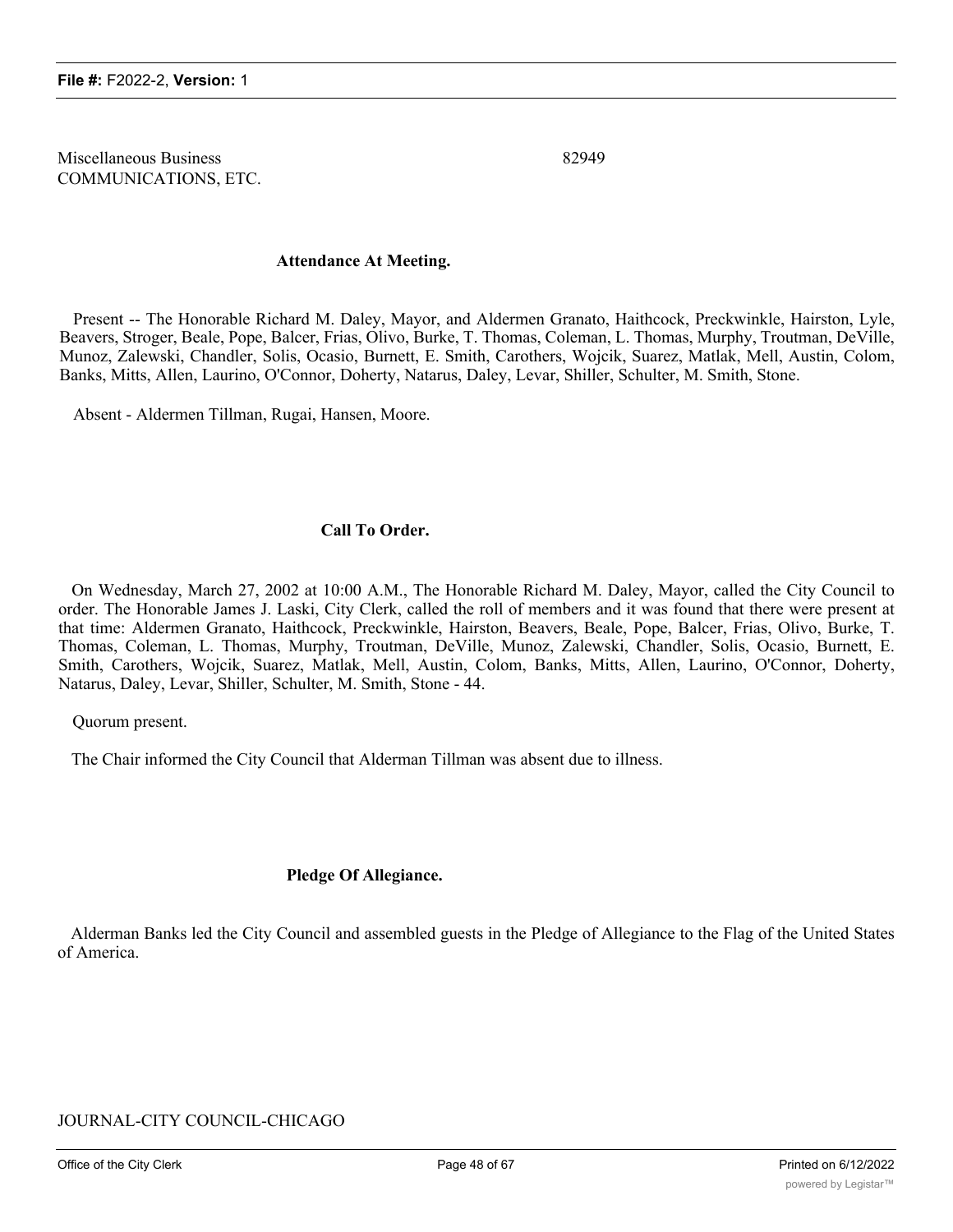Miscellaneous Business
COMMUNICATIONS, ETC.

82949

### Attendance At Meeting.

Present -- The Honorable Richard M. Daley, Mayor, and Aldermen Granato, Haithcock, Preckwinkle, Hairston, Lyle, Beavers, Stroger, Beale, Pope, Balcer, Frias, Olivo, Burke, T. Thomas, Coleman, L. Thomas, Murphy, Troutman, DeVille, Munoz, Zalewski, Chandler, Solis, Ocasio, Burnett, E. Smith, Carothers, Wojcik, Suarez, Matlak, Mell, Austin, Colom, Banks, Mitts, Allen, Laurino, O'Connor, Doherty, Natarus, Daley, Levar, Shiller, Schulter, M. Smith, Stone.

Absent - Aldermen Tillman, Rugai, Hansen, Moore.

### Call To Order.

On Wednesday, March 27, 2002 at 10:00 A.M., The Honorable Richard M. Daley, Mayor, called the City Council to order. The Honorable James J. Laski, City Clerk, called the roll of members and it was found that there were present at that time: Aldermen Granato, Haithcock, Preckwinkle, Hairston, Beavers, Beale, Pope, Balcer, Frias, Olivo, Burke, T. Thomas, Coleman, L. Thomas, Murphy, Troutman, DeVille, Munoz, Zalewski, Chandler, Solis, Ocasio, Burnett, E. Smith, Carothers, Wojcik, Suarez, Matlak, Mell, Austin, Colom, Banks, Mitts, Allen, Laurino, O'Connor, Doherty, Natarus, Daley, Levar, Shiller, Schulter, M. Smith, Stone - 44.

Quorum present.

The Chair informed the City Council that Alderman Tillman was absent due to illness.

### Pledge Of Allegiance.

Alderman Banks led the City Council and assembled guests in the Pledge of Allegiance to the Flag of the United States of America.

JOURNAL-CITY COUNCIL-CHICAGO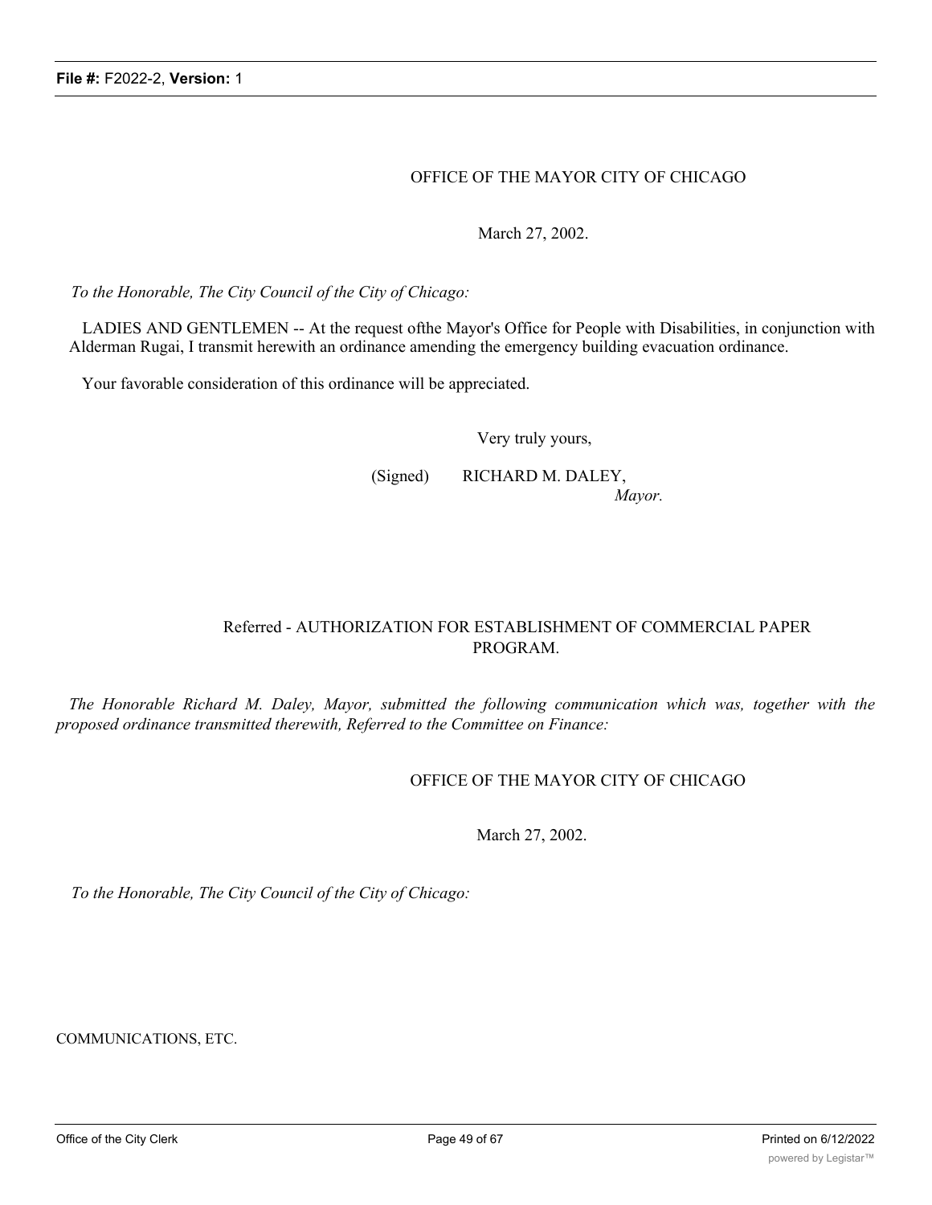OFFICE OF THE MAYOR CITY OF CHICAGO

March 27, 2002.

*To the Honorable, The City Council of the City of Chicago:*

LADIES AND GENTLEMEN -- At the request ofthe Mayor's Office for People with Disabilities, in conjunction with Alderman Rugai, I transmit herewith an ordinance amending the emergency building evacuation ordinance.

Your favorable consideration of this ordinance will be appreciated.

Very truly yours,

(Signed) RICHARD M. DALEY,
*Mayor.*

## Referred - AUTHORIZATION FOR ESTABLISHMENT OF COMMERCIAL PAPER PROGRAM.

*The Honorable Richard M. Daley, Mayor, submitted the following communication which was, together with the proposed ordinance transmitted therewith, Referred to the Committee on Finance:*

OFFICE OF THE MAYOR CITY OF CHICAGO

March 27, 2002.

*To the Honorable, The City Council of the City of Chicago:*

COMMUNICATIONS, ETC.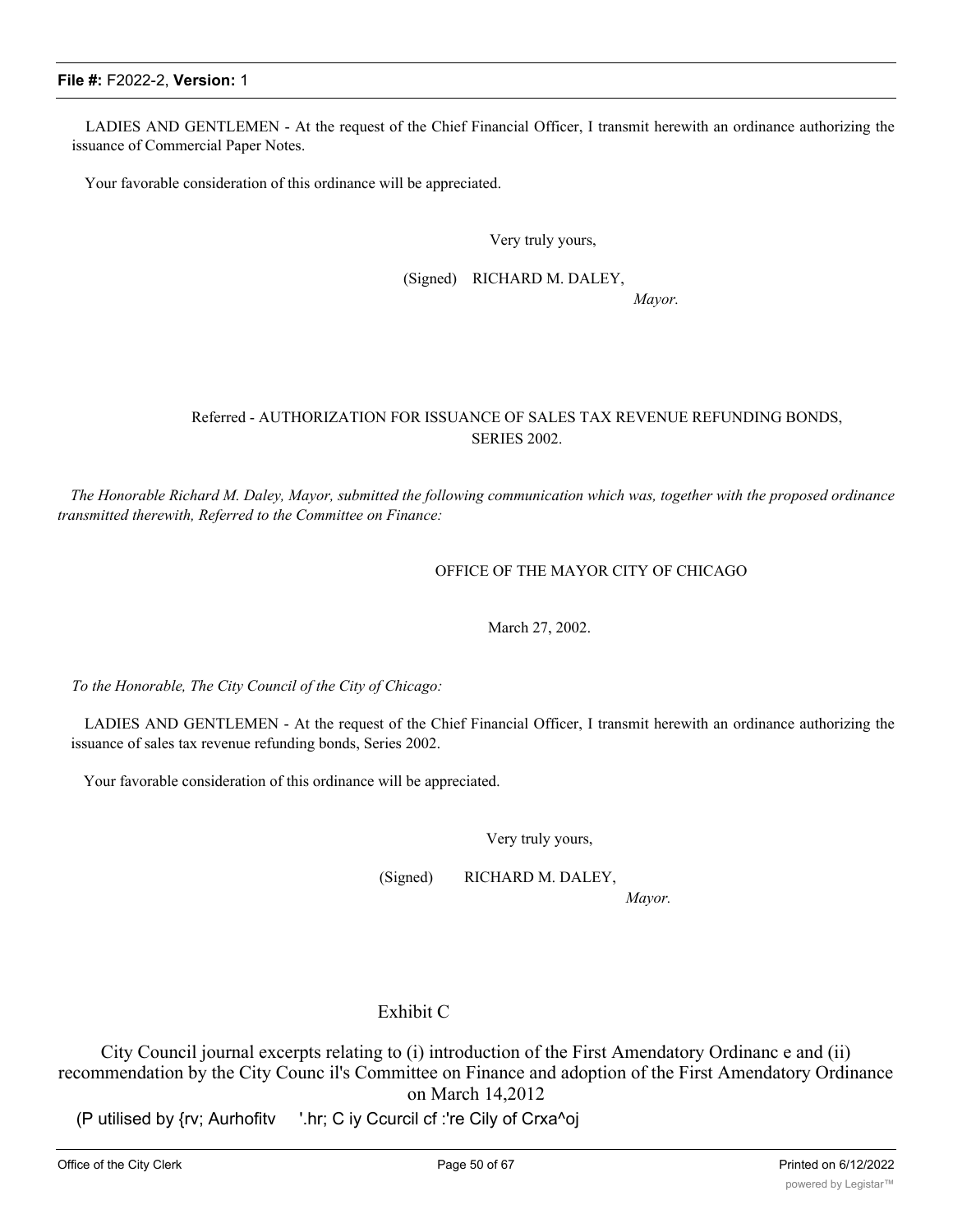LADIES AND GENTLEMEN - At the request of the Chief Financial Officer, I transmit herewith an ordinance authorizing the issuance of Commercial Paper Notes.

Your favorable consideration of this ordinance will be appreciated.

Very truly yours,

(Signed) RICHARD M. DALEY,

*Mayor.*

Referred - AUTHORIZATION FOR ISSUANCE OF SALES TAX REVENUE REFUNDING BONDS, SERIES 2002.

*The Honorable Richard M. Daley, Mayor, submitted the following communication which was, together with the proposed ordinance transmitted therewith, Referred to the Committee on Finance:*

OFFICE OF THE MAYOR CITY OF CHICAGO

March 27, 2002.

*To the Honorable, The City Council of the City of Chicago:*

LADIES AND GENTLEMEN - At the request of the Chief Financial Officer, I transmit herewith an ordinance authorizing the issuance of sales tax revenue refunding bonds, Series 2002.

Your favorable consideration of this ordinance will be appreciated.

Very truly yours,

(Signed) RICHARD M. DALEY,

*Mayor.*

Exhibit C

City Council journal excerpts relating to (i) introduction of the First Amendatory Ordinanc e and (ii) recommendation by the City Counc il's Committee on Finance and adoption of the First Amendatory Ordinance on March 14,2012

(P utilised by {rv; Aurhofitv '.hr; C iy Ccurcil cf :'re Cily of Crxa^oj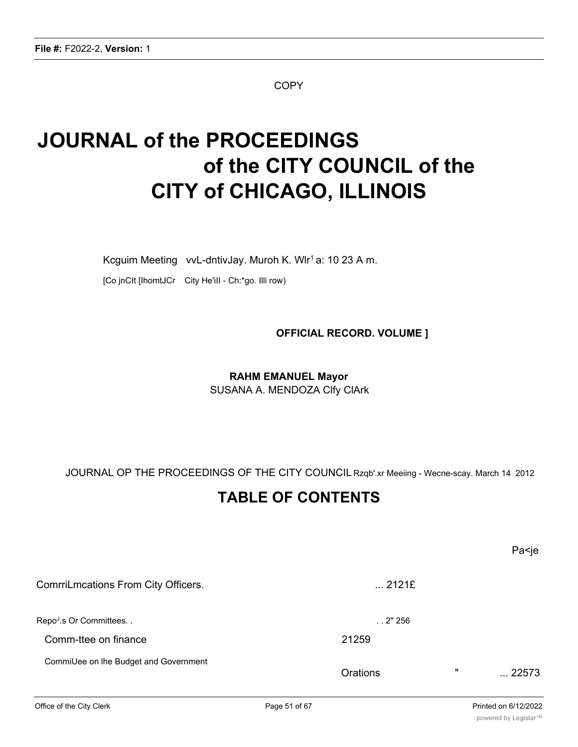COPY

# JOURNAL of the PROCEEDINGS of the CITY COUNCIL of the CITY of CHICAGO, ILLINOIS

Kcguim Meeting vvL-dntivJay. Muroh K. Wlr[1] a: 10 23 A m.

[Co jnClt [IhomtJCr City He'iIl - Ch:*go. Illi row)

**OFFICIAL RECORD. VOLUME ]**

**RAHM EMANUEL Mayor**
SUSANA A. MENDOZA Clfy ClArk

JOURNAL OP THE PROCEEDINGS OF THE CITY COUNCIL Rzqb'.xr Meeiing - Wecne-scay. March 14 2012

## TABLE OF CONTENTS

| | | Pa<je |
|---|---|---|
| ComrriLmcations From City Officers. | ... 2121£ | |
| Repo[J].s Or Committees. . | . . 2" 256 | |
| Comm-ttee on finance | 21259 | |
| CommiUee on lhe Budget and Government Orations | " | ... 22573 |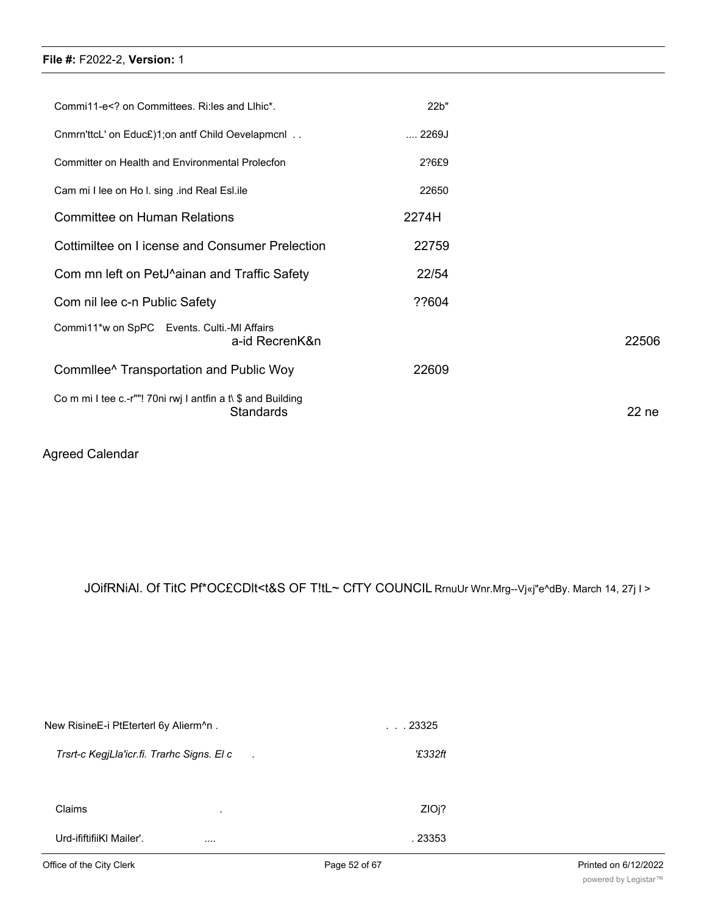| | | |
|---|---|---|
| Commi11-e<? on Committees. Ri:les and Llhic*. | 22b" | |
| Cnmrn'ttcL' on Educ£)1;on antf Child Oevelapmcnl . . | .... 2269J | |
| Committer on Health and Environmental Prolecfon | 2?6£9 | |
| Cam mi I lee on Ho l. sing .ind Real Esl.ile | 22650 | |
| Committee on Human Relations | 2274H | |
| Cottimiltee on I icense and Consumer Prelection | 22759 | |
| Com mn left on PetJ^ainan and Traffic Safety | 22/54 | |
| Com nil lee c-n Public Safety | ??604 | |
| Commi11*w on SpPC Events. Culti.-Ml Affairs a-id RecrenK&n | | 22506 |
| Commllee^ Transportation and Public Woy | 22609 | |
| Co m mi I tee c.-r""! 70ni rwj I antfin a t\ $ and Building Standards | | 22 ne |

Agreed Calendar

JOifRNiAl. Of TitC Pf*OC£CDlt<t&S OF T!tL~ CfTY COUNCIL RrnuUr Wnr.Mrg--Vj«j"e^dBy. March 14, 27j I >

| | |
|---|---|
| New RisineE-i PtEterterl 6y Alierm^n . | . . . 23325 |
| *Trsrt-c KegjLla'icr.fi. Trarhc Signs. El c .* | *'£332ft* |
| Claims . | ZIOj? |
| Urd-ififtifiiKl Mailer'. .... | . 23353 |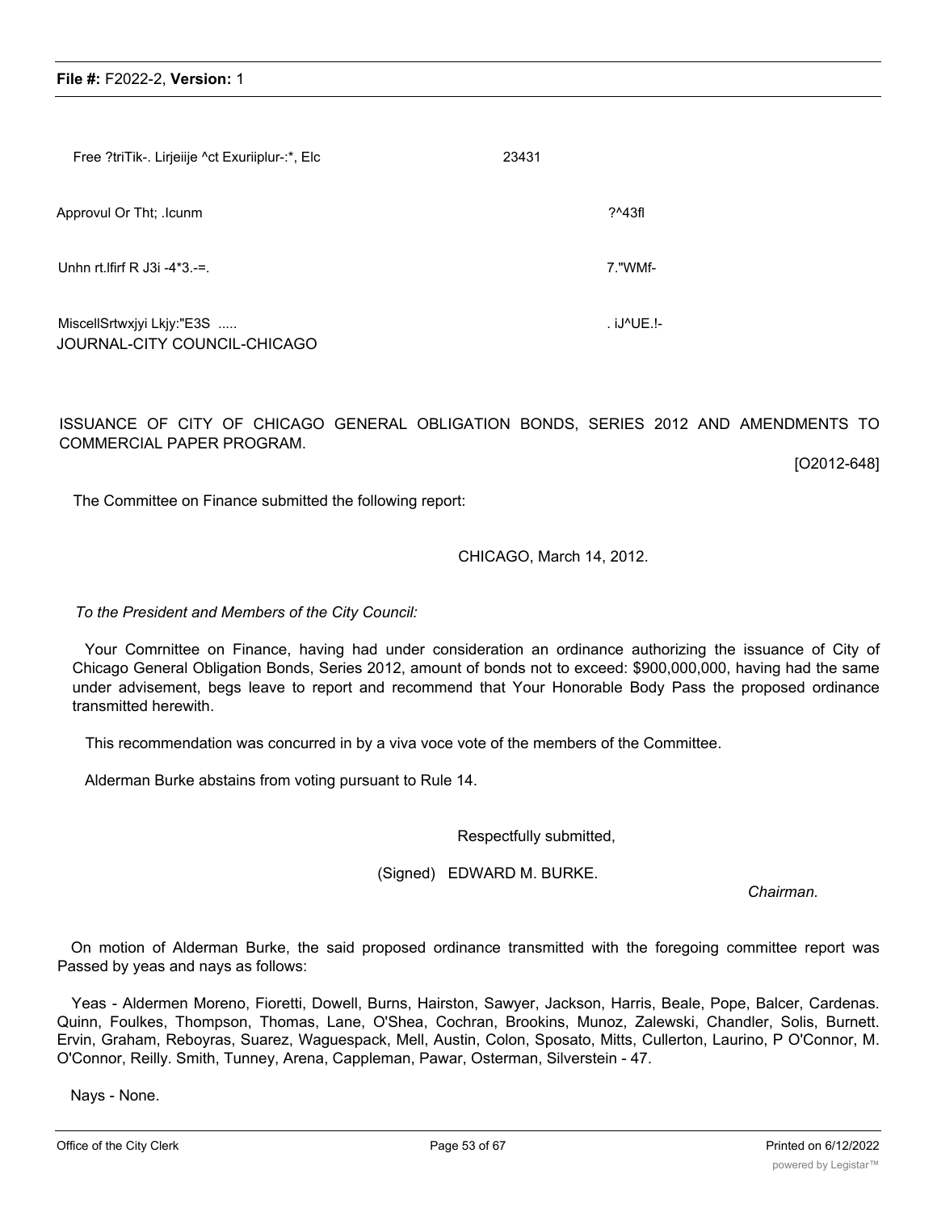Free ?triTik-. Lirjeiije ^ct Exuriiplur-:*, Elc 23431

Approvul Or Tht; .Icunm ?^43fl

Unhn rt.lfirf R J3i -4*3.-=. 7."WMf-

MiscellSrtwxjyi Lkjy:"E3S ..... . iJ^UE.!-

JOURNAL-CITY COUNCIL-CHICAGO

ISSUANCE OF CITY OF CHICAGO GENERAL OBLIGATION BONDS, SERIES 2012 AND AMENDMENTS TO COMMERCIAL PAPER PROGRAM.

[O2012-648]

The Committee on Finance submitted the following report:

CHICAGO, March 14, 2012.

*To the President and Members of the City Council:*

Your Comrnittee on Finance, having had under consideration an ordinance authorizing the issuance of City of Chicago General Obligation Bonds, Series 2012, amount of bonds not to exceed: $900,000,000, having had the same under advisement, begs leave to report and recommend that Your Honorable Body Pass the proposed ordinance transmitted herewith.

This recommendation was concurred in by a viva voce vote of the members of the Committee.

Alderman Burke abstains from voting pursuant to Rule 14.

Respectfully submitted,

(Signed) EDWARD M. BURKE.

*Chairman.*

On motion of Alderman Burke, the said proposed ordinance transmitted with the foregoing committee report was Passed by yeas and nays as follows:

Yeas - Aldermen Moreno, Fioretti, Dowell, Burns, Hairston, Sawyer, Jackson, Harris, Beale, Pope, Balcer, Cardenas. Quinn, Foulkes, Thompson, Thomas, Lane, O'Shea, Cochran, Brookins, Munoz, Zalewski, Chandler, Solis, Burnett. Ervin, Graham, Reboyras, Suarez, Waguespack, Mell, Austin, Colon, Sposato, Mitts, Cullerton, Laurino, P O'Connor, M. O'Connor, Reilly. Smith, Tunney, Arena, Cappleman, Pawar, Osterman, Silverstein - 47.

Nays - None.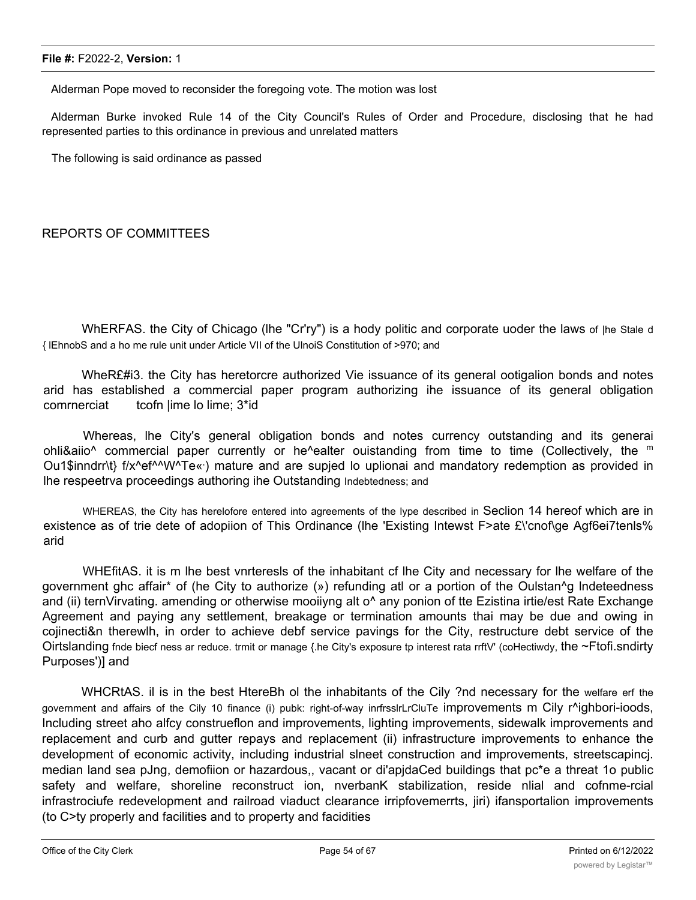Alderman Pope moved to reconsider the foregoing vote. The motion was lost

Alderman Burke invoked Rule 14 of the City Council's Rules of Order and Procedure, disclosing that he had represented parties to this ordinance in previous and unrelated matters

The following is said ordinance as passed

REPORTS OF COMMITTEES

WhERFAS. the City of Chicago (lhe "Cr'ry") is a hody politic and corporate uoder the laws of |he Stale d { lEhnobS and a ho me rule unit under Article VII of the UlnoiS Constitution of >970; and

WheR£#i3. the City has heretorcre authorized Vie issuance of its general ootigalion bonds and notes arid has established a commercial paper program authorizing ihe issuance of its general obligation comrnerciat tcofn |ime lo lime; 3*id

Whereas, lhe City's general obligation bonds and notes currency outstanding and its generai ohli&aiio^ commercial paper currently or he^ealter ouistanding from time to time (Collectively, the m Ou1$inndrr\t} f/x^ef^^W^Te«') mature and are supjed lo uplionai and mandatory redemption as provided in lhe respeetrva proceedings authoring ihe Outstanding Indebtedness; and

WHEREAS, the City has herelofore entered into agreements of the lype described in Seclion 14 hereof which are in existence as of trie dete of adopiion of This Ordinance (lhe 'Existing Intewst F>ate £\'cnof\ge Agf6ei7tenls% arid

WHEfitAS. it is m lhe best vnrteresls of the inhabitant cf lhe City and necessary for lhe welfare of the government ghc affair* of (he City to authorize (») refunding atl or a portion of the Oulstan^g Indeteedness and (ii) ternVirvating. amending or otherwise mooiiyng alt o^ any ponion of tte Ezistina irtie/est Rate Exchange Agreement and paying any settlement, breakage or termination amounts thai may be due and owing in cojinecti&n therewlh, in order to achieve debf service pavings for the City, restructure debt service of the Oirtslanding fnde biecf ness ar reduce. trmit or manage {.he City's exposure tp interest rata rrftV' (coHectiwdy, the ~Ftofi.sndirty Purposes')] and

WHCRtAS. il is in the best HtereBh ol the inhabitants of the Cily ?nd necessary for the welfare erf the government and affairs of the Cily 10 finance (i) pubk: right-of-way inrfrsslrLrCluTe improvements m Cily r^ighbori-ioods, Including street aho alfcy construeflon and improvements, lighting improvements, sidewalk improvements and replacement and curb and gutter repays and replacement (ii) infrastructure improvements to enhance the development of economic activity, including industrial slneet construction and improvements, streetscapincj. median land sea pJng, demofiion or hazardous,, vacant or di'apjdaCed buildings that pc*e a threat 1o public safety and welfare, shoreline reconstruct ion, nverbanK stabilization, reside nlial and cofnme-rcial infrastrociufe redevelopment and railroad viaduct clearance irripfovemerrts, jiri) ifansportalion improvements (to C>ty properly and facilities and to property and facidities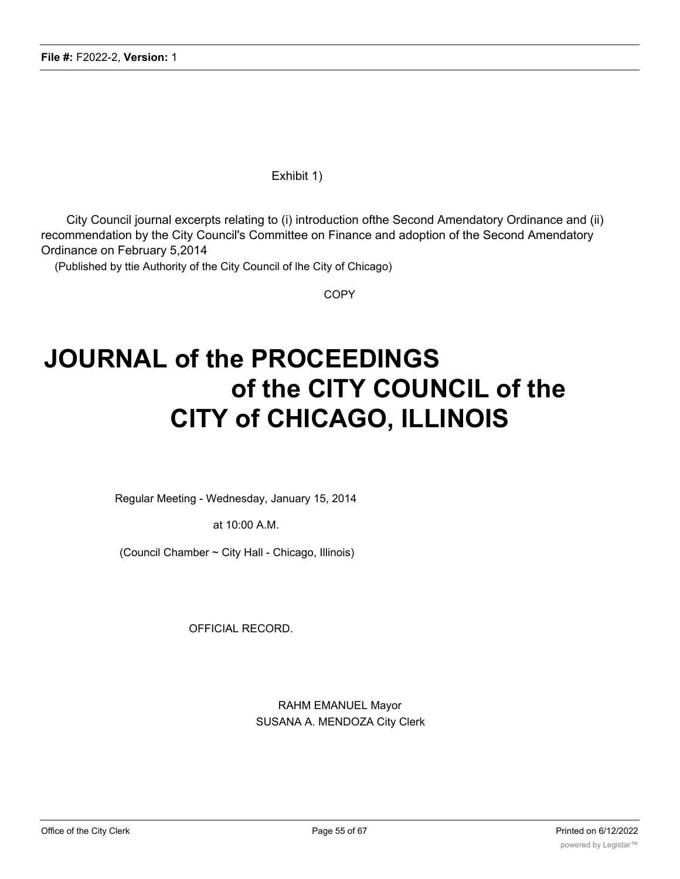Exhibit 1)

City Council journal excerpts relating to (i) introduction ofthe Second Amendatory Ordinance and (ii) recommendation by the City Council's Committee on Finance and adoption of the Second Amendatory Ordinance on February 5,2014

(Published by ttie Authority of the City Council of lhe City of Chicago)

COPY

# JOURNAL of the PROCEEDINGS of the CITY COUNCIL of the CITY of CHICAGO, ILLINOIS

Regular Meeting - Wednesday, January 15, 2014

at 10:00 A.M.

(Council Chamber ~ City Hall - Chicago, Illinois)

OFFICIAL RECORD.

RAHM EMANUEL Mayor

SUSANA A. MENDOZA City Clerk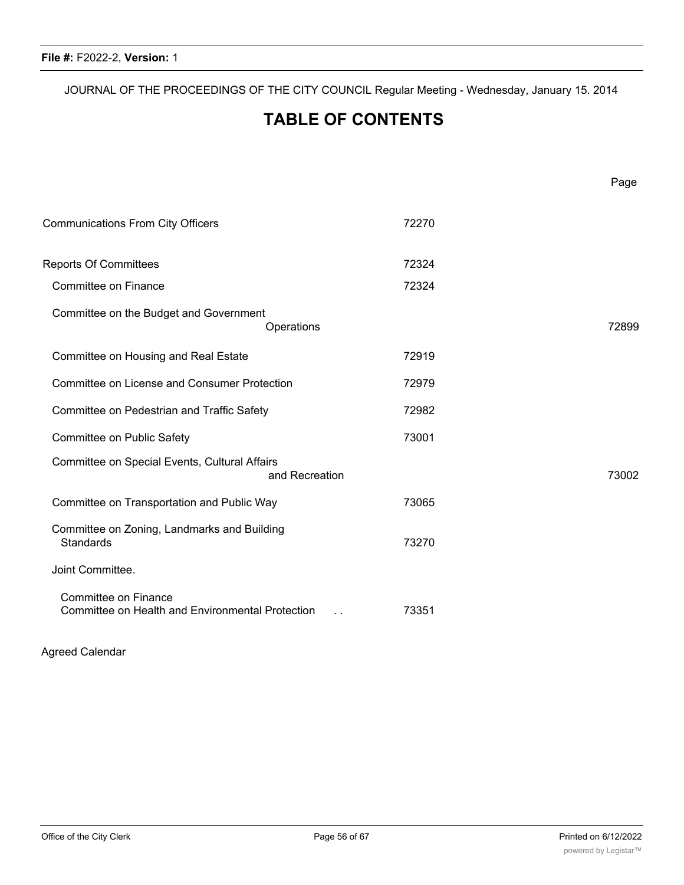JOURNAL OF THE PROCEEDINGS OF THE CITY COUNCIL Regular Meeting - Wednesday, January 15. 2014

# TABLE OF CONTENTS

| | Page |
|---|---|
| Communications From City Officers | 72270 |
| Reports Of Committees | 72324 |
| Committee on Finance | 72324 |
| Committee on the Budget and Government Operations | 72899 |
| Committee on Housing and Real Estate | 72919 |
| Committee on License and Consumer Protection | 72979 |
| Committee on Pedestrian and Traffic Safety | 72982 |
| Committee on Public Safety | 73001 |
| Committee on Special Events, Cultural Affairs and Recreation | 73002 |
| Committee on Transportation and Public Way | 73065 |
| Committee on Zoning, Landmarks and Building Standards | 73270 |
| Joint Committee. | |
| Committee on Finance<br>Committee on Health and Environmental Protection . . | 73351 |

Agreed Calendar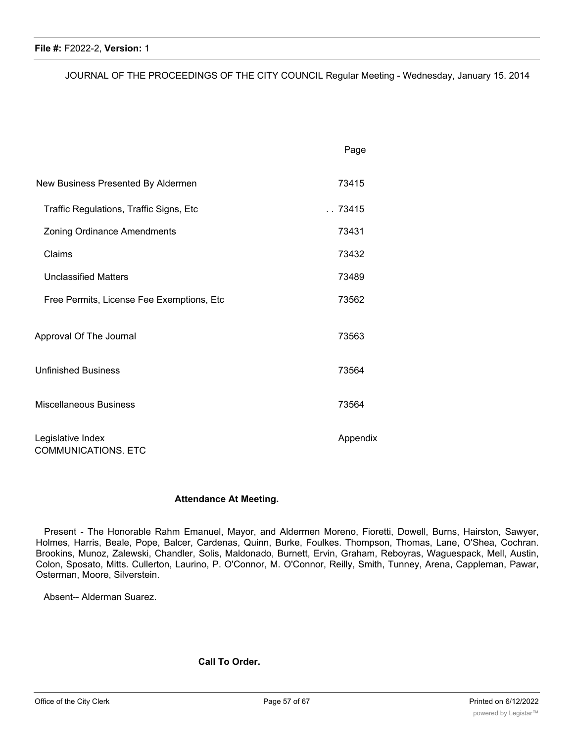JOURNAL OF THE PROCEEDINGS OF THE CITY COUNCIL Regular Meeting - Wednesday, January 15. 2014

| | Page |
|---|---|
| New Business Presented By Aldermen | 73415 |
| Traffic Regulations, Traffic Signs, Etc | . . 73415 |
| Zoning Ordinance Amendments | 73431 |
| Claims | 73432 |
| Unclassified Matters | 73489 |
| Free Permits, License Fee Exemptions, Etc | 73562 |
| Approval Of The Journal | 73563 |
| Unfinished Business | 73564 |
| Miscellaneous Business | 73564 |
| Legislative Index | Appendix |

COMMUNICATIONS. ETC

**Attendance At Meeting.**

Present - The Honorable Rahm Emanuel, Mayor, and Aldermen Moreno, Fioretti, Dowell, Burns, Hairston, Sawyer, Holmes, Harris, Beale, Pope, Balcer, Cardenas, Quinn, Burke, Foulkes. Thompson, Thomas, Lane, O'Shea, Cochran. Brookins, Munoz, Zalewski, Chandler, Solis, Maldonado, Burnett, Ervin, Graham, Reboyras, Waguespack, Mell, Austin, Colon, Sposato, Mitts. Cullerton, Laurino, P. O'Connor, M. O'Connor, Reilly, Smith, Tunney, Arena, Cappleman, Pawar, Osterman, Moore, Silverstein.

Absent-- Alderman Suarez.

**Call To Order.**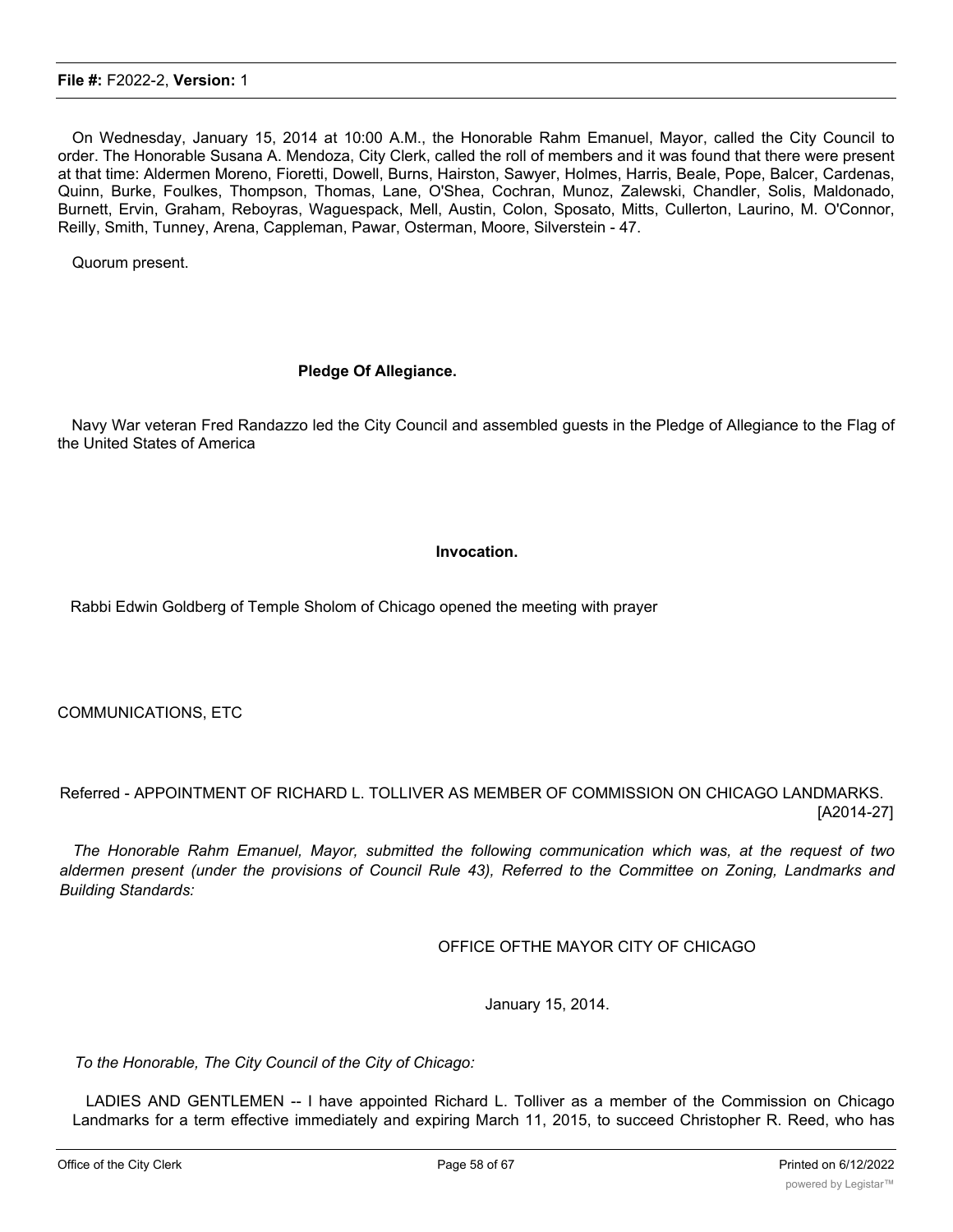On Wednesday, January 15, 2014 at 10:00 A.M., the Honorable Rahm Emanuel, Mayor, called the City Council to order. The Honorable Susana A. Mendoza, City Clerk, called the roll of members and it was found that there were present at that time: Aldermen Moreno, Fioretti, Dowell, Burns, Hairston, Sawyer, Holmes, Harris, Beale, Pope, Balcer, Cardenas, Quinn, Burke, Foulkes, Thompson, Thomas, Lane, O'Shea, Cochran, Munoz, Zalewski, Chandler, Solis, Maldonado, Burnett, Ervin, Graham, Reboyras, Waguespack, Mell, Austin, Colon, Sposato, Mitts, Cullerton, Laurino, M. O'Connor, Reilly, Smith, Tunney, Arena, Cappleman, Pawar, Osterman, Moore, Silverstein - 47.

Quorum present.

**Pledge Of Allegiance.**

Navy War veteran Fred Randazzo led the City Council and assembled guests in the Pledge of Allegiance to the Flag of the United States of America

**Invocation.**

Rabbi Edwin Goldberg of Temple Sholom of Chicago opened the meeting with prayer

COMMUNICATIONS, ETC

Referred - APPOINTMENT OF RICHARD L. TOLLIVER AS MEMBER OF COMMISSION ON CHICAGO LANDMARKS. [A2014-27]

*The Honorable Rahm Emanuel, Mayor, submitted the following communication which was, at the request of two aldermen present (under the provisions of Council Rule 43), Referred to the Committee on Zoning, Landmarks and Building Standards:*

OFFICE OFTHE MAYOR CITY OF CHICAGO

January 15, 2014.

*To the Honorable, The City Council of the City of Chicago:*

LADIES AND GENTLEMEN -- I have appointed Richard L. Tolliver as a member of the Commission on Chicago Landmarks for a term effective immediately and expiring March 11, 2015, to succeed Christopher R. Reed, who has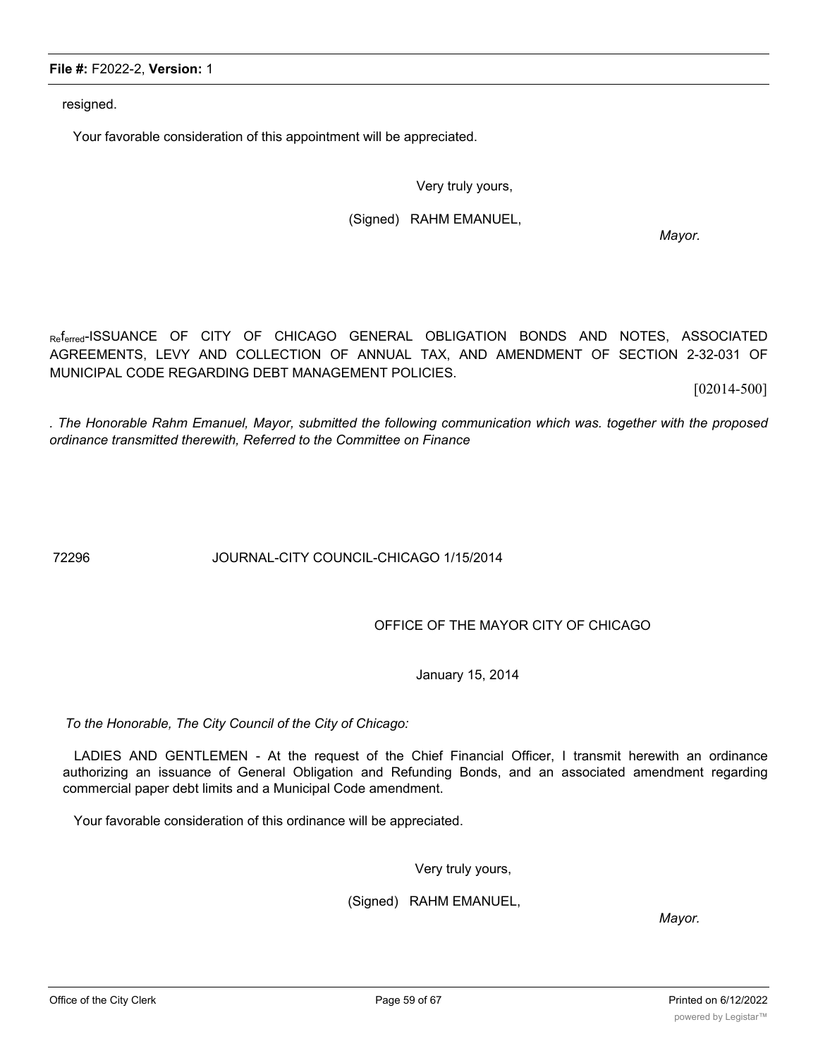resigned.

Your favorable consideration of this appointment will be appreciated.

Very truly yours,

(Signed) RAHM EMANUEL,

*Mayor.*

Referred-ISSUANCE OF CITY OF CHICAGO GENERAL OBLIGATION BONDS AND NOTES, ASSOCIATED AGREEMENTS, LEVY AND COLLECTION OF ANNUAL TAX, AND AMENDMENT OF SECTION 2-32-031 OF MUNICIPAL CODE REGARDING DEBT MANAGEMENT POLICIES.

[02014-500]

*. The Honorable Rahm Emanuel, Mayor, submitted the following communication which was. together with the proposed ordinance transmitted therewith, Referred to the Committee on Finance*

72296 JOURNAL-CITY COUNCIL-CHICAGO 1/15/2014

OFFICE OF THE MAYOR CITY OF CHICAGO

January 15, 2014

*To the Honorable, The City Council of the City of Chicago:*

LADIES AND GENTLEMEN - At the request of the Chief Financial Officer, I transmit herewith an ordinance authorizing an issuance of General Obligation and Refunding Bonds, and an associated amendment regarding commercial paper debt limits and a Municipal Code amendment.

Your favorable consideration of this ordinance will be appreciated.

Very truly yours,

(Signed) RAHM EMANUEL,

*Mayor.*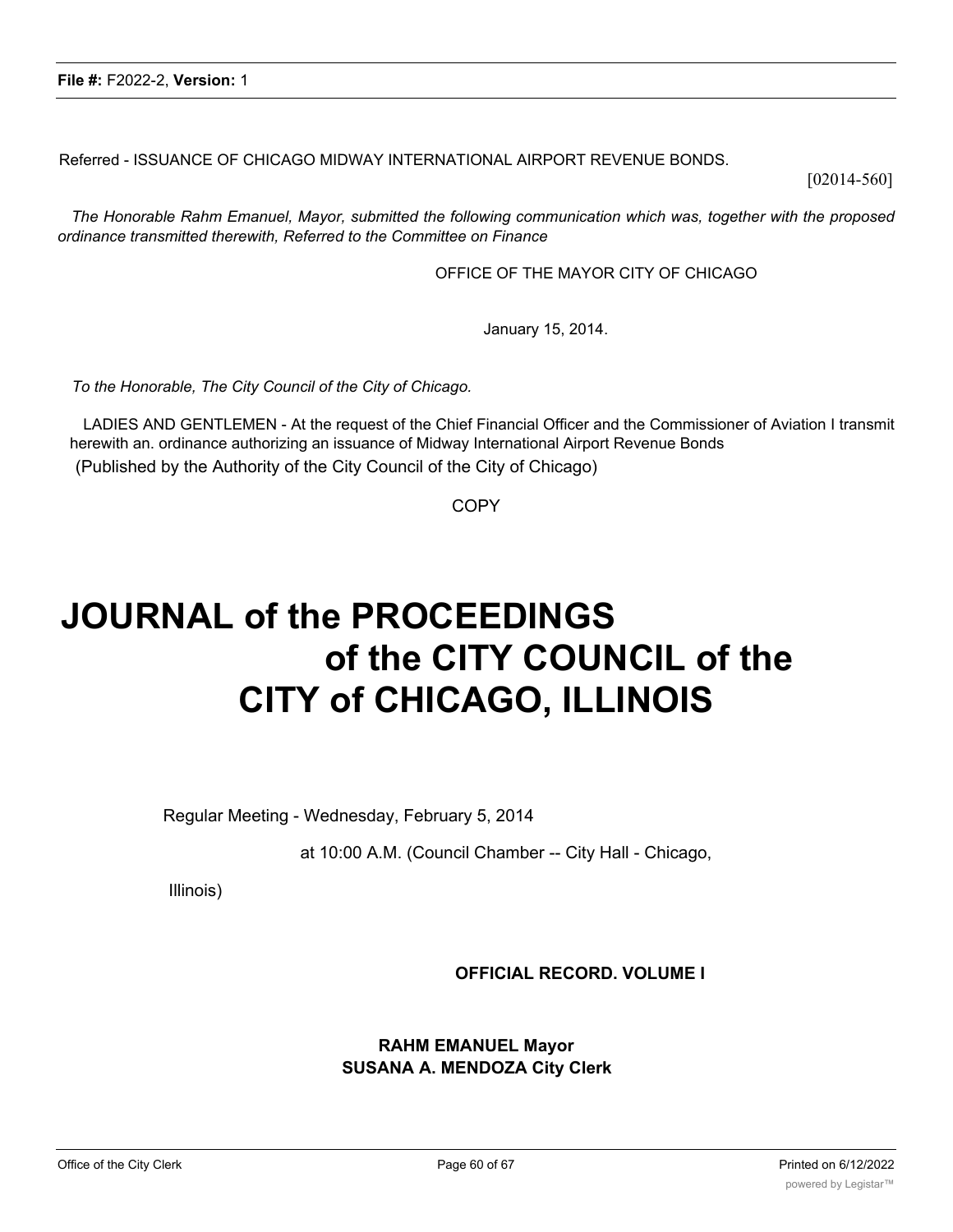Referred - ISSUANCE OF CHICAGO MIDWAY INTERNATIONAL AIRPORT REVENUE BONDS.

[02014-560]

*The Honorable Rahm Emanuel, Mayor, submitted the following communication which was, together with the proposed ordinance transmitted therewith, Referred to the Committee on Finance*

OFFICE OF THE MAYOR CITY OF CHICAGO

January 15, 2014.

*To the Honorable, The City Council of the City of Chicago.*

LADIES AND GENTLEMEN - At the request of the Chief Financial Officer and the Commissioner of Aviation I transmit herewith an. ordinance authorizing an issuance of Midway International Airport Revenue Bonds

(Published by the Authority of the City Council of the City of Chicago)

COPY

# JOURNAL of the PROCEEDINGS of the CITY COUNCIL of the CITY of CHICAGO, ILLINOIS

Regular Meeting - Wednesday, February 5, 2014

at 10:00 A.M. (Council Chamber -- City Hall - Chicago, Illinois)

**OFFICIAL RECORD. VOLUME I**

**RAHM EMANUEL Mayor**
**SUSANA A. MENDOZA City Clerk**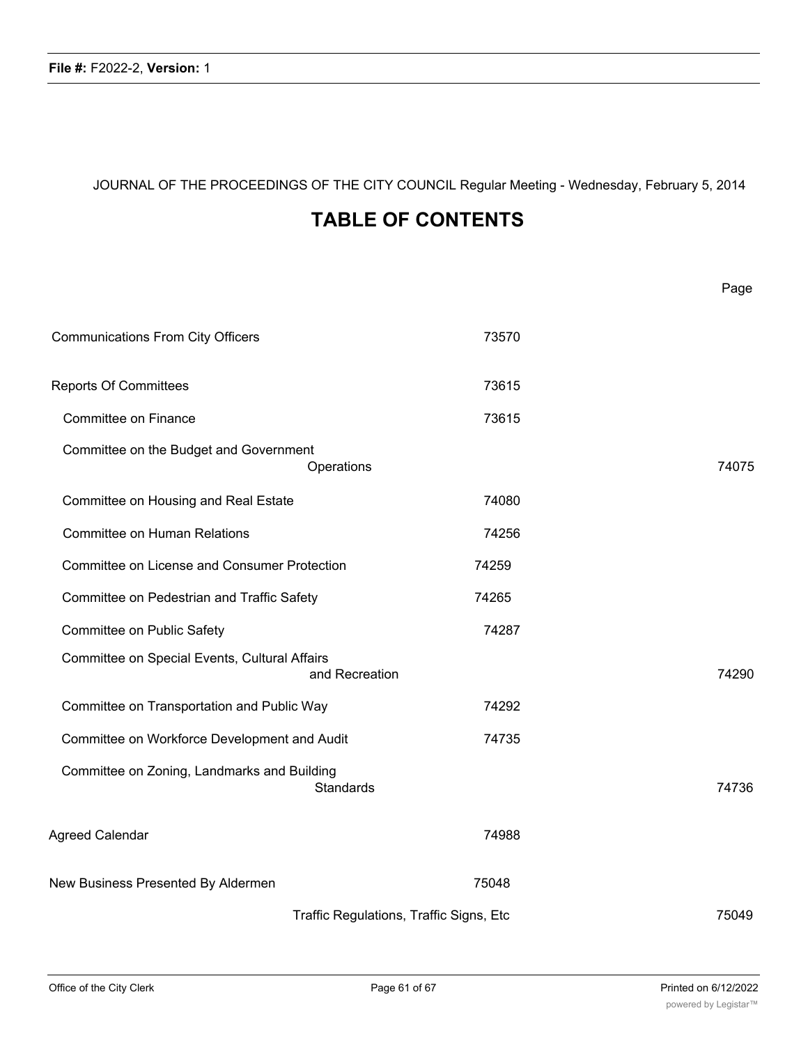File #: F2022-2, Version: 1

JOURNAL OF THE PROCEEDINGS OF THE CITY COUNCIL Regular Meeting - Wednesday, February 5, 2014

# TABLE OF CONTENTS

| | Page |
|---|---|
| Communications From City Officers | 73570 |
| Reports Of Committees | 73615 |
| Committee on Finance | 73615 |
| Committee on the Budget and Government Operations | 74075 |
| Committee on Housing and Real Estate | 74080 |
| Committee on Human Relations | 74256 |
| Committee on License and Consumer Protection | 74259 |
| Committee on Pedestrian and Traffic Safety | 74265 |
| Committee on Public Safety | 74287 |
| Committee on Special Events, Cultural Affairs and Recreation | 74290 |
| Committee on Transportation and Public Way | 74292 |
| Committee on Workforce Development and Audit | 74735 |
| Committee on Zoning, Landmarks and Building Standards | 74736 |
| Agreed Calendar | 74988 |
| New Business Presented By Aldermen | 75048 |
| Traffic Regulations, Traffic Signs, Etc | 75049 |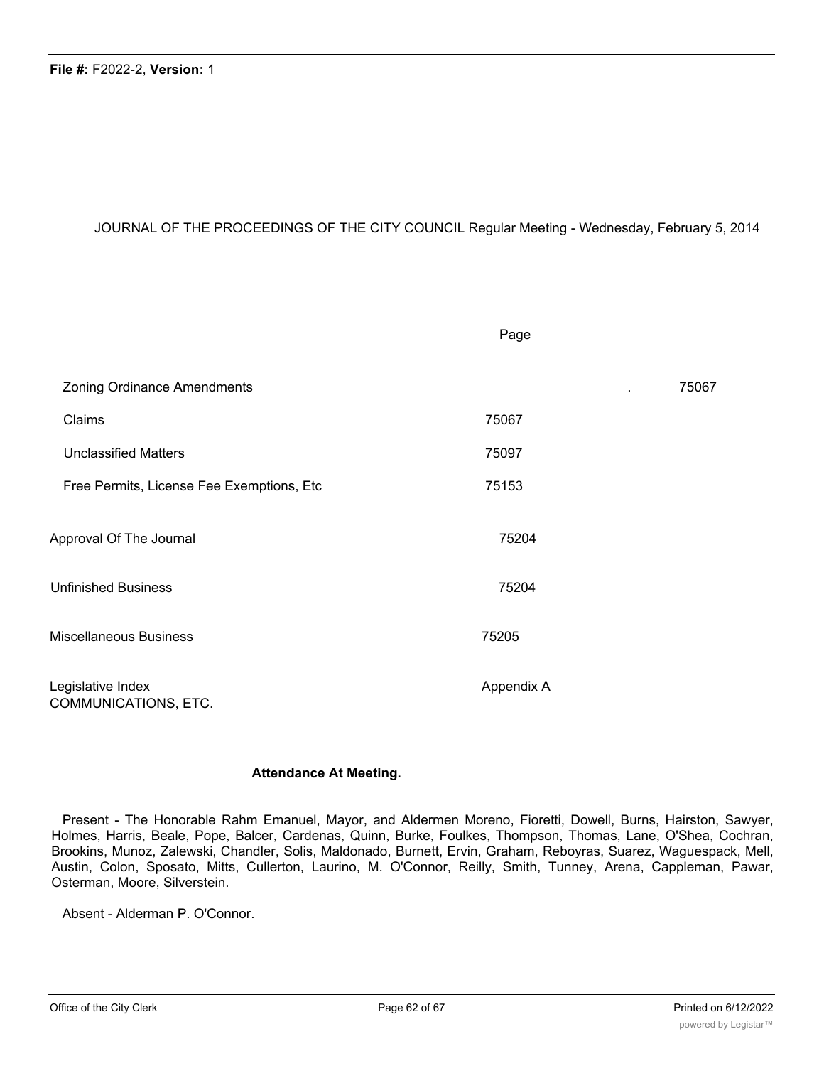JOURNAL OF THE PROCEEDINGS OF THE CITY COUNCIL Regular Meeting - Wednesday, February 5, 2014

| | Page |
|---|---|
| Zoning Ordinance Amendments | . 75067 |
| Claims | 75067 |
| Unclassified Matters | 75097 |
| Free Permits, License Fee Exemptions, Etc | 75153 |
| Approval Of The Journal | 75204 |
| Unfinished Business | 75204 |
| Miscellaneous Business | 75205 |
| Legislative Index | Appendix A |

COMMUNICATIONS, ETC.

**Attendance At Meeting.**

Present - The Honorable Rahm Emanuel, Mayor, and Aldermen Moreno, Fioretti, Dowell, Burns, Hairston, Sawyer, Holmes, Harris, Beale, Pope, Balcer, Cardenas, Quinn, Burke, Foulkes, Thompson, Thomas, Lane, O'Shea, Cochran, Brookins, Munoz, Zalewski, Chandler, Solis, Maldonado, Burnett, Ervin, Graham, Reboyras, Suarez, Waguespack, Mell, Austin, Colon, Sposato, Mitts, Cullerton, Laurino, M. O'Connor, Reilly, Smith, Tunney, Arena, Cappleman, Pawar, Osterman, Moore, Silverstein.

Absent - Alderman P. O'Connor.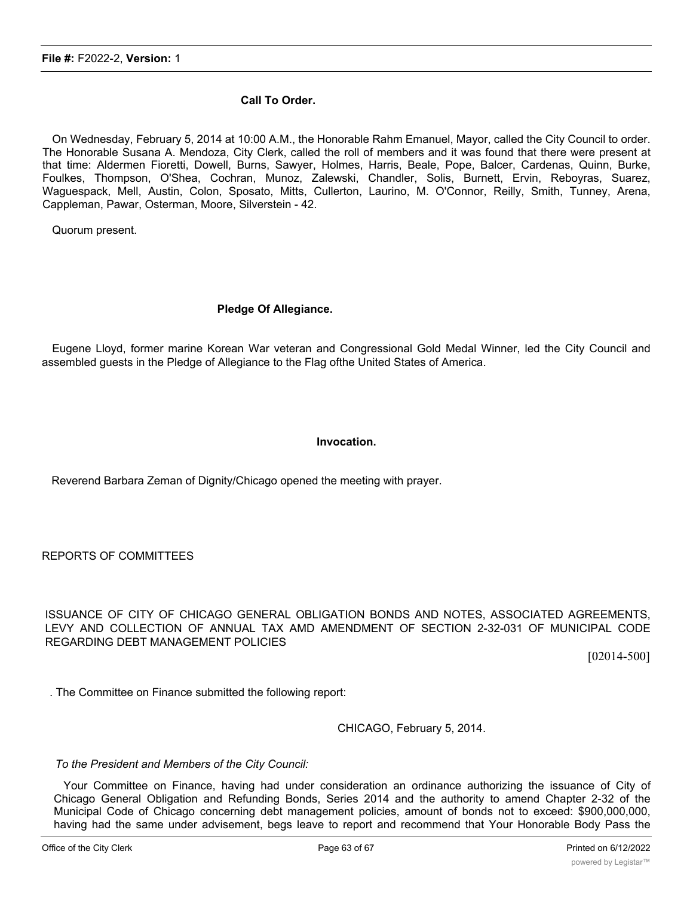### Call To Order.

On Wednesday, February 5, 2014 at 10:00 A.M., the Honorable Rahm Emanuel, Mayor, called the City Council to order. The Honorable Susana A. Mendoza, City Clerk, called the roll of members and it was found that there were present at that time: Aldermen Fioretti, Dowell, Burns, Sawyer, Holmes, Harris, Beale, Pope, Balcer, Cardenas, Quinn, Burke, Foulkes, Thompson, O'Shea, Cochran, Munoz, Zalewski, Chandler, Solis, Burnett, Ervin, Reboyras, Suarez, Waguespack, Mell, Austin, Colon, Sposato, Mitts, Cullerton, Laurino, M. O'Connor, Reilly, Smith, Tunney, Arena, Cappleman, Pawar, Osterman, Moore, Silverstein - 42.

Quorum present.

### Pledge Of Allegiance.

Eugene Lloyd, former marine Korean War veteran and Congressional Gold Medal Winner, led the City Council and assembled guests in the Pledge of Allegiance to the Flag ofthe United States of America.

### Invocation.

Reverend Barbara Zeman of Dignity/Chicago opened the meeting with prayer.

## REPORTS OF COMMITTEES

ISSUANCE OF CITY OF CHICAGO GENERAL OBLIGATION BONDS AND NOTES, ASSOCIATED AGREEMENTS, LEVY AND COLLECTION OF ANNUAL TAX AMD AMENDMENT OF SECTION 2-32-031 OF MUNICIPAL CODE REGARDING DEBT MANAGEMENT POLICIES

[02014-500]

. The Committee on Finance submitted the following report:

CHICAGO, February 5, 2014.

*To the President and Members of the City Council:*

Your Committee on Finance, having had under consideration an ordinance authorizing the issuance of City of Chicago General Obligation and Refunding Bonds, Series 2014 and the authority to amend Chapter 2-32 of the Municipal Code of Chicago concerning debt management policies, amount of bonds not to exceed: $900,000,000, having had the same under advisement, begs leave to report and recommend that Your Honorable Body Pass the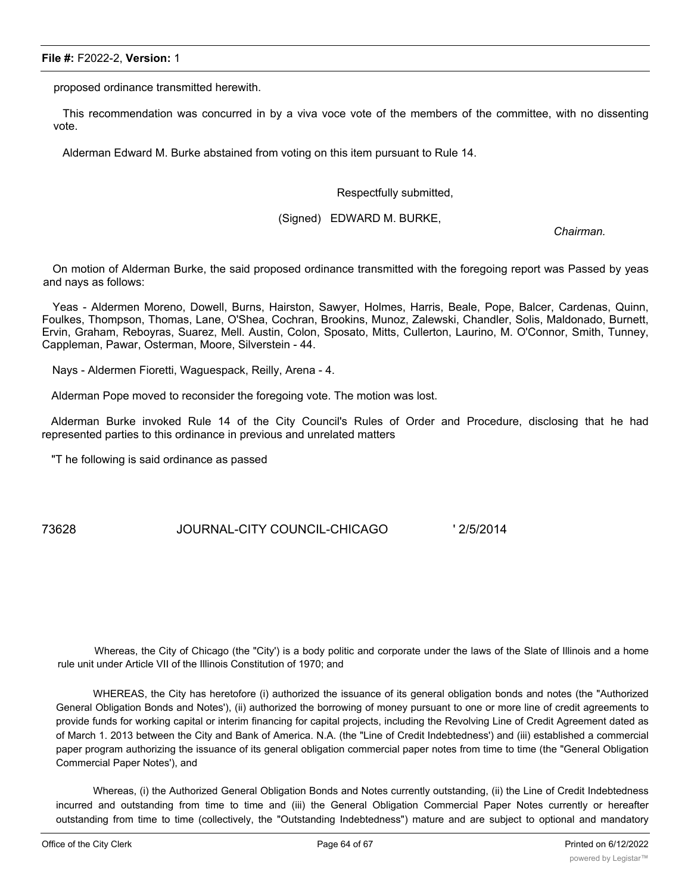proposed ordinance transmitted herewith.

This recommendation was concurred in by a viva voce vote of the members of the committee, with no dissenting vote.

Alderman Edward M. Burke abstained from voting on this item pursuant to Rule 14.

Respectfully submitted,

(Signed) EDWARD M. BURKE,

*Chairman.*

On motion of Alderman Burke, the said proposed ordinance transmitted with the foregoing report was Passed by yeas and nays as follows:

Yeas - Aldermen Moreno, Dowell, Burns, Hairston, Sawyer, Holmes, Harris, Beale, Pope, Balcer, Cardenas, Quinn, Foulkes, Thompson, Thomas, Lane, O'Shea, Cochran, Brookins, Munoz, Zalewski, Chandler, Solis, Maldonado, Burnett, Ervin, Graham, Reboyras, Suarez, Mell. Austin, Colon, Sposato, Mitts, Cullerton, Laurino, M. O'Connor, Smith, Tunney, Cappleman, Pawar, Osterman, Moore, Silverstein - 44.

Nays - Aldermen Fioretti, Waguespack, Reilly, Arena - 4.

Alderman Pope moved to reconsider the foregoing vote. The motion was lost.

Alderman Burke invoked Rule 14 of the City Council's Rules of Order and Procedure, disclosing that he had represented parties to this ordinance in previous and unrelated matters

"T he following is said ordinance as passed

73628 JOURNAL-CITY COUNCIL-CHICAGO ' 2/5/2014

Whereas, the City of Chicago (the "City') is a body politic and corporate under the laws of the Slate of Illinois and a home rule unit under Article VII of the Illinois Constitution of 1970; and

WHEREAS, the City has heretofore (i) authorized the issuance of its general obligation bonds and notes (the "Authorized General Obligation Bonds and Notes'), (ii) authorized the borrowing of money pursuant to one or more line of credit agreements to provide funds for working capital or interim financing for capital projects, including the Revolving Line of Credit Agreement dated as of March 1. 2013 between the City and Bank of America. N.A. (the "Line of Credit Indebtedness') and (iii) established a commercial paper program authorizing the issuance of its general obligation commercial paper notes from time to time (the "General Obligation Commercial Paper Notes'), and

Whereas, (i) the Authorized General Obligation Bonds and Notes currently outstanding, (ii) the Line of Credit Indebtedness incurred and outstanding from time to time and (iii) the General Obligation Commercial Paper Notes currently or hereafter outstanding from time to time (collectively, the "Outstanding Indebtedness") mature and are subject to optional and mandatory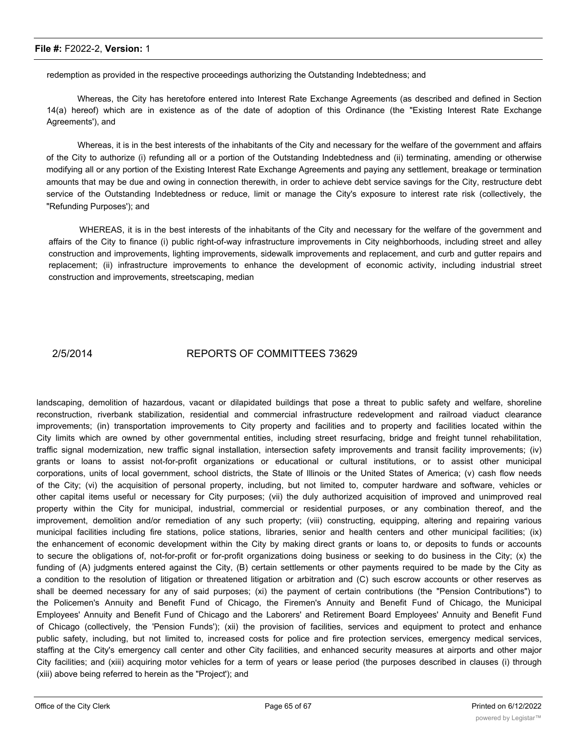redemption as provided in the respective proceedings authorizing the Outstanding Indebtedness; and

Whereas, the City has heretofore entered into Interest Rate Exchange Agreements (as described and defined in Section 14(a) hereof) which are in existence as of the date of adoption of this Ordinance (the "Existing Interest Rate Exchange Agreements'), and

Whereas, it is in the best interests of the inhabitants of the City and necessary for the welfare of the government and affairs of the City to authorize (i) refunding all or a portion of the Outstanding Indebtedness and (ii) terminating, amending or otherwise modifying all or any portion of the Existing Interest Rate Exchange Agreements and paying any settlement, breakage or termination amounts that may be due and owing in connection therewith, in order to achieve debt service savings for the City, restructure debt service of the Outstanding Indebtedness or reduce, limit or manage the City's exposure to interest rate risk (collectively, the "Refunding Purposes'); and

WHEREAS, it is in the best interests of the inhabitants of the City and necessary for the welfare of the government and affairs of the City to finance (i) public right-of-way infrastructure improvements in City neighborhoods, including street and alley construction and improvements, lighting improvements, sidewalk improvements and replacement, and curb and gutter repairs and replacement; (ii) infrastructure improvements to enhance the development of economic activity, including industrial street construction and improvements, streetscaping, median landscaping, demolition of hazardous, vacant or dilapidated buildings that pose a threat to public safety and welfare, shoreline reconstruction, riverbank stabilization, residential and commercial infrastructure redevelopment and railroad viaduct clearance improvements; (in) transportation improvements to City property and facilities and to property and facilities located within the City limits which are owned by other governmental entities, including street resurfacing, bridge and freight tunnel rehabilitation, traffic signal modernization, new traffic signal installation, intersection safety improvements and transit facility improvements; (iv) grants or loans to assist not-for-profit organizations or educational or cultural institutions, or to assist other municipal corporations, units of local government, school districts, the State of Illinois or the United States of America; (v) cash flow needs of the City; (vi) the acquisition of personal property, including, but not limited to, computer hardware and software, vehicles or other capital items useful or necessary for City purposes; (vii) the duly authorized acquisition of improved and unimproved real property within the City for municipal, industrial, commercial or residential purposes, or any combination thereof, and the improvement, demolition and/or remediation of any such property; (viii) constructing, equipping, altering and repairing various municipal facilities including fire stations, police stations, libraries, senior and health centers and other municipal facilities; (ix) the enhancement of economic development within the City by making direct grants or loans to, or deposits to funds or accounts to secure the obligations of, not-for-profit or for-profit organizations doing business or seeking to do business in the City; (x) the funding of (A) judgments entered against the City, (B) certain settlements or other payments required to be made by the City as a condition to the resolution of litigation or threatened litigation or arbitration and (C) such escrow accounts or other reserves as shall be deemed necessary for any of said purposes; (xi) the payment of certain contributions (the "Pension Contributions") to the Policemen's Annuity and Benefit Fund of Chicago, the Firemen's Annuity and Benefit Fund of Chicago, the Municipal Employees' Annuity and Benefit Fund of Chicago and the Laborers' and Retirement Board Employees' Annuity and Benefit Fund of Chicago (collectively, the 'Pension Funds'); (xii) the provision of facilities, services and equipment to protect and enhance public safety, including, but not limited to, increased costs for police and fire protection services, emergency medical services, staffing at the City's emergency call center and other City facilities, and enhanced security measures at airports and other major City facilities; and (xiii) acquiring motor vehicles for a term of years or lease period (the purposes described in clauses (i) through (xiii) above being referred to herein as the "Project'); and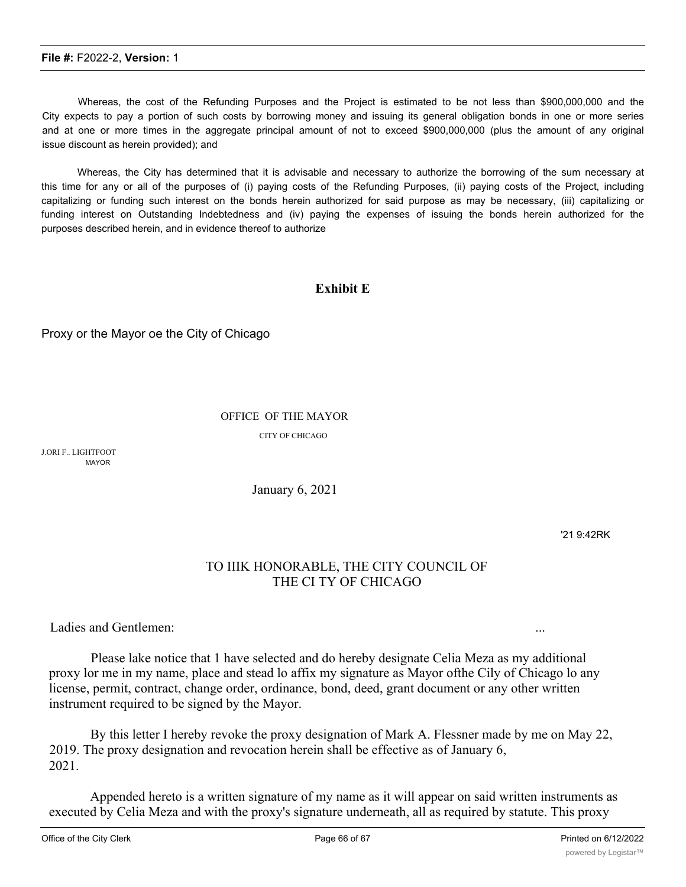Whereas, the cost of the Refunding Purposes and the Project is estimated to be not less than $900,000,000 and the City expects to pay a portion of such costs by borrowing money and issuing its general obligation bonds in one or more series and at one or more times in the aggregate principal amount of not to exceed $900,000,000 (plus the amount of any original issue discount as herein provided); and

Whereas, the City has determined that it is advisable and necessary to authorize the borrowing of the sum necessary at this time for any or all of the purposes of (i) paying costs of the Refunding Purposes, (ii) paying costs of the Project, including capitalizing or funding such interest on the bonds herein authorized for said purpose as may be necessary, (iii) capitalizing or funding interest on Outstanding Indebtedness and (iv) paying the expenses of issuing the bonds herein authorized for the purposes described herein, and in evidence thereof to authorize

**Exhibit E**

Proxy or the Mayor oe the City of Chicago

OFFICE OF THE MAYOR

CITY OF CHICAGO

J.ORI F.. LIGHTFOOT
MAYOR

January 6, 2021

'21 9:42RK

TO IIIK HONORABLE, THE CITY COUNCIL OF
THE CI TY OF CHICAGO

Ladies and Gentlemen:

...

Please lake notice that 1 have selected and do hereby designate Celia Meza as my additional proxy lor me in my name, place and stead lo affix my signature as Mayor ofthe Cily of Chicago lo any license, permit, contract, change order, ordinance, bond, deed, grant document or any other written instrument required to be signed by the Mayor.

By this letter I hereby revoke the proxy designation of Mark A. Flessner made by me on May 22, 2019. The proxy designation and revocation herein shall be effective as of January 6, 2021.

Appended hereto is a written signature of my name as it will appear on said written instruments as executed by Celia Meza and with the proxy's signature underneath, all as required by statute. This proxy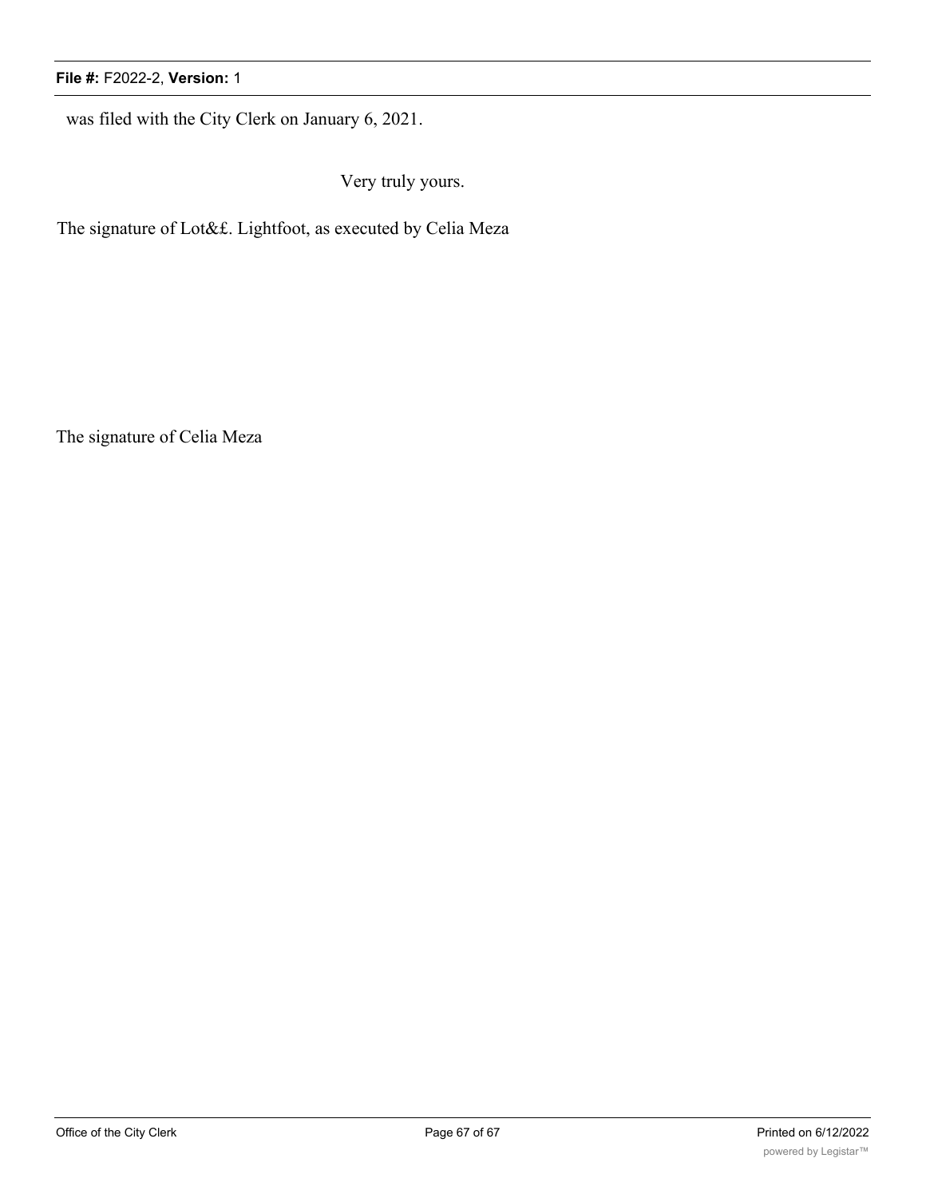was filed with the City Clerk on January 6, 2021.

Very truly yours.

The signature of Lot&£. Lightfoot, as executed by Celia Meza

The signature of Celia Meza